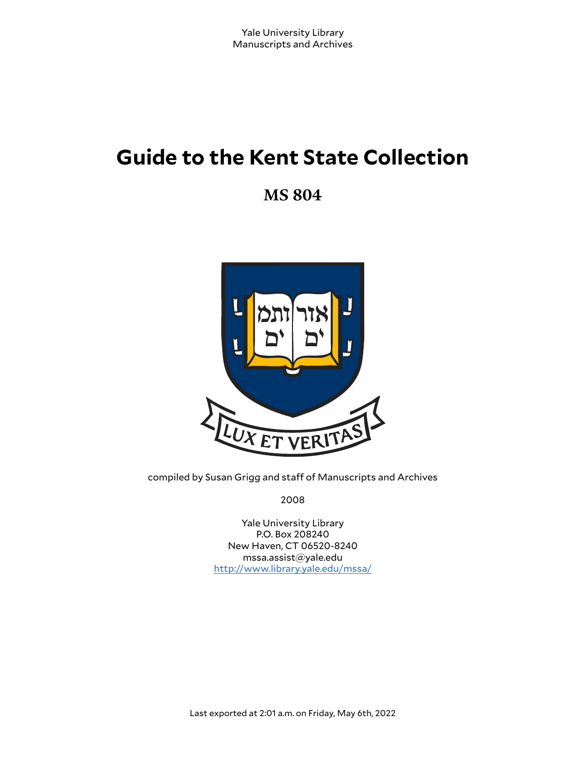Yale University Library
Manuscripts and Archives

# Guide to the Kent State Collection

## MS 804

compiled by Susan Grigg and staff of Manuscripts and Archives

2008

Yale University Library
P.O. Box 208240
New Haven, CT 06520-8240
mssa.assist@yale.edu
http://www.library.yale.edu/mssa/

Last exported at 2:01 a.m. on Friday, May 6th, 2022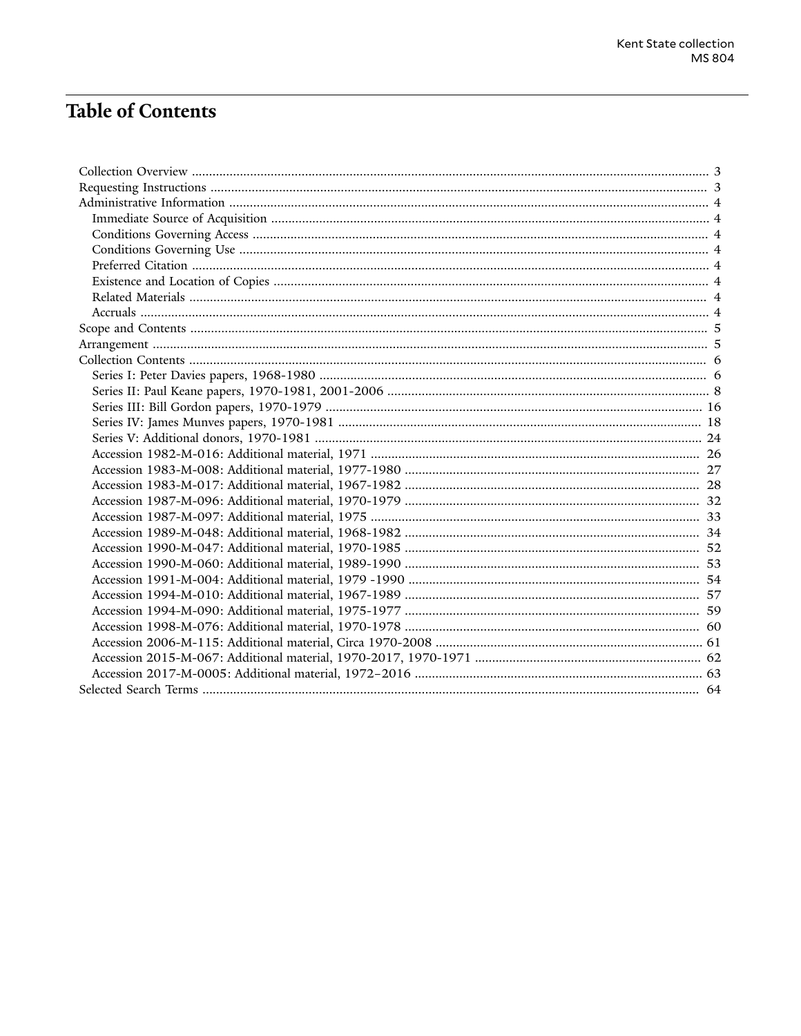# Table of Contents

- Collection Overview ... 3
- Requesting Instructions ... 3
- Administrative Information ... 4
  - Immediate Source of Acquisition ... 4
  - Conditions Governing Access ... 4
  - Conditions Governing Use ... 4
  - Preferred Citation ... 4
  - Existence and Location of Copies ... 4
  - Related Materials ... 4
  - Accruals ... 4
- Scope and Contents ... 5
- Arrangement ... 5
- Collection Contents ... 6
  - Series I: Peter Davies papers, 1968-1980 ... 6
  - Series II: Paul Keane papers, 1970-1981, 2001-2006 ... 8
  - Series III: Bill Gordon papers, 1970-1979 ... 16
  - Series IV: James Munves papers, 1970-1981 ... 18
  - Series V: Additional donors, 1970-1981 ... 24
  - Accession 1982-M-016: Additional material, 1971 ... 26
  - Accession 1983-M-008: Additional material, 1977-1980 ... 27
  - Accession 1983-M-017: Additional material, 1967-1982 ... 28
  - Accession 1987-M-096: Additional material, 1970-1979 ... 32
  - Accession 1987-M-097: Additional material, 1975 ... 33
  - Accession 1989-M-048: Additional material, 1968-1982 ... 34
  - Accession 1990-M-047: Additional material, 1970-1985 ... 52
  - Accession 1990-M-060: Additional material, 1989-1990 ... 53
  - Accession 1991-M-004: Additional material, 1979 -1990 ... 54
  - Accession 1994-M-010: Additional material, 1967-1989 ... 57
  - Accession 1994-M-090: Additional material, 1975-1977 ... 59
  - Accession 1998-M-076: Additional material, 1970-1978 ... 60
  - Accession 2006-M-115: Additional material, Circa 1970-2008 ... 61
  - Accession 2015-M-067: Additional material, 1970-2017, 1970-1971 ... 62
  - Accession 2017-M-0005: Additional material, 1972–2016 ... 63
- Selected Search Terms ... 64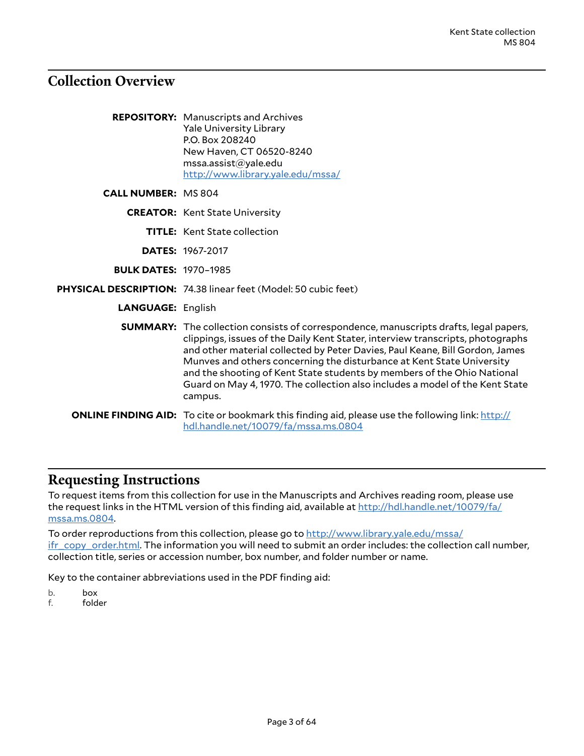## Collection Overview

**REPOSITORY:** Manuscripts and Archives
Yale University Library
P.O. Box 208240
New Haven, CT 06520-8240
mssa.assist@yale.edu
http://www.library.yale.edu/mssa/

**CALL NUMBER:** MS 804

**CREATOR:** Kent State University

**TITLE:** Kent State collection

**DATES:** 1967-2017

**BULK DATES:** 1970–1985

**PHYSICAL DESCRIPTION:** 74.38 linear feet (Model: 50 cubic feet)

**LANGUAGE:** English

**SUMMARY:** The collection consists of correspondence, manuscripts drafts, legal papers, clippings, issues of the Daily Kent Stater, interview transcripts, photographs and other material collected by Peter Davies, Paul Keane, Bill Gordon, James Munves and others concerning the disturbance at Kent State University and the shooting of Kent State students by members of the Ohio National Guard on May 4, 1970. The collection also includes a model of the Kent State campus.

**ONLINE FINDING AID:** To cite or bookmark this finding aid, please use the following link: http://hdl.handle.net/10079/fa/mssa.ms.0804

## Requesting Instructions

To request items from this collection for use in the Manuscripts and Archives reading room, please use the request links in the HTML version of this finding aid, available at http://hdl.handle.net/10079/fa/mssa.ms.0804.

To order reproductions from this collection, please go to http://www.library.yale.edu/mssa/ifr_copy_order.html. The information you will need to submit an order includes: the collection call number, collection title, series or accession number, box number, and folder number or name.

Key to the container abbreviations used in the PDF finding aid:

b. box
f. folder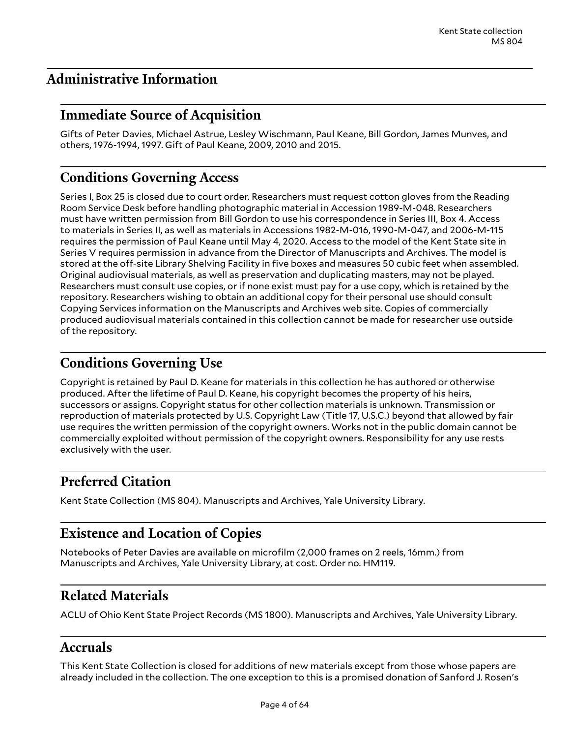## Administrative Information

### Immediate Source of Acquisition

Gifts of Peter Davies, Michael Astrue, Lesley Wischmann, Paul Keane, Bill Gordon, James Munves, and others, 1976-1994, 1997. Gift of Paul Keane, 2009, 2010 and 2015.

### Conditions Governing Access

Series I, Box 25 is closed due to court order. Researchers must request cotton gloves from the Reading Room Service Desk before handling photographic material in Accession 1989-M-048. Researchers must have written permission from Bill Gordon to use his correspondence in Series III, Box 4. Access to materials in Series II, as well as materials in Accessions 1982-M-016, 1990-M-047, and 2006-M-115 requires the permission of Paul Keane until May 4, 2020. Access to the model of the Kent State site in Series V requires permission in advance from the Director of Manuscripts and Archives. The model is stored at the off-site Library Shelving Facility in five boxes and measures 50 cubic feet when assembled. Original audiovisual materials, as well as preservation and duplicating masters, may not be played. Researchers must consult use copies, or if none exist must pay for a use copy, which is retained by the repository. Researchers wishing to obtain an additional copy for their personal use should consult Copying Services information on the Manuscripts and Archives web site. Copies of commercially produced audiovisual materials contained in this collection cannot be made for researcher use outside of the repository.

### Conditions Governing Use

Copyright is retained by Paul D. Keane for materials in this collection he has authored or otherwise produced. After the lifetime of Paul D. Keane, his copyright becomes the property of his heirs, successors or assigns. Copyright status for other collection materials is unknown. Transmission or reproduction of materials protected by U.S. Copyright Law (Title 17, U.S.C.) beyond that allowed by fair use requires the written permission of the copyright owners. Works not in the public domain cannot be commercially exploited without permission of the copyright owners. Responsibility for any use rests exclusively with the user.

### Preferred Citation

Kent State Collection (MS 804). Manuscripts and Archives, Yale University Library.

### Existence and Location of Copies

Notebooks of Peter Davies are available on microfilm (2,000 frames on 2 reels, 16mm.) from Manuscripts and Archives, Yale University Library, at cost. Order no. HM119.

### Related Materials

ACLU of Ohio Kent State Project Records (MS 1800). Manuscripts and Archives, Yale University Library.

### Accruals

This Kent State Collection is closed for additions of new materials except from those whose papers are already included in the collection. The one exception to this is a promised donation of Sanford J. Rosen's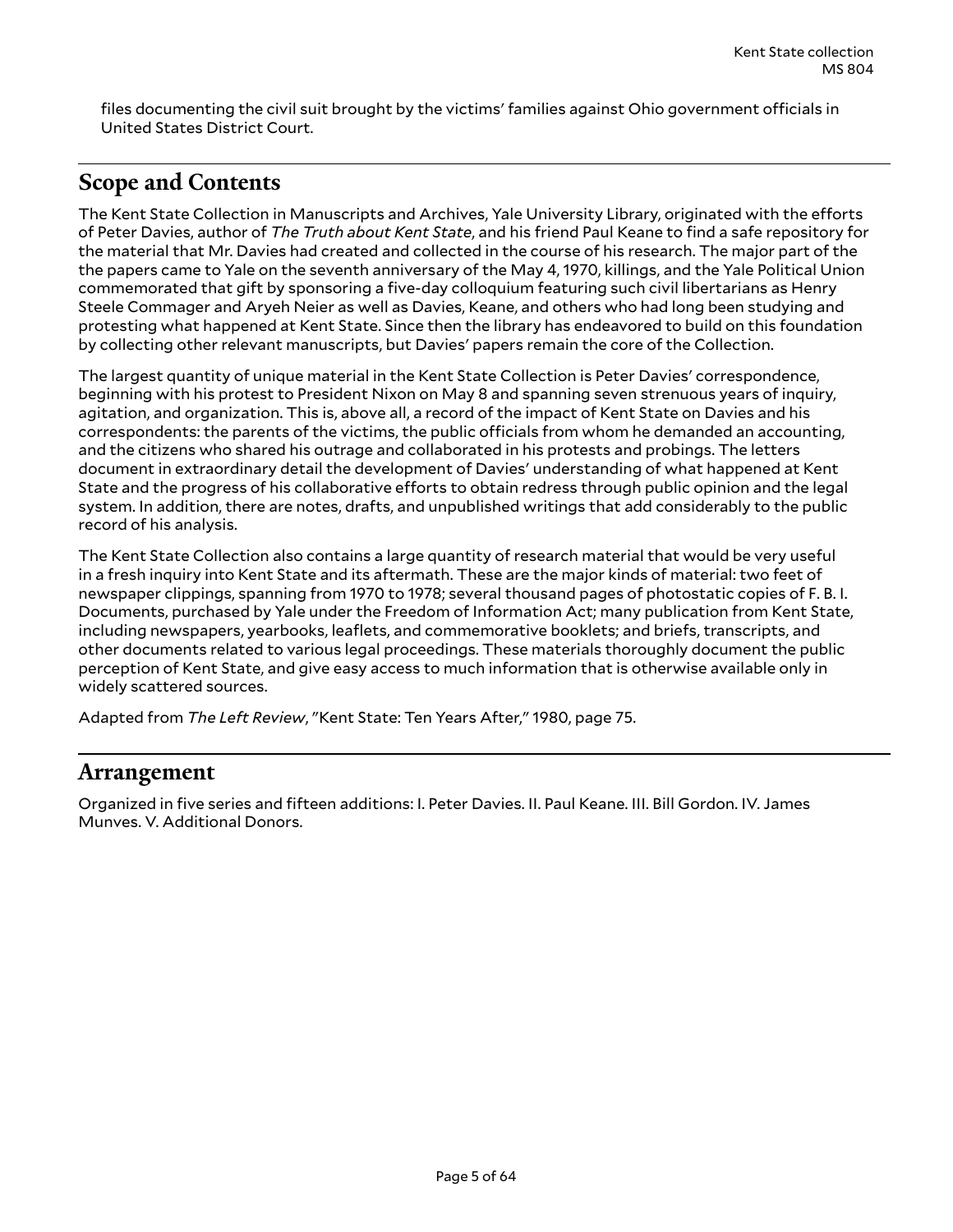files documenting the civil suit brought by the victims' families against Ohio government officials in United States District Court.

## Scope and Contents

The Kent State Collection in Manuscripts and Archives, Yale University Library, originated with the efforts of Peter Davies, author of *The Truth about Kent State*, and his friend Paul Keane to find a safe repository for the material that Mr. Davies had created and collected in the course of his research. The major part of the the papers came to Yale on the seventh anniversary of the May 4, 1970, killings, and the Yale Political Union commemorated that gift by sponsoring a five-day colloquium featuring such civil libertarians as Henry Steele Commager and Aryeh Neier as well as Davies, Keane, and others who had long been studying and protesting what happened at Kent State. Since then the library has endeavored to build on this foundation by collecting other relevant manuscripts, but Davies' papers remain the core of the Collection.

The largest quantity of unique material in the Kent State Collection is Peter Davies' correspondence, beginning with his protest to President Nixon on May 8 and spanning seven strenuous years of inquiry, agitation, and organization. This is, above all, a record of the impact of Kent State on Davies and his correspondents: the parents of the victims, the public officials from whom he demanded an accounting, and the citizens who shared his outrage and collaborated in his protests and probings. The letters document in extraordinary detail the development of Davies' understanding of what happened at Kent State and the progress of his collaborative efforts to obtain redress through public opinion and the legal system. In addition, there are notes, drafts, and unpublished writings that add considerably to the public record of his analysis.

The Kent State Collection also contains a large quantity of research material that would be very useful in a fresh inquiry into Kent State and its aftermath. These are the major kinds of material: two feet of newspaper clippings, spanning from 1970 to 1978; several thousand pages of photostatic copies of F. B. I. Documents, purchased by Yale under the Freedom of Information Act; many publication from Kent State, including newspapers, yearbooks, leaflets, and commemorative booklets; and briefs, transcripts, and other documents related to various legal proceedings. These materials thoroughly document the public perception of Kent State, and give easy access to much information that is otherwise available only in widely scattered sources.

Adapted from *The Left Review*, "Kent State: Ten Years After," 1980, page 75.

## Arrangement

Organized in five series and fifteen additions: I. Peter Davies. II. Paul Keane. III. Bill Gordon. IV. James Munves. V. Additional Donors.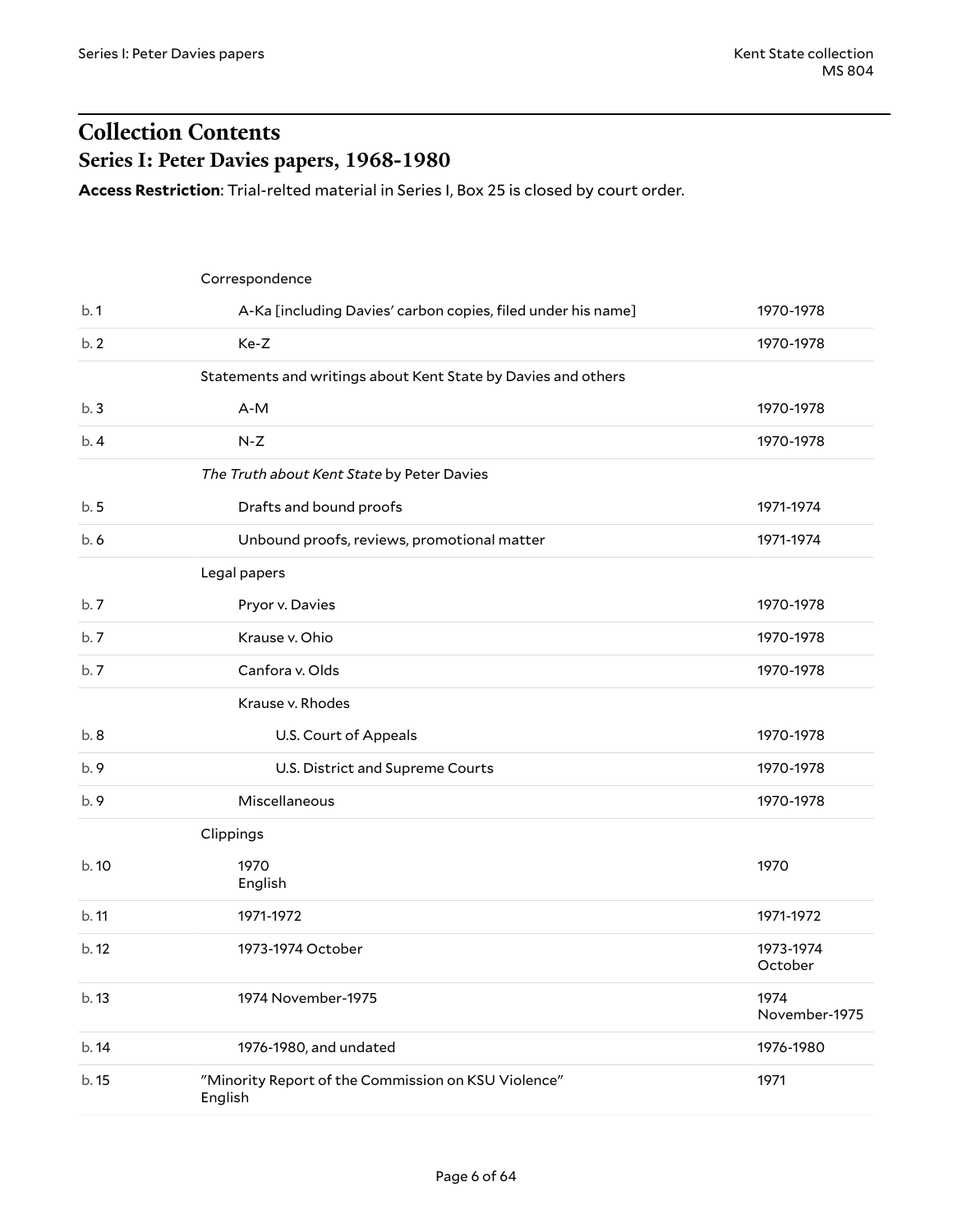## Collection Contents

### Series I: Peter Davies papers, 1968-1980

**Access Restriction**: Trial-relted material in Series I, Box 25 is closed by court order.

| Box | Description | Dates |
| --- | --- | --- |
| | Correspondence | |
| b. 1 | A-Ka [including Davies' carbon copies, filed under his name] | 1970-1978 |
| b. 2 | Ke-Z | 1970-1978 |
| | Statements and writings about Kent State by Davies and others | |
| b. 3 | A-M | 1970-1978 |
| b. 4 | N-Z | 1970-1978 |
| | *The Truth about Kent State* by Peter Davies | |
| b. 5 | Drafts and bound proofs | 1971-1974 |
| b. 6 | Unbound proofs, reviews, promotional matter | 1971-1974 |
| | Legal papers | |
| b. 7 | Pryor v. Davies | 1970-1978 |
| b. 7 | Krause v. Ohio | 1970-1978 |
| b. 7 | Canfora v. Olds | 1970-1978 |
| | Krause v. Rhodes | |
| b. 8 | U.S. Court of Appeals | 1970-1978 |
| b. 9 | U.S. District and Supreme Courts | 1970-1978 |
| b. 9 | Miscellaneous | 1970-1978 |
| | Clippings | |
| b. 10 | 1970 English | 1970 |
| b. 11 | 1971-1972 | 1971-1972 |
| b. 12 | 1973-1974 October | 1973-1974 October |
| b. 13 | 1974 November-1975 | 1974 November-1975 |
| b. 14 | 1976-1980, and undated | 1976-1980 |
| b. 15 | "Minority Report of the Commission on KSU Violence" English | 1971 |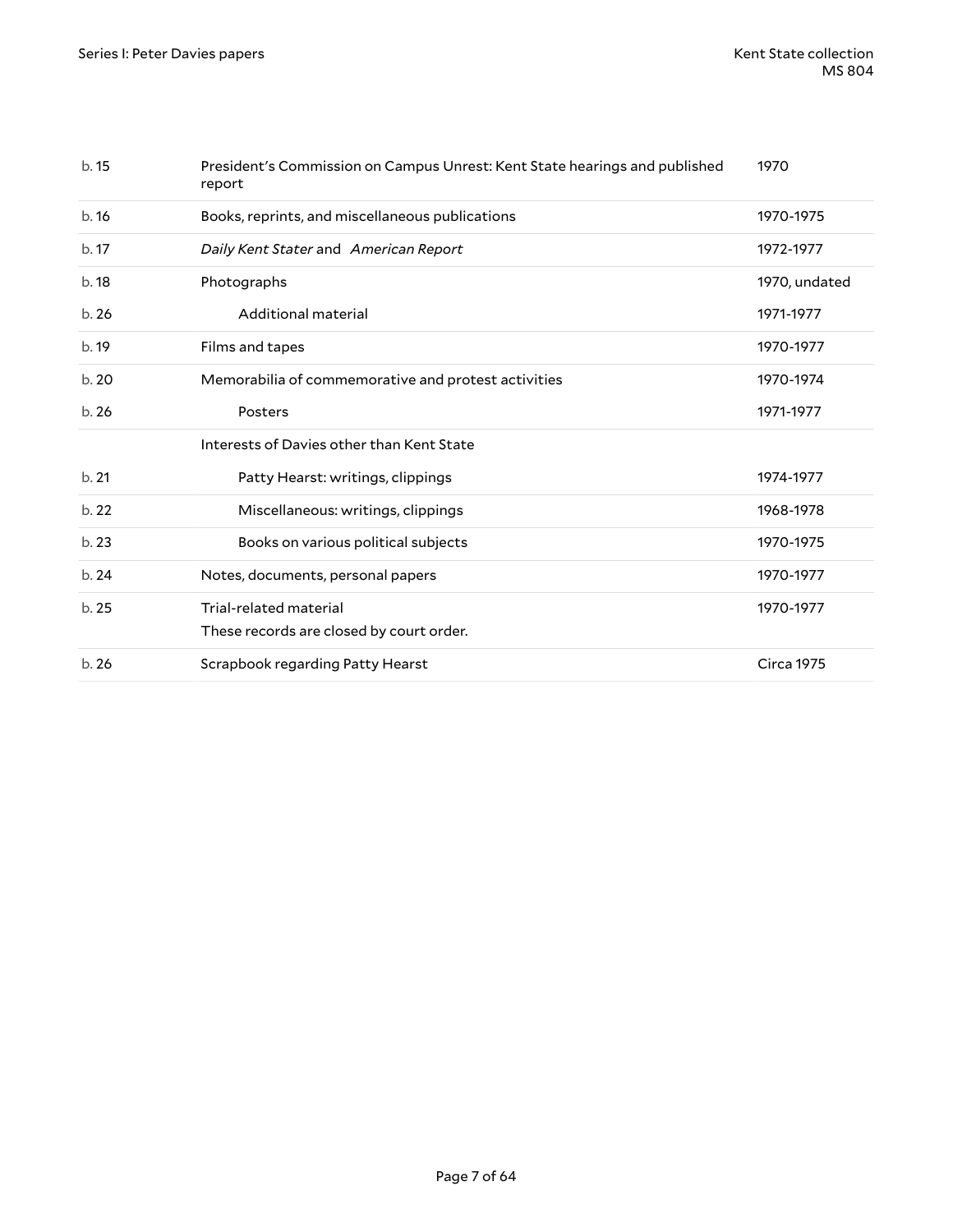| | | |
|---|---|---|
| b. 15 | President's Commission on Campus Unrest: Kent State hearings and published report | 1970 |
| b. 16 | Books, reprints, and miscellaneous publications | 1970-1975 |
| b. 17 | *Daily Kent Stater* and *American Report* | 1972-1977 |
| b. 18 | Photographs | 1970, undated |
| b. 26 | Additional material | 1971-1977 |
| b. 19 | Films and tapes | 1970-1977 |
| b. 20 | Memorabilia of commemorative and protest activities | 1970-1974 |
| b. 26 | Posters | 1971-1977 |
| | Interests of Davies other than Kent State | |
| b. 21 | Patty Hearst: writings, clippings | 1974-1977 |
| b. 22 | Miscellaneous: writings, clippings | 1968-1978 |
| b. 23 | Books on various political subjects | 1970-1975 |
| b. 24 | Notes, documents, personal papers | 1970-1977 |
| b. 25 | Trial-related material<br>These records are closed by court order. | 1970-1977 |
| b. 26 | Scrapbook regarding Patty Hearst | Circa 1975 |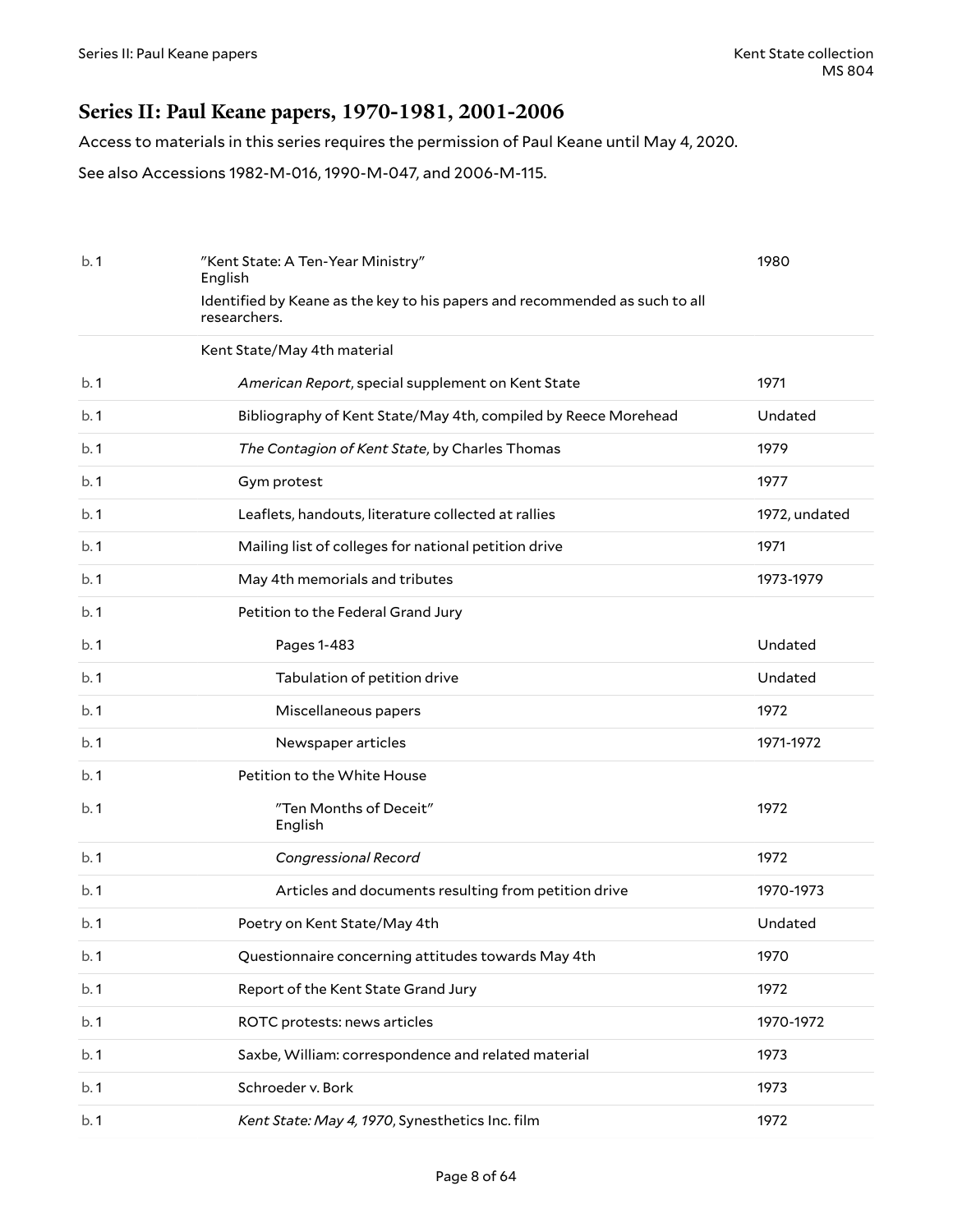## Series II: Paul Keane papers, 1970-1981, 2001-2006

Access to materials in this series requires the permission of Paul Keane until May 4, 2020.

See also Accessions 1982-M-016, 1990-M-047, and 2006-M-115.

| Box | Description | Date |
|---|---|---|
| b. 1 | "Kent State: A Ten-Year Ministry" English<br>Identified by Keane as the key to his papers and recommended as such to all researchers. | 1980 |
| | Kent State/May 4th material | |
| b. 1 | *American Report*, special supplement on Kent State | 1971 |
| b. 1 | Bibliography of Kent State/May 4th, compiled by Reece Morehead | Undated |
| b. 1 | *The Contagion of Kent State*, by Charles Thomas | 1979 |
| b. 1 | Gym protest | 1977 |
| b. 1 | Leaflets, handouts, literature collected at rallies | 1972, undated |
| b. 1 | Mailing list of colleges for national petition drive | 1971 |
| b. 1 | May 4th memorials and tributes | 1973-1979 |
| b. 1 | Petition to the Federal Grand Jury | |
| b. 1 | Pages 1-483 | Undated |
| b. 1 | Tabulation of petition drive | Undated |
| b. 1 | Miscellaneous papers | 1972 |
| b. 1 | Newspaper articles | 1971-1972 |
| b. 1 | Petition to the White House | |
| b. 1 | "Ten Months of Deceit" English | 1972 |
| b. 1 | *Congressional Record* | 1972 |
| b. 1 | Articles and documents resulting from petition drive | 1970-1973 |
| b. 1 | Poetry on Kent State/May 4th | Undated |
| b. 1 | Questionnaire concerning attitudes towards May 4th | 1970 |
| b. 1 | Report of the Kent State Grand Jury | 1972 |
| b. 1 | ROTC protests: news articles | 1970-1972 |
| b. 1 | Saxbe, William: correspondence and related material | 1973 |
| b. 1 | Schroeder v. Bork | 1973 |
| b. 1 | *Kent State: May 4, 1970*, Synesthetics Inc. film | 1972 |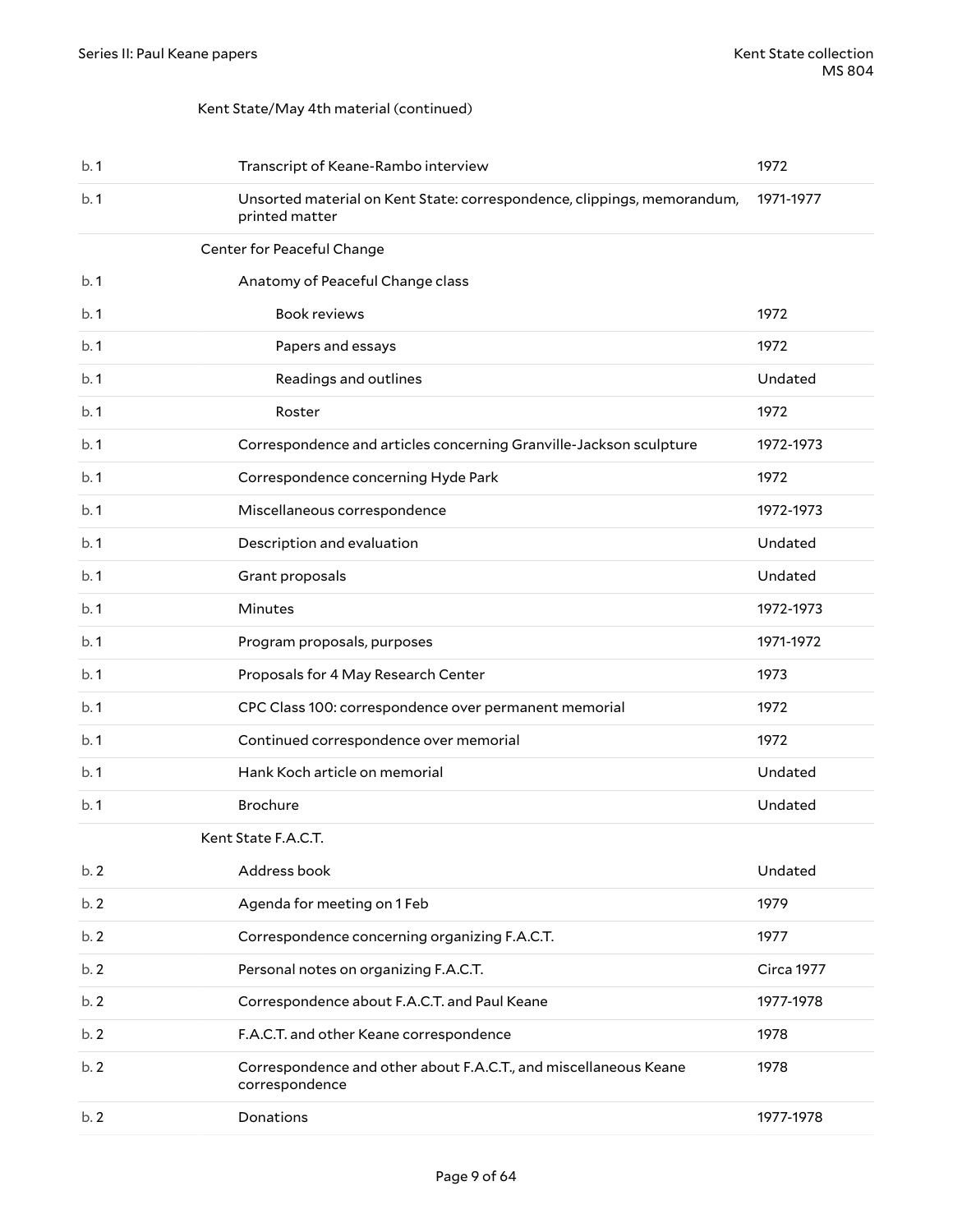Kent State/May 4th material (continued)

| Box | Title | Date |
| --- | --- | --- |
| b. 1 | Transcript of Keane-Rambo interview | 1972 |
| b. 1 | Unsorted material on Kent State: correspondence, clippings, memorandum, printed matter | 1971-1977 |
| | Center for Peaceful Change | |
| b. 1 | Anatomy of Peaceful Change class | |
| b. 1 | Book reviews | 1972 |
| b. 1 | Papers and essays | 1972 |
| b. 1 | Readings and outlines | Undated |
| b. 1 | Roster | 1972 |
| b. 1 | Correspondence and articles concerning Granville-Jackson sculpture | 1972-1973 |
| b. 1 | Correspondence concerning Hyde Park | 1972 |
| b. 1 | Miscellaneous correspondence | 1972-1973 |
| b. 1 | Description and evaluation | Undated |
| b. 1 | Grant proposals | Undated |
| b. 1 | Minutes | 1972-1973 |
| b. 1 | Program proposals, purposes | 1971-1972 |
| b. 1 | Proposals for 4 May Research Center | 1973 |
| b. 1 | CPC Class 100: correspondence over permanent memorial | 1972 |
| b. 1 | Continued correspondence over memorial | 1972 |
| b. 1 | Hank Koch article on memorial | Undated |
| b. 1 | Brochure | Undated |
| | Kent State F.A.C.T. | |
| b. 2 | Address book | Undated |
| b. 2 | Agenda for meeting on 1 Feb | 1979 |
| b. 2 | Correspondence concerning organizing F.A.C.T. | 1977 |
| b. 2 | Personal notes on organizing F.A.C.T. | Circa 1977 |
| b. 2 | Correspondence about F.A.C.T. and Paul Keane | 1977-1978 |
| b. 2 | F.A.C.T. and other Keane correspondence | 1978 |
| b. 2 | Correspondence and other about F.A.C.T., and miscellaneous Keane correspondence | 1978 |
| b. 2 | Donations | 1977-1978 |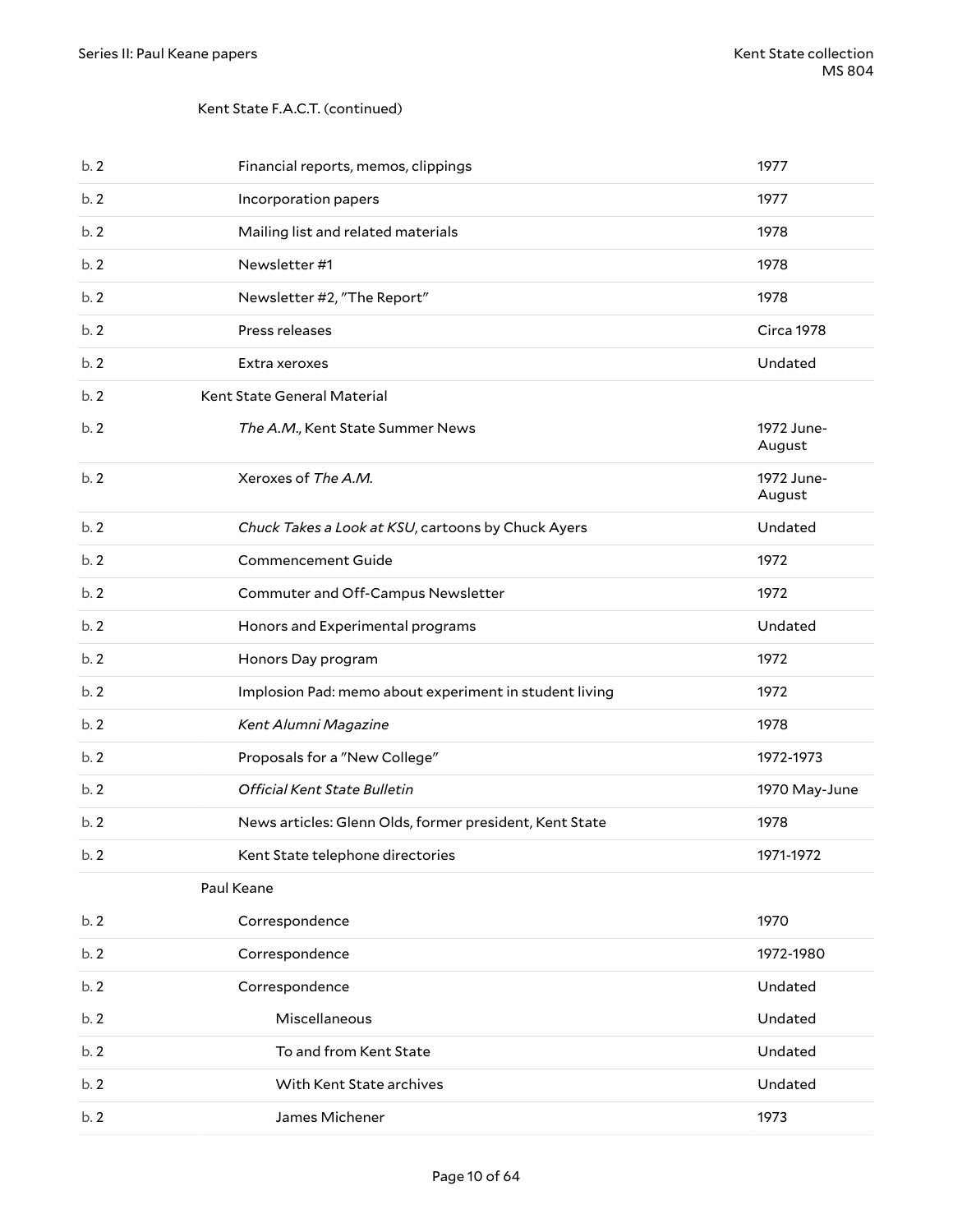Kent State F.A.C.T. (continued)

| Box | Title | Date |
|---|---|---|
| b. 2 | Financial reports, memos, clippings | 1977 |
| b. 2 | Incorporation papers | 1977 |
| b. 2 | Mailing list and related materials | 1978 |
| b. 2 | Newsletter #1 | 1978 |
| b. 2 | Newsletter #2, "The Report" | 1978 |
| b. 2 | Press releases | Circa 1978 |
| b. 2 | Extra xeroxes | Undated |
| b. 2 | Kent State General Material | |
| b. 2 | *The A.M.*, Kent State Summer News | 1972 June-August |
| b. 2 | Xeroxes of *The A.M.* | 1972 June-August |
| b. 2 | *Chuck Takes a Look at KSU*, cartoons by Chuck Ayers | Undated |
| b. 2 | Commencement Guide | 1972 |
| b. 2 | Commuter and Off-Campus Newsletter | 1972 |
| b. 2 | Honors and Experimental programs | Undated |
| b. 2 | Honors Day program | 1972 |
| b. 2 | Implosion Pad: memo about experiment in student living | 1972 |
| b. 2 | *Kent Alumni Magazine* | 1978 |
| b. 2 | Proposals for a "New College" | 1972-1973 |
| b. 2 | *Official Kent State Bulletin* | 1970 May-June |
| b. 2 | News articles: Glenn Olds, former president, Kent State | 1978 |
| b. 2 | Kent State telephone directories | 1971-1972 |
| | Paul Keane | |
| b. 2 | Correspondence | 1970 |
| b. 2 | Correspondence | 1972-1980 |
| b. 2 | Correspondence | Undated |
| b. 2 | Miscellaneous | Undated |
| b. 2 | To and from Kent State | Undated |
| b. 2 | With Kent State archives | Undated |
| b. 2 | James Michener | 1973 |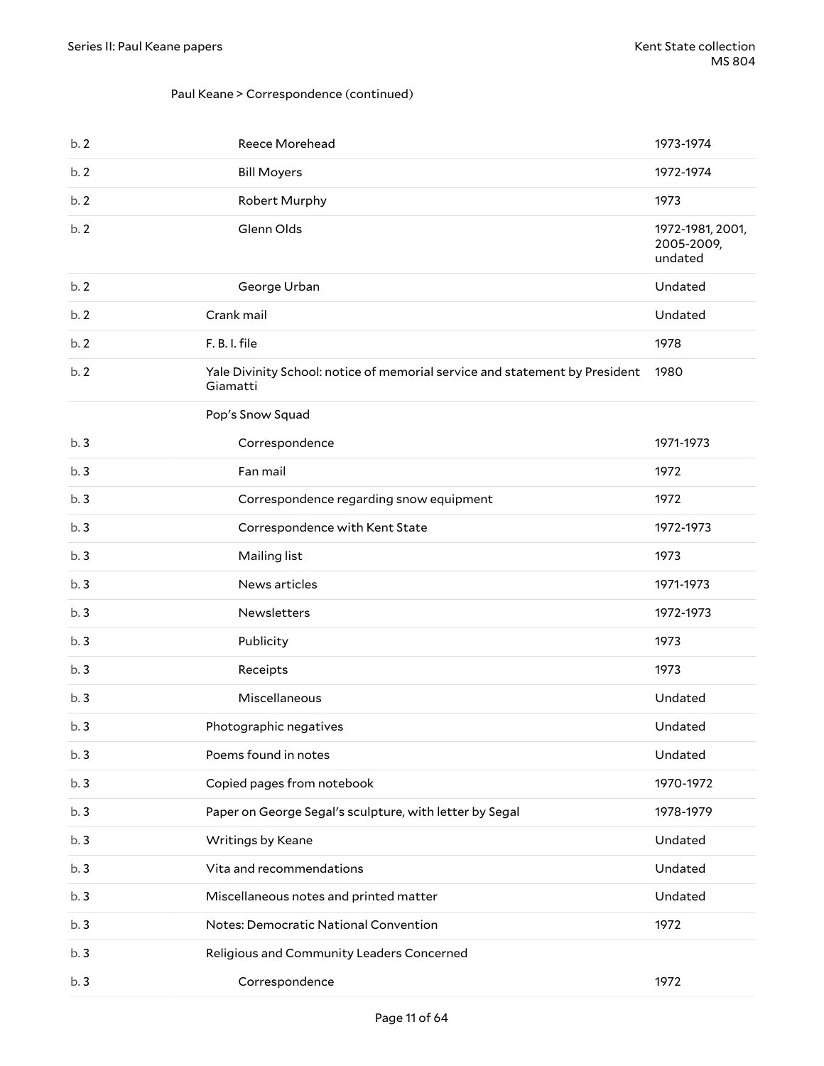Paul Keane > Correspondence (continued)

| Box | Title | Date |
|---|---|---|
| b. 2 | Reece Morehead | 1973-1974 |
| b. 2 | Bill Moyers | 1972-1974 |
| b. 2 | Robert Murphy | 1973 |
| b. 2 | Glenn Olds | 1972-1981, 2001, 2005-2009, undated |
| b. 2 | George Urban | Undated |
| b. 2 | Crank mail | Undated |
| b. 2 | F. B. I. file | 1978 |
| b. 2 | Yale Divinity School: notice of memorial service and statement by President Giamatti | 1980 |
| | Pop's Snow Squad | |
| b. 3 | Correspondence | 1971-1973 |
| b. 3 | Fan mail | 1972 |
| b. 3 | Correspondence regarding snow equipment | 1972 |
| b. 3 | Correspondence with Kent State | 1972-1973 |
| b. 3 | Mailing list | 1973 |
| b. 3 | News articles | 1971-1973 |
| b. 3 | Newsletters | 1972-1973 |
| b. 3 | Publicity | 1973 |
| b. 3 | Receipts | 1973 |
| b. 3 | Miscellaneous | Undated |
| b. 3 | Photographic negatives | Undated |
| b. 3 | Poems found in notes | Undated |
| b. 3 | Copied pages from notebook | 1970-1972 |
| b. 3 | Paper on George Segal's sculpture, with letter by Segal | 1978-1979 |
| b. 3 | Writings by Keane | Undated |
| b. 3 | Vita and recommendations | Undated |
| b. 3 | Miscellaneous notes and printed matter | Undated |
| b. 3 | Notes: Democratic National Convention | 1972 |
| b. 3 | Religious and Community Leaders Concerned | |
| b. 3 | Correspondence | 1972 |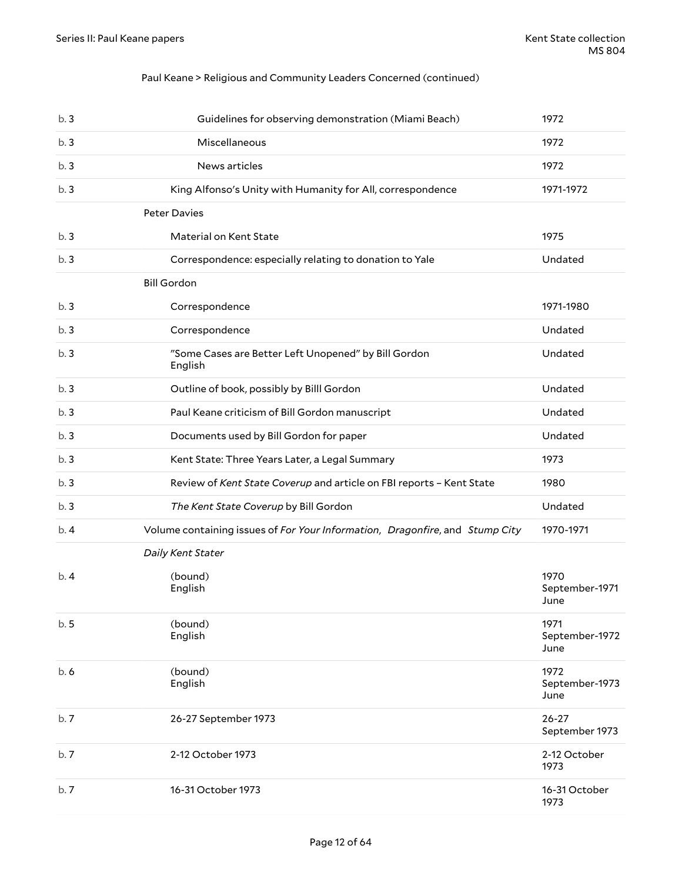Paul Keane > Religious and Community Leaders Concerned (continued)

| Box | Title | Date |
| --- | --- | --- |
| b. 3 | Guidelines for observing demonstration (Miami Beach) | 1972 |
| b. 3 | Miscellaneous | 1972 |
| b. 3 | News articles | 1972 |
| b. 3 | King Alfonso's Unity with Humanity for All, correspondence | 1971-1972 |
| | **Peter Davies** | |
| b. 3 | Material on Kent State | 1975 |
| b. 3 | Correspondence: especially relating to donation to Yale | Undated |
| | **Bill Gordon** | |
| b. 3 | Correspondence | 1971-1980 |
| b. 3 | Correspondence | Undated |
| b. 3 | "Some Cases are Better Left Unopened" by Bill Gordon<br>English | Undated |
| b. 3 | Outline of book, possibly by Billl Gordon | Undated |
| b. 3 | Paul Keane criticism of Bill Gordon manuscript | Undated |
| b. 3 | Documents used by Bill Gordon for paper | Undated |
| b. 3 | Kent State: Three Years Later, a Legal Summary | 1973 |
| b. 3 | Review of *Kent State Coverup* and article on FBI reports – Kent State | 1980 |
| b. 3 | *The Kent State Coverup* by Bill Gordon | Undated |
| b. 4 | Volume containing issues of *For Your Information*, *Dragonfire*, and *Stump City* | 1970-1971 |
| | ***Daily Kent Stater*** | |
| b. 4 | (bound)<br>English | 1970 September-1971 June |
| b. 5 | (bound)<br>English | 1971 September-1972 June |
| b. 6 | (bound)<br>English | 1972 September-1973 June |
| b. 7 | 26-27 September 1973 | 26-27 September 1973 |
| b. 7 | 2-12 October 1973 | 2-12 October 1973 |
| b. 7 | 16-31 October 1973 | 16-31 October 1973 |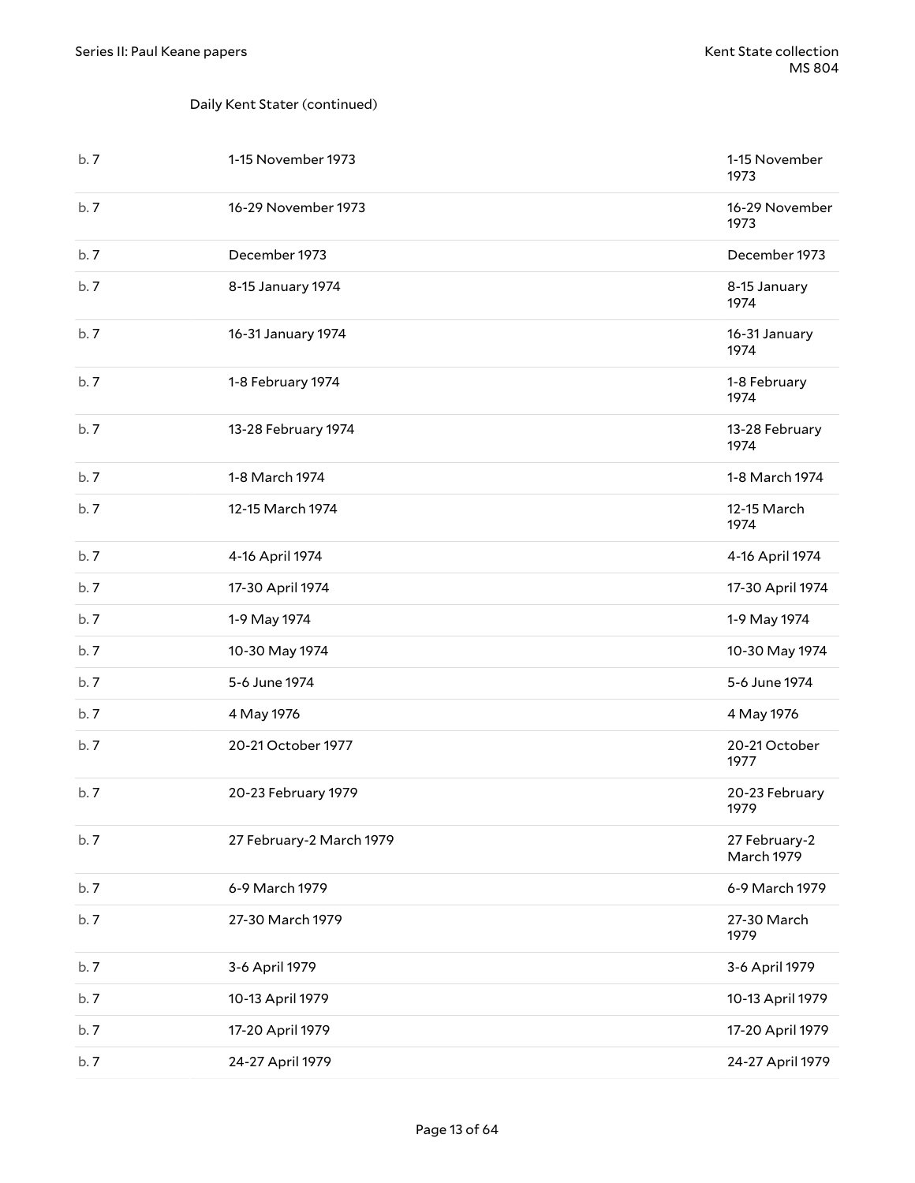Daily Kent Stater (continued)

| | | |
|---|---|---|
| b. 7 | 1-15 November 1973 | 1-15 November 1973 |
| b. 7 | 16-29 November 1973 | 16-29 November 1973 |
| b. 7 | December 1973 | December 1973 |
| b. 7 | 8-15 January 1974 | 8-15 January 1974 |
| b. 7 | 16-31 January 1974 | 16-31 January 1974 |
| b. 7 | 1-8 February 1974 | 1-8 February 1974 |
| b. 7 | 13-28 February 1974 | 13-28 February 1974 |
| b. 7 | 1-8 March 1974 | 1-8 March 1974 |
| b. 7 | 12-15 March 1974 | 12-15 March 1974 |
| b. 7 | 4-16 April 1974 | 4-16 April 1974 |
| b. 7 | 17-30 April 1974 | 17-30 April 1974 |
| b. 7 | 1-9 May 1974 | 1-9 May 1974 |
| b. 7 | 10-30 May 1974 | 10-30 May 1974 |
| b. 7 | 5-6 June 1974 | 5-6 June 1974 |
| b. 7 | 4 May 1976 | 4 May 1976 |
| b. 7 | 20-21 October 1977 | 20-21 October 1977 |
| b. 7 | 20-23 February 1979 | 20-23 February 1979 |
| b. 7 | 27 February-2 March 1979 | 27 February-2 March 1979 |
| b. 7 | 6-9 March 1979 | 6-9 March 1979 |
| b. 7 | 27-30 March 1979 | 27-30 March 1979 |
| b. 7 | 3-6 April 1979 | 3-6 April 1979 |
| b. 7 | 10-13 April 1979 | 10-13 April 1979 |
| b. 7 | 17-20 April 1979 | 17-20 April 1979 |
| b. 7 | 24-27 April 1979 | 24-27 April 1979 |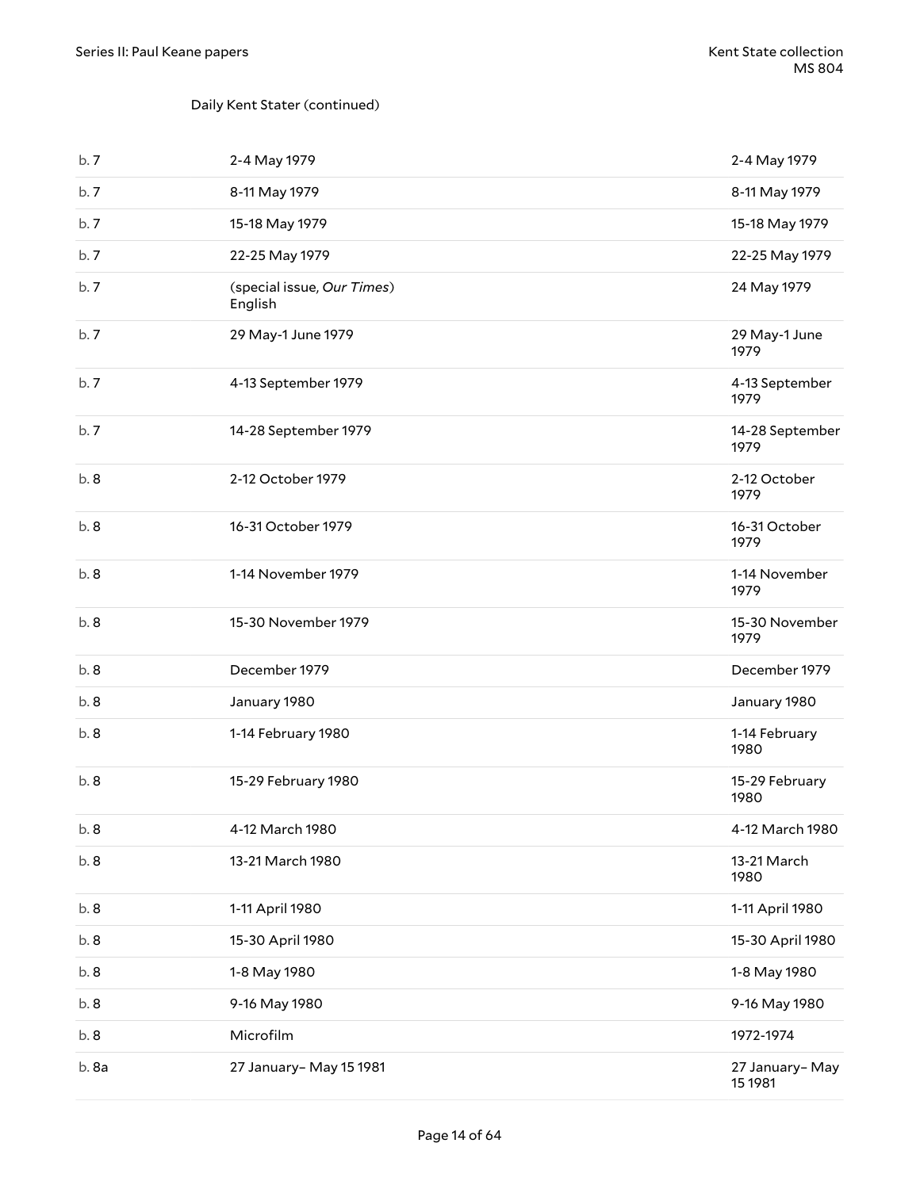Daily Kent Stater (continued)

| | | |
|---|---|---|
| b. 7 | 2-4 May 1979 | 2-4 May 1979 |
| b. 7 | 8-11 May 1979 | 8-11 May 1979 |
| b. 7 | 15-18 May 1979 | 15-18 May 1979 |
| b. 7 | 22-25 May 1979 | 22-25 May 1979 |
| b. 7 | (special issue, *Our Times*) English | 24 May 1979 |
| b. 7 | 29 May-1 June 1979 | 29 May-1 June 1979 |
| b. 7 | 4-13 September 1979 | 4-13 September 1979 |
| b. 7 | 14-28 September 1979 | 14-28 September 1979 |
| b. 8 | 2-12 October 1979 | 2-12 October 1979 |
| b. 8 | 16-31 October 1979 | 16-31 October 1979 |
| b. 8 | 1-14 November 1979 | 1-14 November 1979 |
| b. 8 | 15-30 November 1979 | 15-30 November 1979 |
| b. 8 | December 1979 | December 1979 |
| b. 8 | January 1980 | January 1980 |
| b. 8 | 1-14 February 1980 | 1-14 February 1980 |
| b. 8 | 15-29 February 1980 | 15-29 February 1980 |
| b. 8 | 4-12 March 1980 | 4-12 March 1980 |
| b. 8 | 13-21 March 1980 | 13-21 March 1980 |
| b. 8 | 1-11 April 1980 | 1-11 April 1980 |
| b. 8 | 15-30 April 1980 | 15-30 April 1980 |
| b. 8 | 1-8 May 1980 | 1-8 May 1980 |
| b. 8 | 9-16 May 1980 | 9-16 May 1980 |
| b. 8 | Microfilm | 1972-1974 |
| b. 8a | 27 January– May 15 1981 | 27 January– May 15 1981 |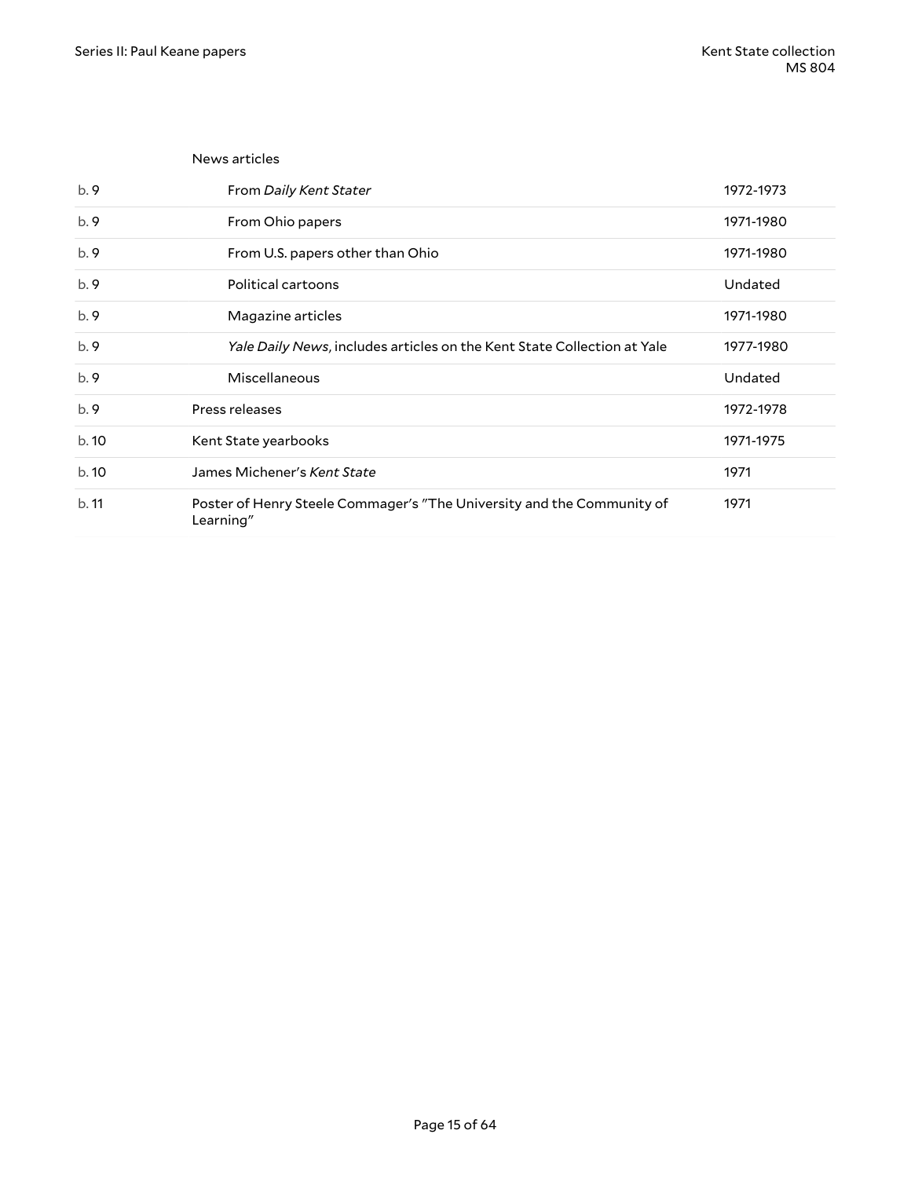| | News articles | |
|---|---|---|
| b. 9 | From *Daily Kent Stater* | 1972-1973 |
| b. 9 | From Ohio papers | 1971-1980 |
| b. 9 | From U.S. papers other than Ohio | 1971-1980 |
| b. 9 | Political cartoons | Undated |
| b. 9 | Magazine articles | 1971-1980 |
| b. 9 | *Yale Daily News*, includes articles on the Kent State Collection at Yale | 1977-1980 |
| b. 9 | Miscellaneous | Undated |
| b. 9 | Press releases | 1972-1978 |
| b. 10 | Kent State yearbooks | 1971-1975 |
| b. 10 | James Michener's *Kent State* | 1971 |
| b. 11 | Poster of Henry Steele Commager's "The University and the Community of Learning" | 1971 |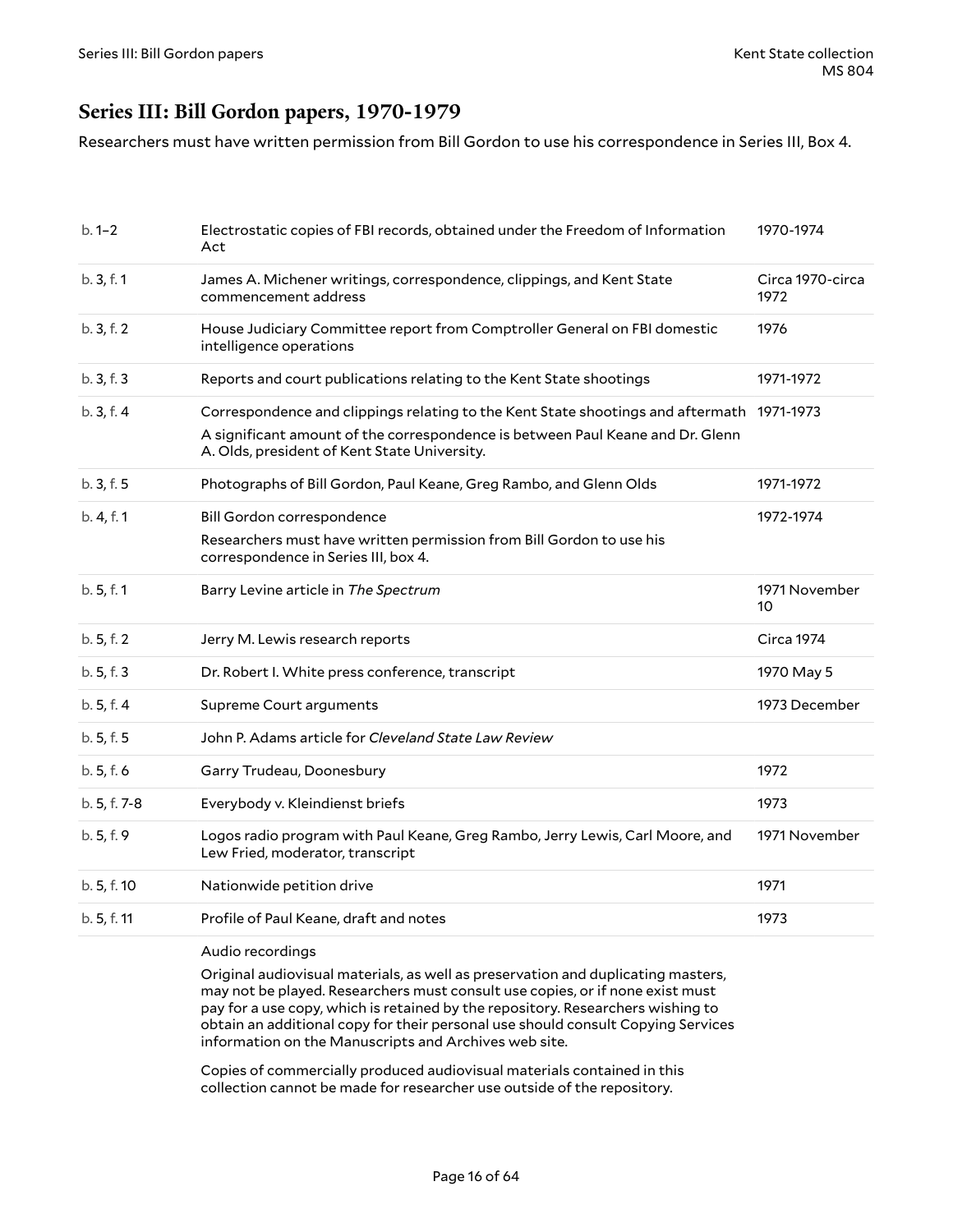## Series III: Bill Gordon papers, 1970-1979

Researchers must have written permission from Bill Gordon to use his correspondence in Series III, Box 4.

| | | |
|---|---|---|
| b. 1–2 | Electrostatic copies of FBI records, obtained under the Freedom of Information Act | 1970-1974 |
| b. 3, f. 1 | James A. Michener writings, correspondence, clippings, and Kent State commencement address | Circa 1970-circa 1972 |
| b. 3, f. 2 | House Judiciary Committee report from Comptroller General on FBI domestic intelligence operations | 1976 |
| b. 3, f. 3 | Reports and court publications relating to the Kent State shootings | 1971-1972 |
| b. 3, f. 4 | Correspondence and clippings relating to the Kent State shootings and aftermath<br>A significant amount of the correspondence is between Paul Keane and Dr. Glenn A. Olds, president of Kent State University. | 1971-1973 |
| b. 3, f. 5 | Photographs of Bill Gordon, Paul Keane, Greg Rambo, and Glenn Olds | 1971-1972 |
| b. 4, f. 1 | Bill Gordon correspondence<br>Researchers must have written permission from Bill Gordon to use his correspondence in Series III, box 4. | 1972-1974 |
| b. 5, f. 1 | Barry Levine article in *The Spectrum* | 1971 November 10 |
| b. 5, f. 2 | Jerry M. Lewis research reports | Circa 1974 |
| b. 5, f. 3 | Dr. Robert I. White press conference, transcript | 1970 May 5 |
| b. 5, f. 4 | Supreme Court arguments | 1973 December |
| b. 5, f. 5 | John P. Adams article for *Cleveland State Law Review* | |
| b. 5, f. 6 | Garry Trudeau, Doonesbury | 1972 |
| b. 5, f. 7-8 | Everybody v. Kleindienst briefs | 1973 |
| b. 5, f. 9 | Logos radio program with Paul Keane, Greg Rambo, Jerry Lewis, Carl Moore, and Lew Fried, moderator, transcript | 1971 November |
| b. 5, f. 10 | Nationwide petition drive | 1971 |
| b. 5, f. 11 | Profile of Paul Keane, draft and notes | 1973 |

Audio recordings

Original audiovisual materials, as well as preservation and duplicating masters, may not be played. Researchers must consult use copies, or if none exist must pay for a use copy, which is retained by the repository. Researchers wishing to obtain an additional copy for their personal use should consult Copying Services information on the Manuscripts and Archives web site.

Copies of commercially produced audiovisual materials contained in this collection cannot be made for researcher use outside of the repository.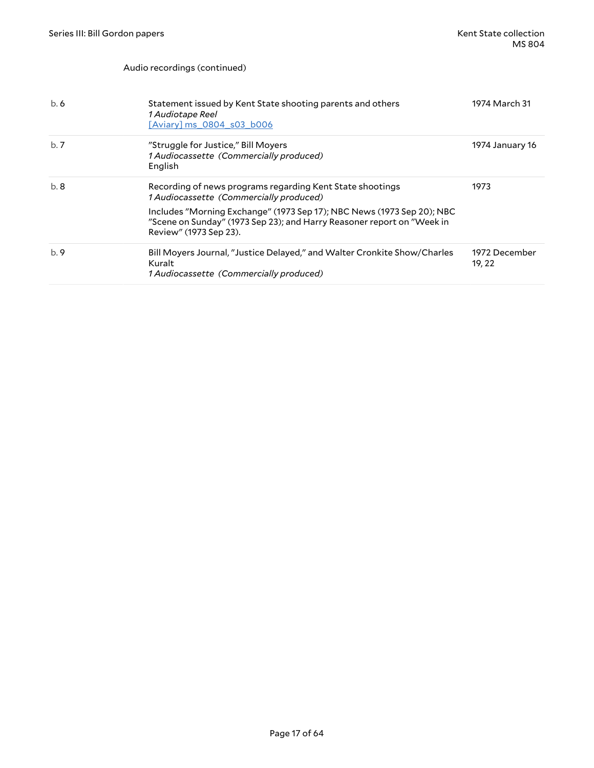Audio recordings (continued)

| | | |
|---|---|---|
| b. 6 | Statement issued by Kent State shooting parents and others<br>*1 Audiotape Reel*<br>[Aviary] ms_0804_s03_b006 | 1974 March 31 |
| b. 7 | "Struggle for Justice," Bill Moyers<br>*1 Audiocassette (Commercially produced)*<br>English | 1974 January 16 |
| b. 8 | Recording of news programs regarding Kent State shootings<br>*1 Audiocassette (Commercially produced)*<br>Includes "Morning Exchange" (1973 Sep 17); NBC News (1973 Sep 20); NBC "Scene on Sunday" (1973 Sep 23); and Harry Reasoner report on "Week in Review" (1973 Sep 23). | 1973 |
| b. 9 | Bill Moyers Journal, "Justice Delayed," and Walter Cronkite Show/Charles Kuralt<br>*1 Audiocassette (Commercially produced)* | 1972 December 19, 22 |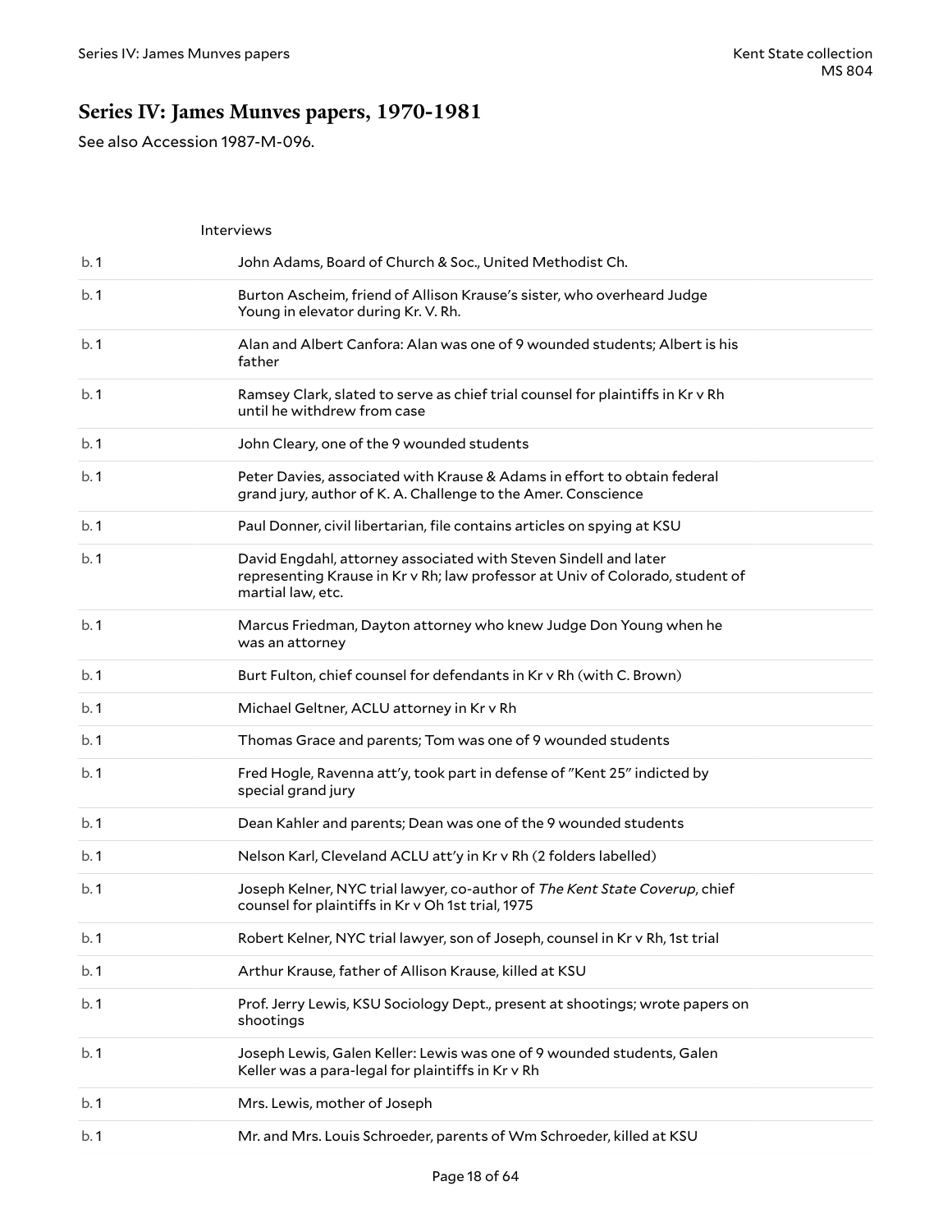## Series IV: James Munves papers, 1970-1981

See also Accession 1987-M-096.

Interviews

| | |
|---|---|
| b. 1 | John Adams, Board of Church & Soc., United Methodist Ch. |
| b. 1 | Burton Ascheim, friend of Allison Krause's sister, who overheard Judge Young in elevator during Kr. V. Rh. |
| b. 1 | Alan and Albert Canfora: Alan was one of 9 wounded students; Albert is his father |
| b. 1 | Ramsey Clark, slated to serve as chief trial counsel for plaintiffs in Kr v Rh until he withdrew from case |
| b. 1 | John Cleary, one of the 9 wounded students |
| b. 1 | Peter Davies, associated with Krause & Adams in effort to obtain federal grand jury, author of K. A. Challenge to the Amer. Conscience |
| b. 1 | Paul Donner, civil libertarian, file contains articles on spying at KSU |
| b. 1 | David Engdahl, attorney associated with Steven Sindell and later representing Krause in Kr v Rh; law professor at Univ of Colorado, student of martial law, etc. |
| b. 1 | Marcus Friedman, Dayton attorney who knew Judge Don Young when he was an attorney |
| b. 1 | Burt Fulton, chief counsel for defendants in Kr v Rh (with C. Brown) |
| b. 1 | Michael Geltner, ACLU attorney in Kr v Rh |
| b. 1 | Thomas Grace and parents; Tom was one of 9 wounded students |
| b. 1 | Fred Hogle, Ravenna att'y, took part in defense of "Kent 25" indicted by special grand jury |
| b. 1 | Dean Kahler and parents; Dean was one of the 9 wounded students |
| b. 1 | Nelson Karl, Cleveland ACLU att'y in Kr v Rh (2 folders labelled) |
| b. 1 | Joseph Kelner, NYC trial lawyer, co-author of *The Kent State Coverup*, chief counsel for plaintiffs in Kr v Oh 1st trial, 1975 |
| b. 1 | Robert Kelner, NYC trial lawyer, son of Joseph, counsel in Kr v Rh, 1st trial |
| b. 1 | Arthur Krause, father of Allison Krause, killed at KSU |
| b. 1 | Prof. Jerry Lewis, KSU Sociology Dept., present at shootings; wrote papers on shootings |
| b. 1 | Joseph Lewis, Galen Keller: Lewis was one of 9 wounded students, Galen Keller was a para-legal for plaintiffs in Kr v Rh |
| b. 1 | Mrs. Lewis, mother of Joseph |
| b. 1 | Mr. and Mrs. Louis Schroeder, parents of Wm Schroeder, killed at KSU |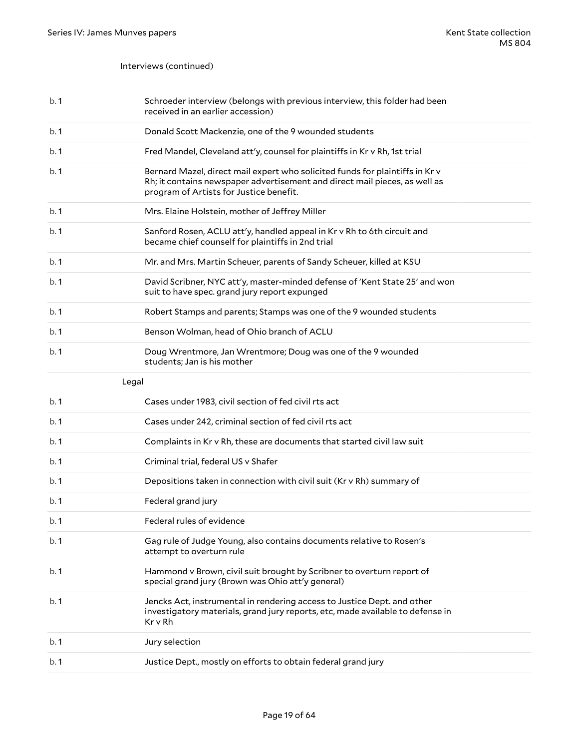Interviews (continued)

| | |
|---|---|
| b. 1 | Schroeder interview (belongs with previous interview, this folder had been received in an earlier accession) |
| b. 1 | Donald Scott Mackenzie, one of the 9 wounded students |
| b. 1 | Fred Mandel, Cleveland att'y, counsel for plaintiffs in Kr v Rh, 1st trial |
| b. 1 | Bernard Mazel, direct mail expert who solicited funds for plaintiffs in Kr v Rh; it contains newspaper advertisement and direct mail pieces, as well as program of Artists for Justice benefit. |
| b. 1 | Mrs. Elaine Holstein, mother of Jeffrey Miller |
| b. 1 | Sanford Rosen, ACLU att'y, handled appeal in Kr v Rh to 6th circuit and became chief counself for plaintiffs in 2nd trial |
| b. 1 | Mr. and Mrs. Martin Scheuer, parents of Sandy Scheuer, killed at KSU |
| b. 1 | David Scribner, NYC att'y, master-minded defense of 'Kent State 25' and won suit to have spec. grand jury report expunged |
| b. 1 | Robert Stamps and parents; Stamps was one of the 9 wounded students |
| b. 1 | Benson Wolman, head of Ohio branch of ACLU |
| b. 1 | Doug Wrentmore, Jan Wrentmore; Doug was one of the 9 wounded students; Jan is his mother |

Legal

| | |
|---|---|
| b. 1 | Cases under 1983, civil section of fed civil rts act |
| b. 1 | Cases under 242, criminal section of fed civil rts act |
| b. 1 | Complaints in Kr v Rh, these are documents that started civil law suit |
| b. 1 | Criminal trial, federal US v Shafer |
| b. 1 | Depositions taken in connection with civil suit (Kr v Rh) summary of |
| b. 1 | Federal grand jury |
| b. 1 | Federal rules of evidence |
| b. 1 | Gag rule of Judge Young, also contains documents relative to Rosen's attempt to overturn rule |
| b. 1 | Hammond v Brown, civil suit brought by Scribner to overturn report of special grand jury (Brown was Ohio att'y general) |
| b. 1 | Jencks Act, instrumental in rendering access to Justice Dept. and other investigatory materials, grand jury reports, etc, made available to defense in Kr v Rh |
| b. 1 | Jury selection |
| b. 1 | Justice Dept., mostly on efforts to obtain federal grand jury |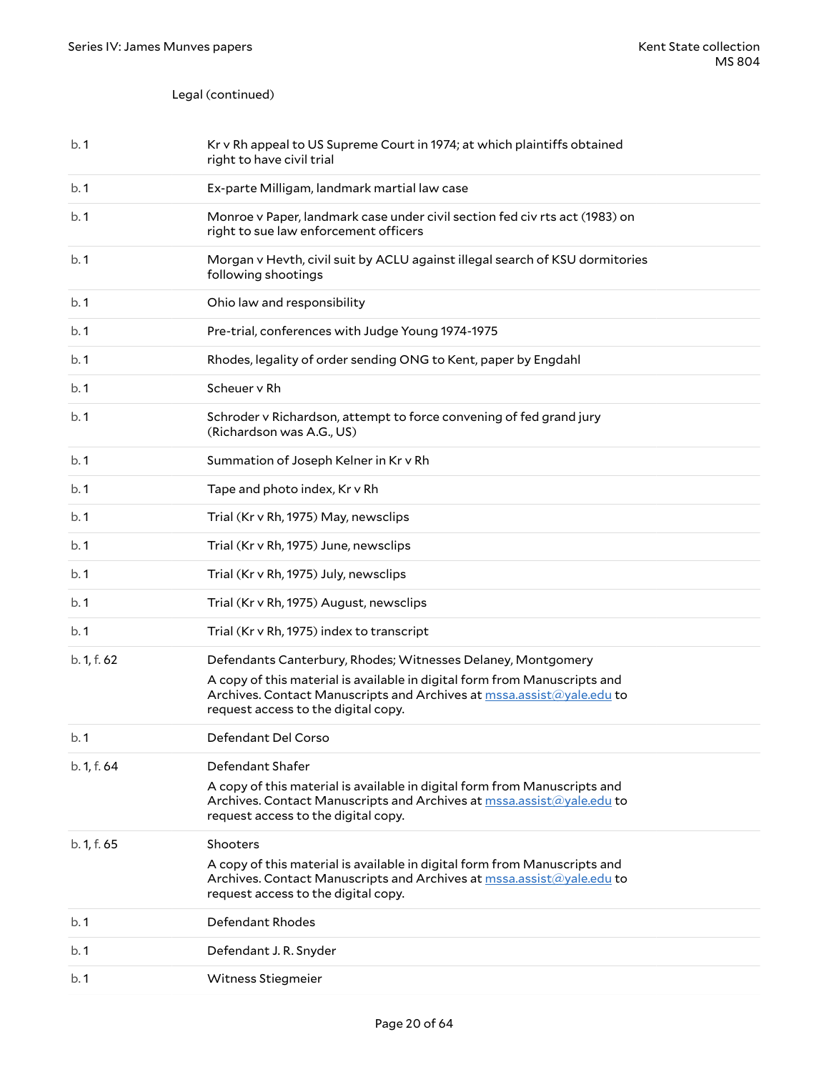Legal (continued)

| | |
|---|---|
| b. 1 | Kr v Rh appeal to US Supreme Court in 1974; at which plaintiffs obtained right to have civil trial |
| b. 1 | Ex-parte Milligam, landmark martial law case |
| b. 1 | Monroe v Paper, landmark case under civil section fed civ rts act (1983) on right to sue law enforcement officers |
| b. 1 | Morgan v Hevth, civil suit by ACLU against illegal search of KSU dormitories following shootings |
| b. 1 | Ohio law and responsibility |
| b. 1 | Pre-trial, conferences with Judge Young 1974-1975 |
| b. 1 | Rhodes, legality of order sending ONG to Kent, paper by Engdahl |
| b. 1 | Scheuer v Rh |
| b. 1 | Schroder v Richardson, attempt to force convening of fed grand jury (Richardson was A.G., US) |
| b. 1 | Summation of Joseph Kelner in Kr v Rh |
| b. 1 | Tape and photo index, Kr v Rh |
| b. 1 | Trial (Kr v Rh, 1975) May, newsclips |
| b. 1 | Trial (Kr v Rh, 1975) June, newsclips |
| b. 1 | Trial (Kr v Rh, 1975) July, newsclips |
| b. 1 | Trial (Kr v Rh, 1975) August, newsclips |
| b. 1 | Trial (Kr v Rh, 1975) index to transcript |
| b. 1, f. 62 | Defendants Canterbury, Rhodes; Witnesses Delaney, Montgomery<br>A copy of this material is available in digital form from Manuscripts and Archives. Contact Manuscripts and Archives at mssa.assist@yale.edu to request access to the digital copy. |
| b. 1 | Defendant Del Corso |
| b. 1, f. 64 | Defendant Shafer<br>A copy of this material is available in digital form from Manuscripts and Archives. Contact Manuscripts and Archives at mssa.assist@yale.edu to request access to the digital copy. |
| b. 1, f. 65 | Shooters<br>A copy of this material is available in digital form from Manuscripts and Archives. Contact Manuscripts and Archives at mssa.assist@yale.edu to request access to the digital copy. |
| b. 1 | Defendant Rhodes |
| b. 1 | Defendant J. R. Snyder |
| b. 1 | Witness Stiegmeier |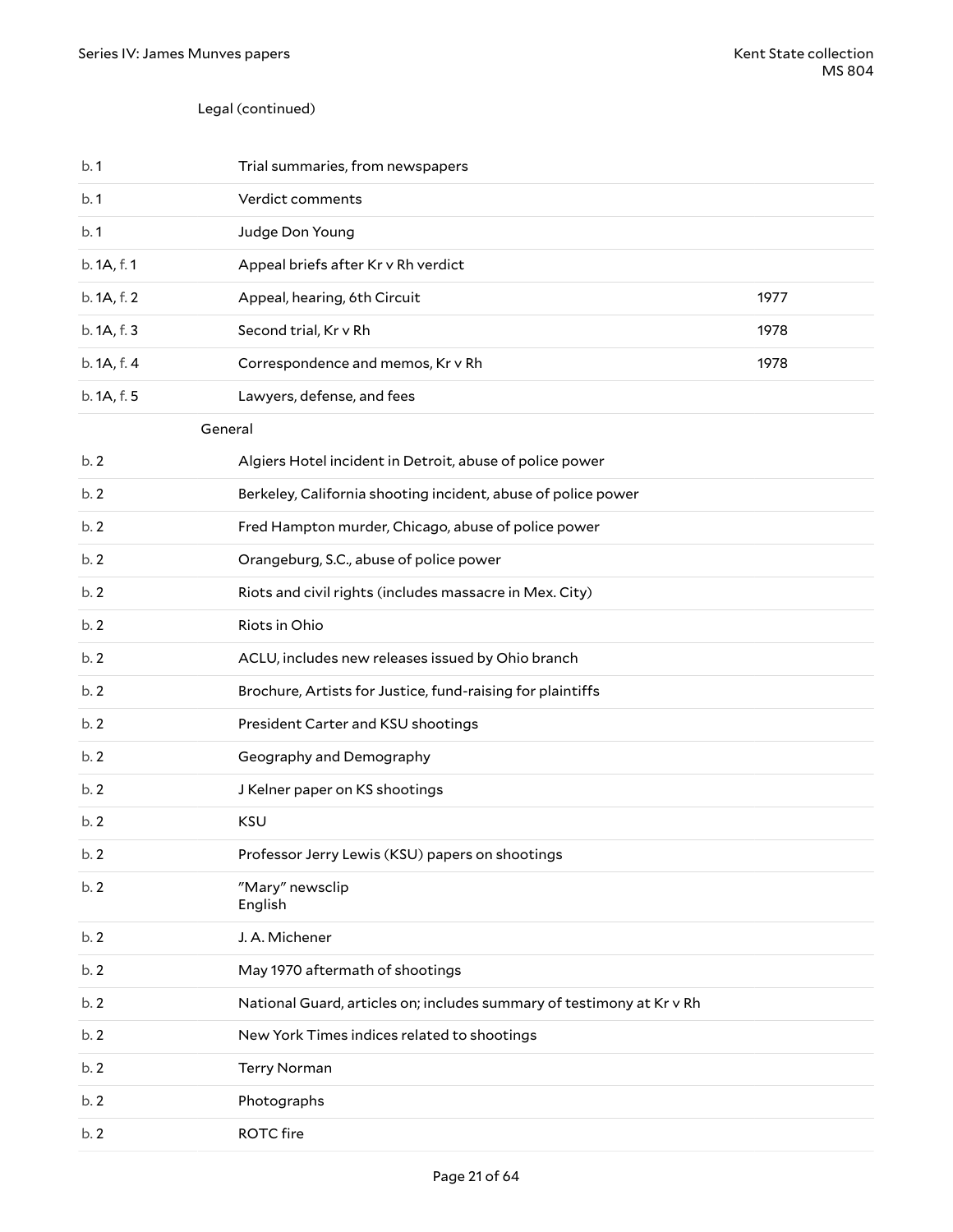Legal (continued)

| | | |
|---|---|---|
| b. 1 | Trial summaries, from newspapers | |
| b. 1 | Verdict comments | |
| b. 1 | Judge Don Young | |
| b. 1A, f. 1 | Appeal briefs after Kr v Rh verdict | |
| b. 1A, f. 2 | Appeal, hearing, 6th Circuit | 1977 |
| b. 1A, f. 3 | Second trial, Kr v Rh | 1978 |
| b. 1A, f. 4 | Correspondence and memos, Kr v Rh | 1978 |
| b. 1A, f. 5 | Lawyers, defense, and fees | |

General

| | | |
|---|---|---|
| b. 2 | Algiers Hotel incident in Detroit, abuse of police power | |
| b. 2 | Berkeley, California shooting incident, abuse of police power | |
| b. 2 | Fred Hampton murder, Chicago, abuse of police power | |
| b. 2 | Orangeburg, S.C., abuse of police power | |
| b. 2 | Riots and civil rights (includes massacre in Mex. City) | |
| b. 2 | Riots in Ohio | |
| b. 2 | ACLU, includes new releases issued by Ohio branch | |
| b. 2 | Brochure, Artists for Justice, fund-raising for plaintiffs | |
| b. 2 | President Carter and KSU shootings | |
| b. 2 | Geography and Demography | |
| b. 2 | J Kelner paper on KS shootings | |
| b. 2 | KSU | |
| b. 2 | Professor Jerry Lewis (KSU) papers on shootings | |
| b. 2 | "Mary" newsclip<br>English | |
| b. 2 | J. A. Michener | |
| b. 2 | May 1970 aftermath of shootings | |
| b. 2 | National Guard, articles on; includes summary of testimony at Kr v Rh | |
| b. 2 | New York Times indices related to shootings | |
| b. 2 | Terry Norman | |
| b. 2 | Photographs | |
| b. 2 | ROTC fire | |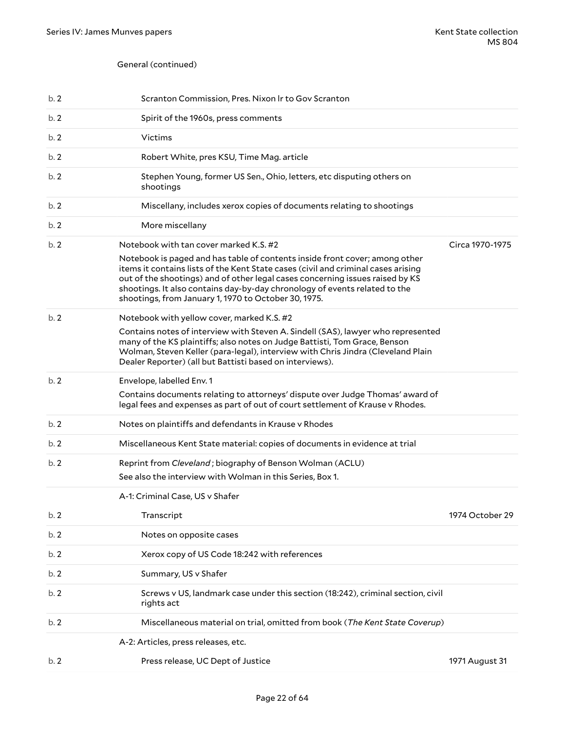General (continued)

| | | |
|---|---|---|
| b. 2 | Scranton Commission, Pres. Nixon lr to Gov Scranton | |
| b. 2 | Spirit of the 1960s, press comments | |
| b. 2 | Victims | |
| b. 2 | Robert White, pres KSU, Time Mag. article | |
| b. 2 | Stephen Young, former US Sen., Ohio, letters, etc disputing others on shootings | |
| b. 2 | Miscellany, includes xerox copies of documents relating to shootings | |
| b. 2 | More miscellany | |
| b. 2 | Notebook with tan cover marked K.S. #2<br>Notebook is paged and has table of contents inside front cover; among other items it contains lists of the Kent State cases (civil and criminal cases arising out of the shootings) and of other legal cases concerning issues raised by KS shootings. It also contains day-by-day chronology of events related to the shootings, from January 1, 1970 to October 30, 1975. | Circa 1970-1975 |
| b. 2 | Notebook with yellow cover, marked K.S. #2<br>Contains notes of interview with Steven A. Sindell (SAS), lawyer who represented many of the KS plaintiffs; also notes on Judge Battisti, Tom Grace, Benson Wolman, Steven Keller (para-legal), interview with Chris Jindra (Cleveland Plain Dealer Reporter) (all but Battisti based on interviews). | |
| b. 2 | Envelope, labelled Env. 1<br>Contains documents relating to attorneys' dispute over Judge Thomas' award of legal fees and expenses as part of out of court settlement of Krause v Rhodes. | |
| b. 2 | Notes on plaintiffs and defendants in Krause v Rhodes | |
| b. 2 | Miscellaneous Kent State material: copies of documents in evidence at trial | |
| b. 2 | Reprint from *Cleveland* ; biography of Benson Wolman (ACLU)<br>See also the interview with Wolman in this Series, Box 1. | |
| | **A-1: Criminal Case, US v Shafer** | |
| b. 2 | Transcript | 1974 October 29 |
| b. 2 | Notes on opposite cases | |
| b. 2 | Xerox copy of US Code 18:242 with references | |
| b. 2 | Summary, US v Shafer | |
| b. 2 | Screws v US, landmark case under this section (18:242), criminal section, civil rights act | |
| b. 2 | Miscellaneous material on trial, omitted from book (*The Kent State Coverup*) | |
| | **A-2: Articles, press releases, etc.** | |
| b. 2 | Press release, UC Dept of Justice | 1971 August 31 |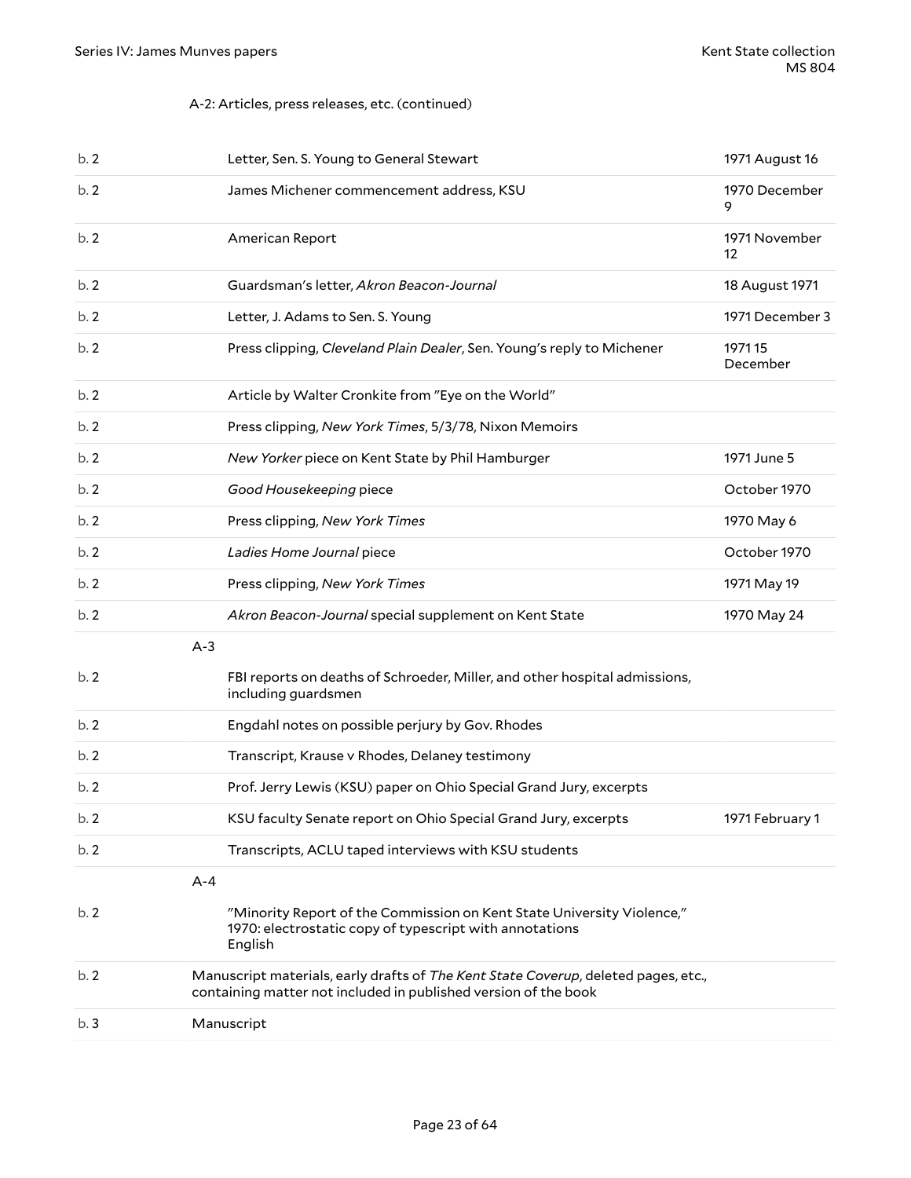A-2: Articles, press releases, etc. (continued)

| | | |
|---|---|---|
| b. 2 | Letter, Sen. S. Young to General Stewart | 1971 August 16 |
| b. 2 | James Michener commencement address, KSU | 1970 December 9 |
| b. 2 | American Report | 1971 November 12 |
| b. 2 | Guardsman's letter, *Akron Beacon-Journal* | 18 August 1971 |
| b. 2 | Letter, J. Adams to Sen. S. Young | 1971 December 3 |
| b. 2 | Press clipping, *Cleveland Plain Dealer*, Sen. Young's reply to Michener | 1971 15 December |
| b. 2 | Article by Walter Cronkite from "Eye on the World" | |
| b. 2 | Press clipping, *New York Times*, 5/3/78, Nixon Memoirs | |
| b. 2 | *New Yorker* piece on Kent State by Phil Hamburger | 1971 June 5 |
| b. 2 | *Good Housekeeping* piece | October 1970 |
| b. 2 | Press clipping, *New York Times* | 1970 May 6 |
| b. 2 | *Ladies Home Journal* piece | October 1970 |
| b. 2 | Press clipping, *New York Times* | 1971 May 19 |
| b. 2 | *Akron Beacon-Journal* special supplement on Kent State | 1970 May 24 |

A-3

| | | |
|---|---|---|
| b. 2 | FBI reports on deaths of Schroeder, Miller, and other hospital admissions, including guardsmen | |
| b. 2 | Engdahl notes on possible perjury by Gov. Rhodes | |
| b. 2 | Transcript, Krause v Rhodes, Delaney testimony | |
| b. 2 | Prof. Jerry Lewis (KSU) paper on Ohio Special Grand Jury, excerpts | |
| b. 2 | KSU faculty Senate report on Ohio Special Grand Jury, excerpts | 1971 February 1 |
| b. 2 | Transcripts, ACLU taped interviews with KSU students | |

A-4

| | | |
|---|---|---|
| b. 2 | "Minority Report of the Commission on Kent State University Violence," 1970: electrostatic copy of typescript with annotations<br>English | |
| b. 2 | Manuscript materials, early drafts of *The Kent State Coverup*, deleted pages, etc., containing matter not included in published version of the book | |
| b. 3 | Manuscript | |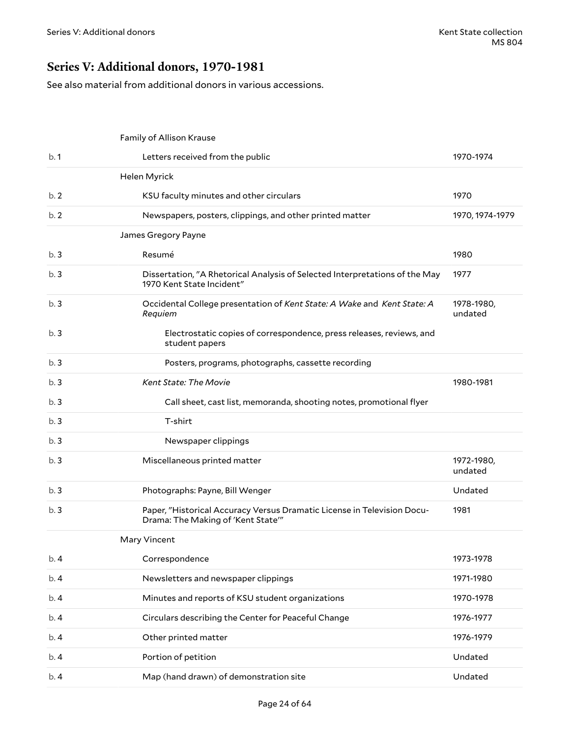## Series V: Additional donors, 1970-1981

See also material from additional donors in various accessions.

| | | |
|---|---|---|
| | Family of Allison Krause | |
| b. 1 | Letters received from the public | 1970-1974 |
| | Helen Myrick | |
| b. 2 | KSU faculty minutes and other circulars | 1970 |
| b. 2 | Newspapers, posters, clippings, and other printed matter | 1970, 1974-1979 |
| | James Gregory Payne | |
| b. 3 | Resumé | 1980 |
| b. 3 | Dissertation, "A Rhetorical Analysis of Selected Interpretations of the May 1970 Kent State Incident" | 1977 |
| b. 3 | Occidental College presentation of *Kent State: A Wake* and *Kent State: A Requiem* | 1978-1980, undated |
| b. 3 | Electrostatic copies of correspondence, press releases, reviews, and student papers | |
| b. 3 | Posters, programs, photographs, cassette recording | |
| b. 3 | *Kent State: The Movie* | 1980-1981 |
| b. 3 | Call sheet, cast list, memoranda, shooting notes, promotional flyer | |
| b. 3 | T-shirt | |
| b. 3 | Newspaper clippings | |
| b. 3 | Miscellaneous printed matter | 1972-1980, undated |
| b. 3 | Photographs: Payne, Bill Wenger | Undated |
| b. 3 | Paper, "Historical Accuracy Versus Dramatic License in Television Docu-Drama: The Making of 'Kent State'" | 1981 |
| | Mary Vincent | |
| b. 4 | Correspondence | 1973-1978 |
| b. 4 | Newsletters and newspaper clippings | 1971-1980 |
| b. 4 | Minutes and reports of KSU student organizations | 1970-1978 |
| b. 4 | Circulars describing the Center for Peaceful Change | 1976-1977 |
| b. 4 | Other printed matter | 1976-1979 |
| b. 4 | Portion of petition | Undated |
| b. 4 | Map (hand drawn) of demonstration site | Undated |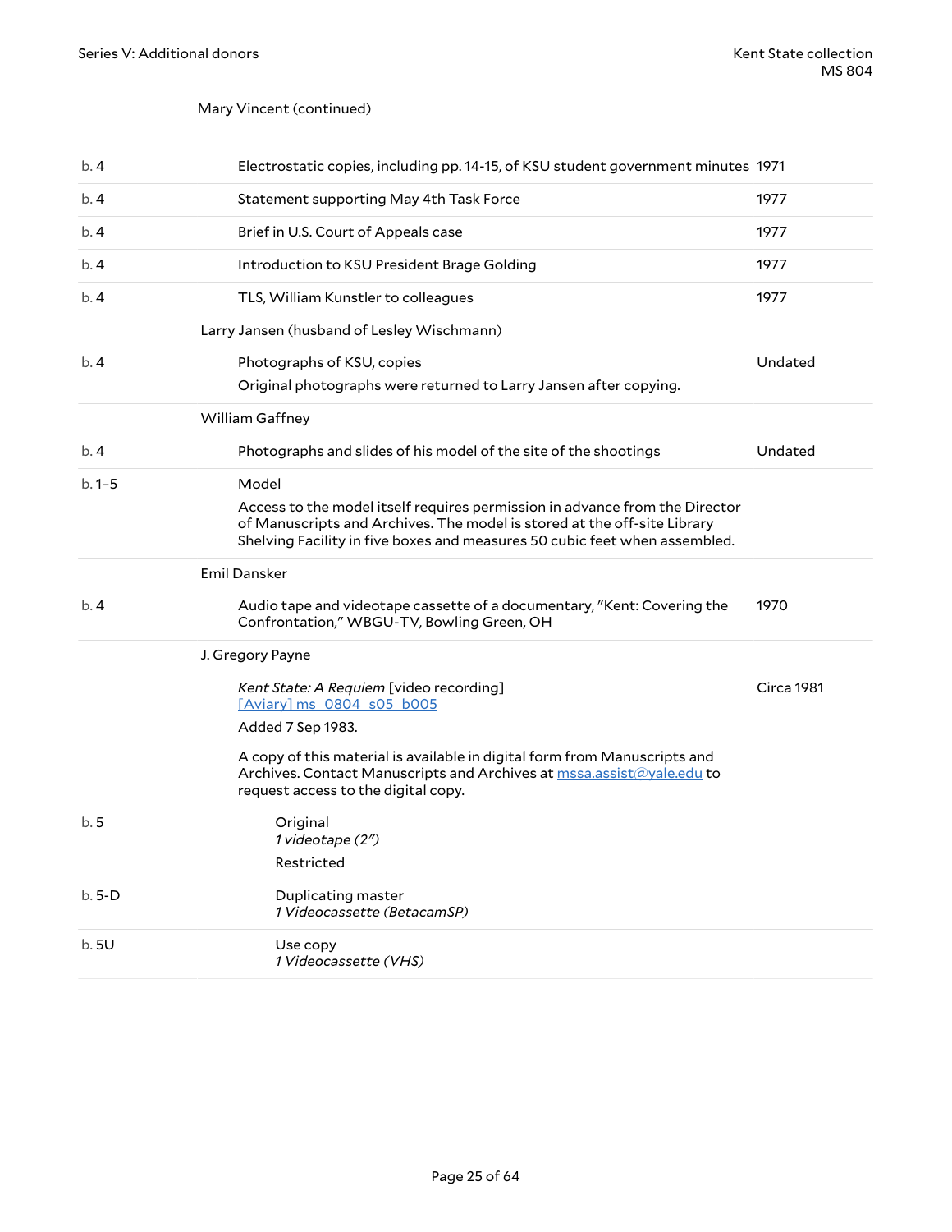Mary Vincent (continued)

| | | |
|---|---|---|
| b. 4 | Electrostatic copies, including pp. 14-15, of KSU student government minutes | 1971 |
| b. 4 | Statement supporting May 4th Task Force | 1977 |
| b. 4 | Brief in U.S. Court of Appeals case | 1977 |
| b. 4 | Introduction to KSU President Brage Golding | 1977 |
| b. 4 | TLS, William Kunstler to colleagues | 1977 |

Larry Jansen (husband of Lesley Wischmann)

| | | |
|---|---|---|
| b. 4 | Photographs of KSU, copies<br>Original photographs were returned to Larry Jansen after copying. | Undated |

William Gaffney

| | | |
|---|---|---|
| b. 4 | Photographs and slides of his model of the site of the shootings | Undated |
| b. 1–5 | Model<br>Access to the model itself requires permission in advance from the Director of Manuscripts and Archives. The model is stored at the off-site Library Shelving Facility in five boxes and measures 50 cubic feet when assembled. | |

Emil Dansker

| | | |
|---|---|---|
| b. 4 | Audio tape and videotape cassette of a documentary, "Kent: Covering the Confrontation," WBGU-TV, Bowling Green, OH | 1970 |

J. Gregory Payne

*Kent State: A Requiem* [video recording] — Circa 1981
[Aviary] ms_0804_s05_b005
Added 7 Sep 1983.

A copy of this material is available in digital form from Manuscripts and Archives. Contact Manuscripts and Archives at mssa.assist@yale.edu to request access to the digital copy.

| | |
|---|---|
| b. 5 | Original<br>*1 videotape (2")*<br>Restricted |
| b. 5-D | Duplicating master<br>*1 Videocassette (BetacamSP)* |
| b. 5U | Use copy<br>*1 Videocassette (VHS)* |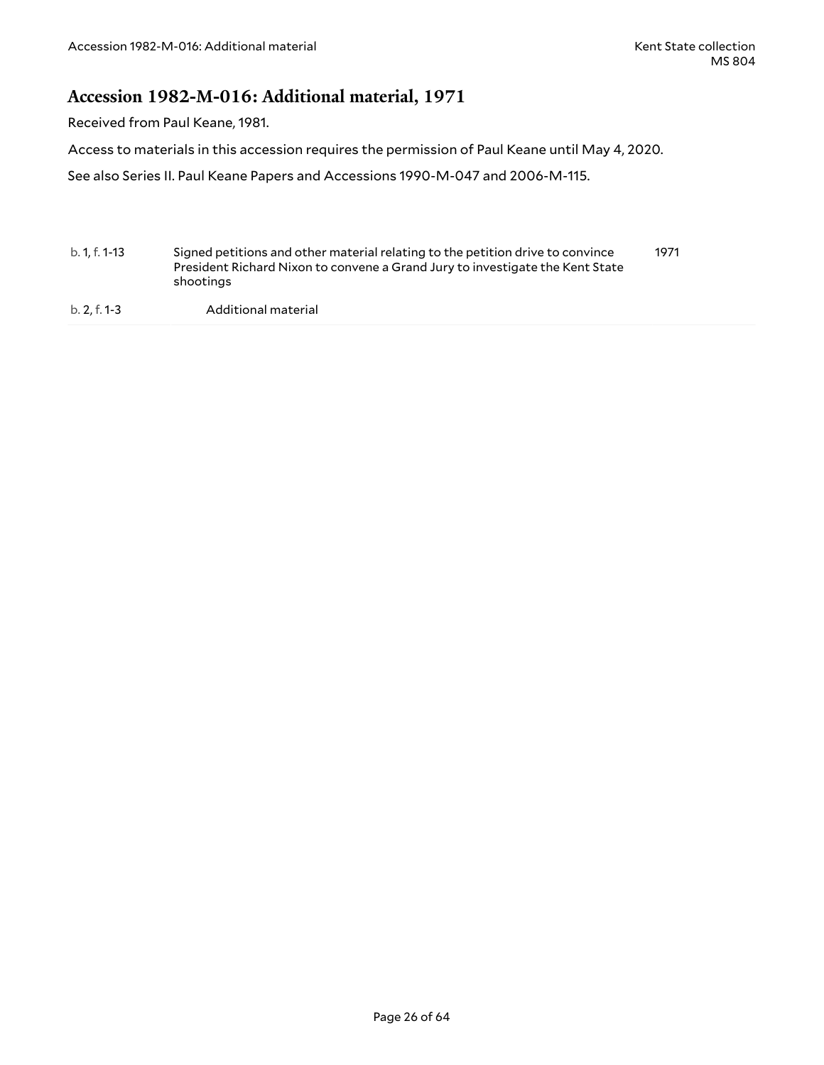## Accession 1982-M-016: Additional material, 1971

Received from Paul Keane, 1981.

Access to materials in this accession requires the permission of Paul Keane until May 4, 2020.

See also Series II. Paul Keane Papers and Accessions 1990-M-047 and 2006-M-115.

| | | |
|---|---|---|
| b. 1, f. 1-13 | Signed petitions and other material relating to the petition drive to convince President Richard Nixon to convene a Grand Jury to investigate the Kent State shootings | 1971 |
| b. 2, f. 1-3 | Additional material | |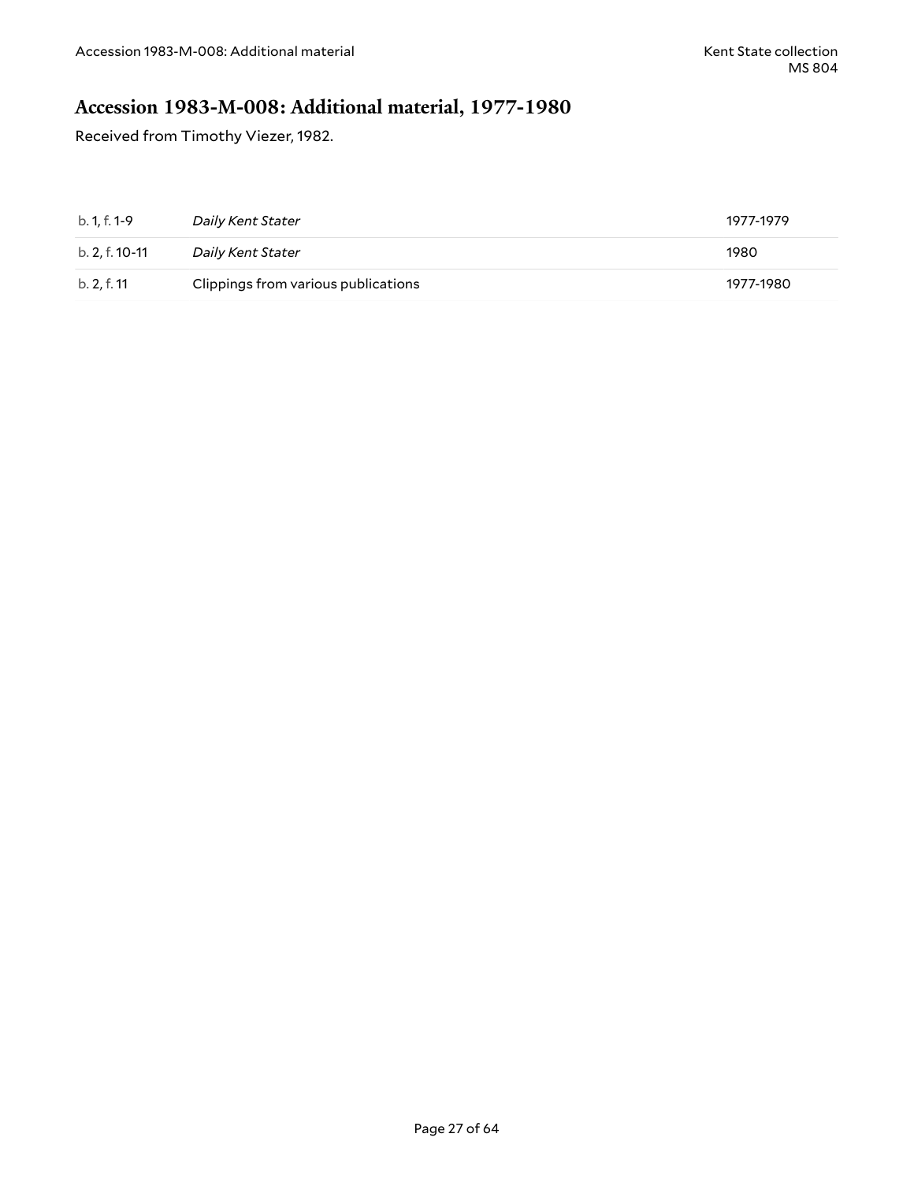## Accession 1983-M-008: Additional material, 1977-1980

Received from Timothy Viezer, 1982.

| | | |
|---|---|---|
| b. 1, f. 1-9 | *Daily Kent Stater* | 1977-1979 |
| b. 2, f. 10-11 | *Daily Kent Stater* | 1980 |
| b. 2, f. 11 | Clippings from various publications | 1977-1980 |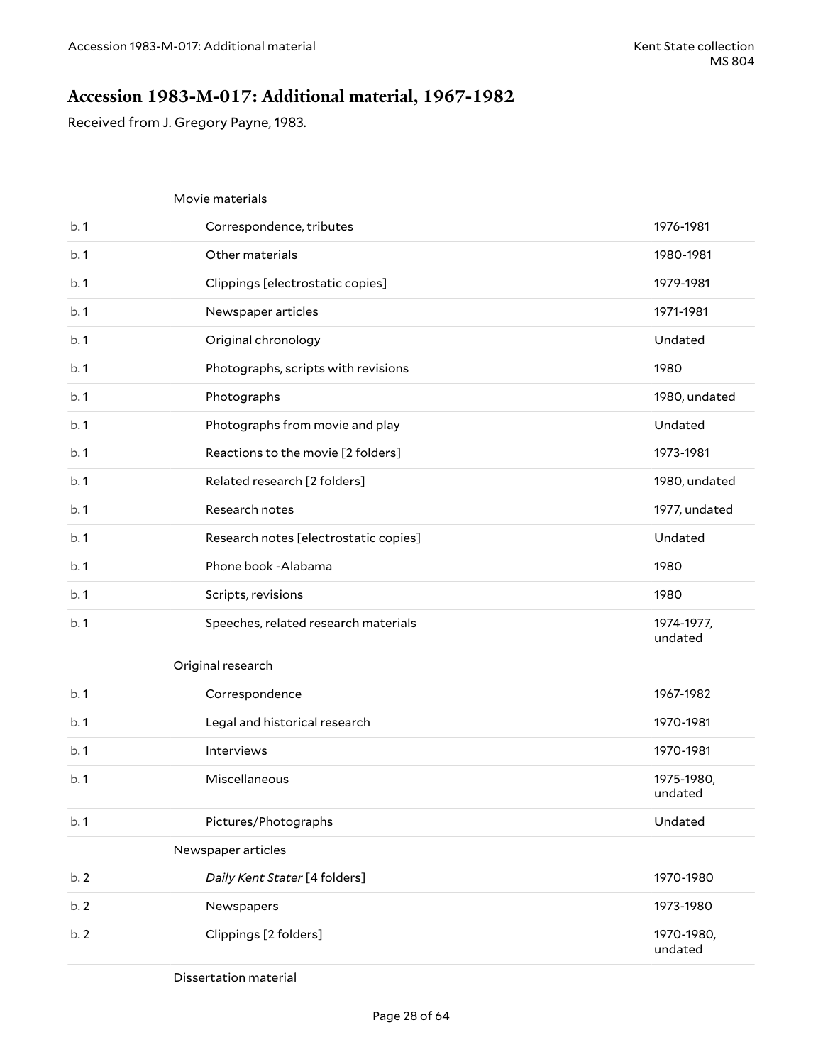## Accession 1983-M-017: Additional material, 1967-1982

Received from J. Gregory Payne, 1983.

| | | |
|---|---|---|
| | **Movie materials** | |
| b. 1 | Correspondence, tributes | 1976-1981 |
| b. 1 | Other materials | 1980-1981 |
| b. 1 | Clippings [electrostatic copies] | 1979-1981 |
| b. 1 | Newspaper articles | 1971-1981 |
| b. 1 | Original chronology | Undated |
| b. 1 | Photographs, scripts with revisions | 1980 |
| b. 1 | Photographs | 1980, undated |
| b. 1 | Photographs from movie and play | Undated |
| b. 1 | Reactions to the movie [2 folders] | 1973-1981 |
| b. 1 | Related research [2 folders] | 1980, undated |
| b. 1 | Research notes | 1977, undated |
| b. 1 | Research notes [electrostatic copies] | Undated |
| b. 1 | Phone book -Alabama | 1980 |
| b. 1 | Scripts, revisions | 1980 |
| b. 1 | Speeches, related research materials | 1974-1977, undated |
| | **Original research** | |
| b. 1 | Correspondence | 1967-1982 |
| b. 1 | Legal and historical research | 1970-1981 |
| b. 1 | Interviews | 1970-1981 |
| b. 1 | Miscellaneous | 1975-1980, undated |
| b. 1 | Pictures/Photographs | Undated |
| | **Newspaper articles** | |
| b. 2 | *Daily Kent Stater* [4 folders] | 1970-1980 |
| b. 2 | Newspapers | 1973-1980 |
| b. 2 | Clippings [2 folders] | 1970-1980, undated |
| | **Dissertation material** | |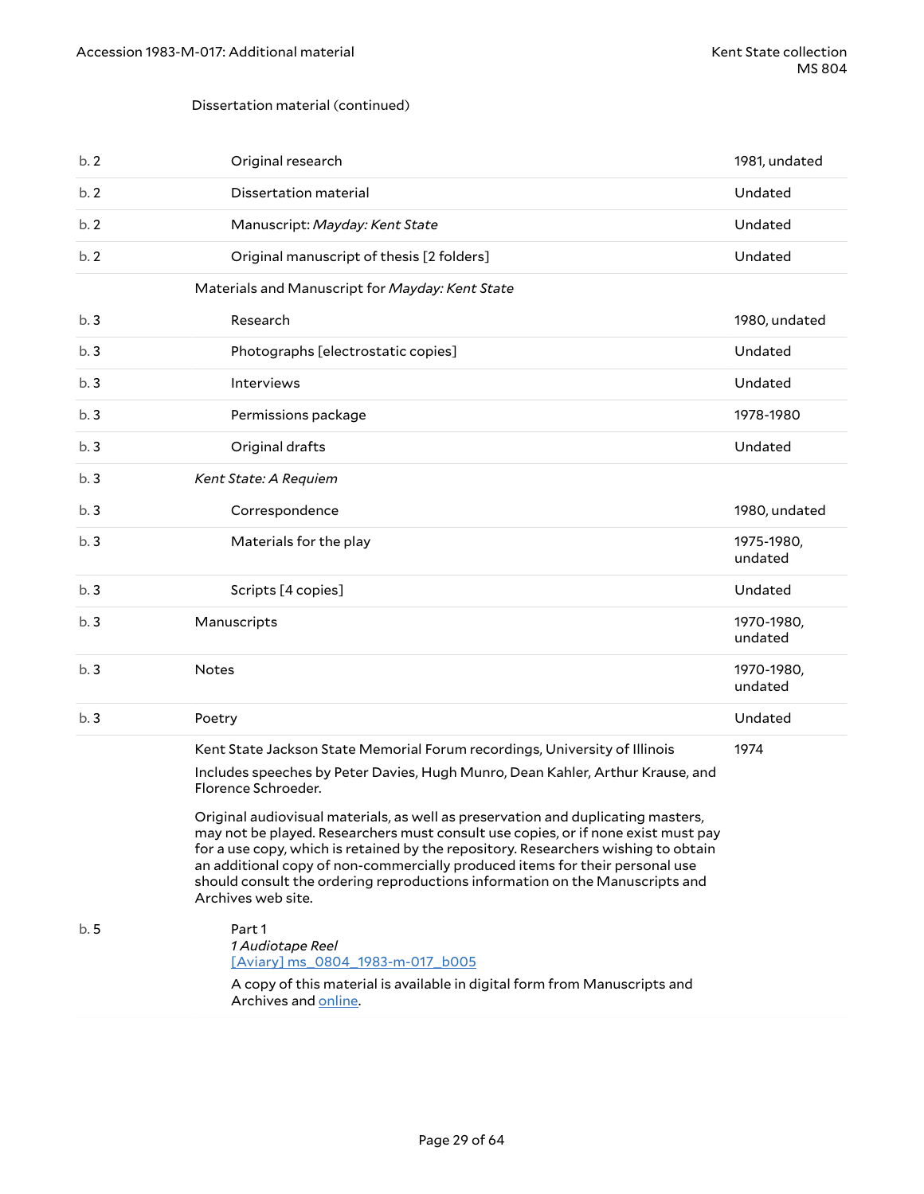Dissertation material (continued)

| Box | Description | Date |
|---|---|---|
| b. 2 | Original research | 1981, undated |
| b. 2 | Dissertation material | Undated |
| b. 2 | Manuscript: *Mayday: Kent State* | Undated |
| b. 2 | Original manuscript of thesis [2 folders] | Undated |
| | Materials and Manuscript for *Mayday: Kent State* | |
| b. 3 | Research | 1980, undated |
| b. 3 | Photographs [electrostatic copies] | Undated |
| b. 3 | Interviews | Undated |
| b. 3 | Permissions package | 1978-1980 |
| b. 3 | Original drafts | Undated |
| b. 3 | *Kent State: A Requiem* | |
| b. 3 | Correspondence | 1980, undated |
| b. 3 | Materials for the play | 1975-1980, undated |
| b. 3 | Scripts [4 copies] | Undated |
| b. 3 | Manuscripts | 1970-1980, undated |
| b. 3 | Notes | 1970-1980, undated |
| b. 3 | Poetry | Undated |

Kent State Jackson State Memorial Forum recordings, University of Illinois — 1974

Includes speeches by Peter Davies, Hugh Munro, Dean Kahler, Arthur Krause, and Florence Schroeder.

Original audiovisual materials, as well as preservation and duplicating masters, may not be played. Researchers must consult use copies, or if none exist must pay for a use copy, which is retained by the repository. Researchers wishing to obtain an additional copy of non-commercially produced items for their personal use should consult the ordering reproductions information on the Manuscripts and Archives web site.

b. 5 — Part 1
*1 Audiotape Reel*
[Aviary] ms_0804_1983-m-017_b005

A copy of this material is available in digital form from Manuscripts and Archives and online.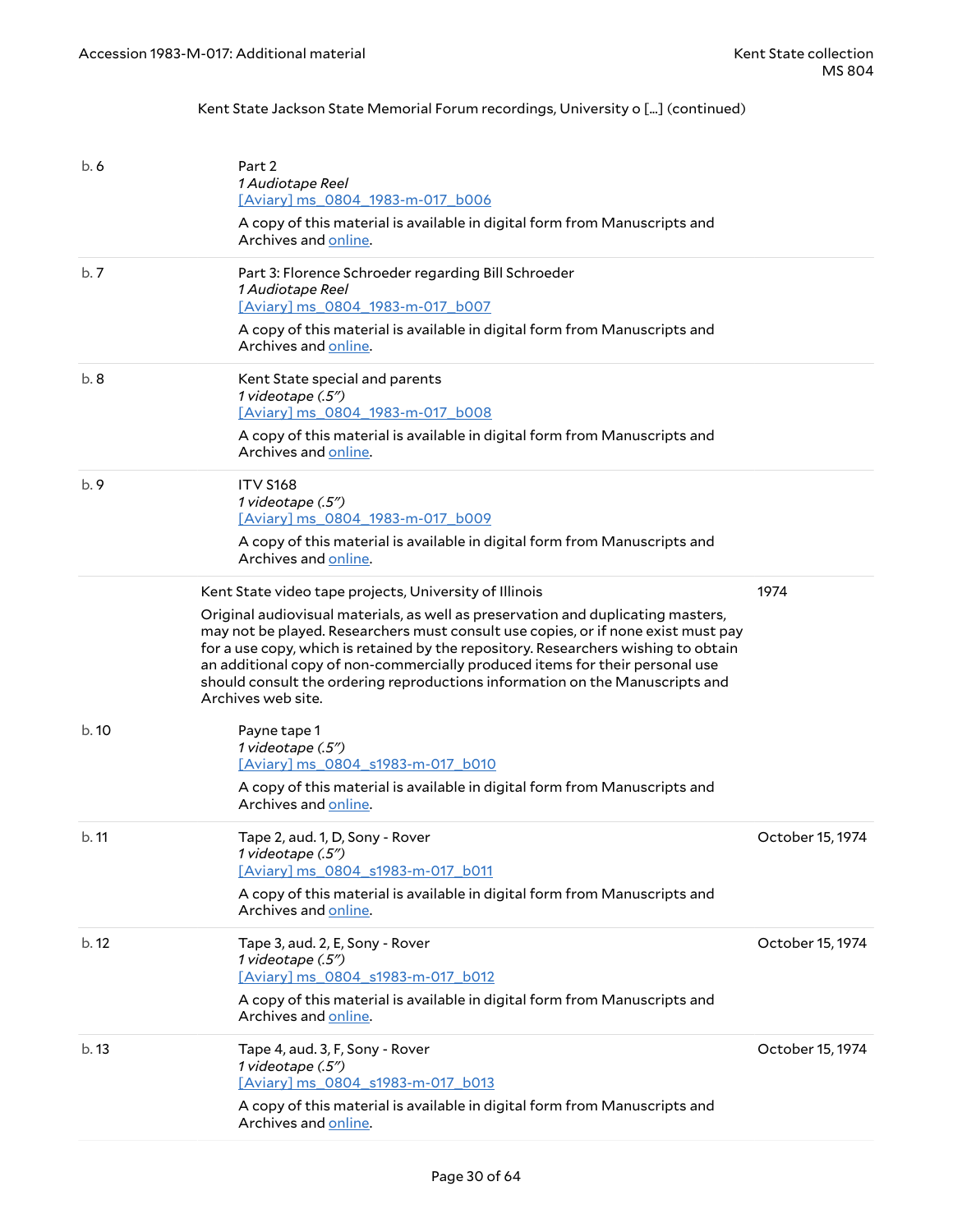Kent State Jackson State Memorial Forum recordings, University o [...] (continued)

b. 6

Part 2
*1 Audiotape Reel*
[Aviary] ms_0804_1983-m-017_b006

A copy of this material is available in digital form from Manuscripts and Archives and online.

b. 7

Part 3: Florence Schroeder regarding Bill Schroeder
*1 Audiotape Reel*
[Aviary] ms_0804_1983-m-017_b007

A copy of this material is available in digital form from Manuscripts and Archives and online.

b. 8

Kent State special and parents
*1 videotape (.5")*
[Aviary] ms_0804_1983-m-017_b008

A copy of this material is available in digital form from Manuscripts and Archives and online.

b. 9

ITV S168
*1 videotape (.5")*
[Aviary] ms_0804_1983-m-017_b009

A copy of this material is available in digital form from Manuscripts and Archives and online.

Kent State video tape projects, University of Illinois — 1974

Original audiovisual materials, as well as preservation and duplicating masters, may not be played. Researchers must consult use copies, or if none exist must pay for a use copy, which is retained by the repository. Researchers wishing to obtain an additional copy of non-commercially produced items for their personal use should consult the ordering reproductions information on the Manuscripts and Archives web site.

b. 10

Payne tape 1
*1 videotape (.5")*
[Aviary] ms_0804_s1983-m-017_b010

A copy of this material is available in digital form from Manuscripts and Archives and online.

b. 11

Tape 2, aud. 1, D, Sony - Rover — October 15, 1974
*1 videotape (.5")*
[Aviary] ms_0804_s1983-m-017_b011

A copy of this material is available in digital form from Manuscripts and Archives and online.

b. 12

Tape 3, aud. 2, E, Sony - Rover — October 15, 1974
*1 videotape (.5")*
[Aviary] ms_0804_s1983-m-017_b012

A copy of this material is available in digital form from Manuscripts and Archives and online.

b. 13

Tape 4, aud. 3, F, Sony - Rover — October 15, 1974
*1 videotape (.5")*
[Aviary] ms_0804_s1983-m-017_b013

A copy of this material is available in digital form from Manuscripts and Archives and online.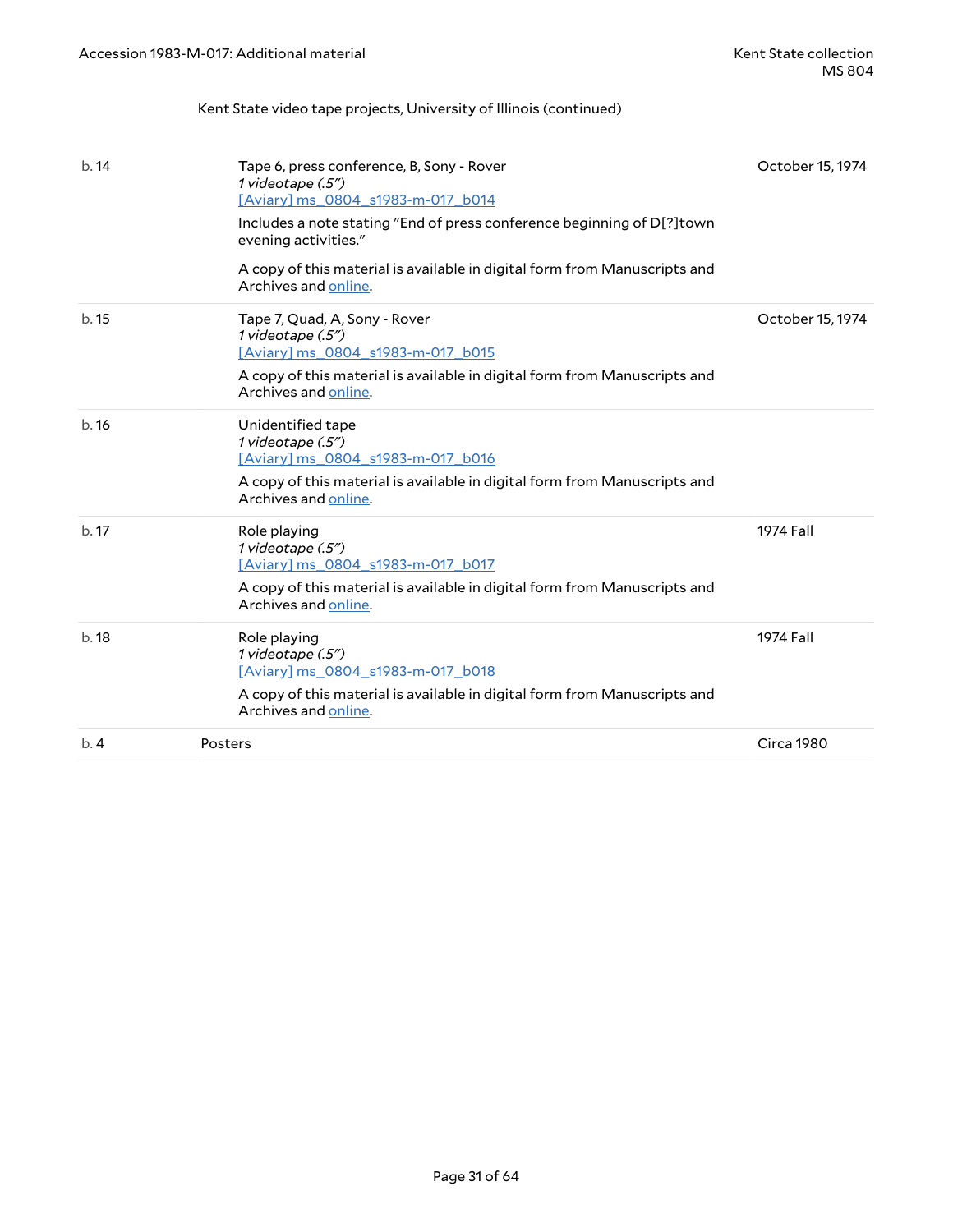Kent State video tape projects, University of Illinois (continued)

| | | |
|---|---|---|
| b. 14 | Tape 6, press conference, B, Sony - Rover<br>*1 videotape (.5")*<br>[Aviary] ms_0804_s1983-m-017_b014<br>Includes a note stating "End of press conference beginning of D[?]town evening activities."<br>A copy of this material is available in digital form from Manuscripts and Archives and online. | October 15, 1974 |
| b. 15 | Tape 7, Quad, A, Sony - Rover<br>*1 videotape (.5")*<br>[Aviary] ms_0804_s1983-m-017_b015<br>A copy of this material is available in digital form from Manuscripts and Archives and online. | October 15, 1974 |
| b. 16 | Unidentified tape<br>*1 videotape (.5")*<br>[Aviary] ms_0804_s1983-m-017_b016<br>A copy of this material is available in digital form from Manuscripts and Archives and online. | |
| b. 17 | Role playing<br>*1 videotape (.5")*<br>[Aviary] ms_0804_s1983-m-017_b017<br>A copy of this material is available in digital form from Manuscripts and Archives and online. | 1974 Fall |
| b. 18 | Role playing<br>*1 videotape (.5")*<br>[Aviary] ms_0804_s1983-m-017_b018<br>A copy of this material is available in digital form from Manuscripts and Archives and online. | 1974 Fall |
| b. 4 | Posters | Circa 1980 |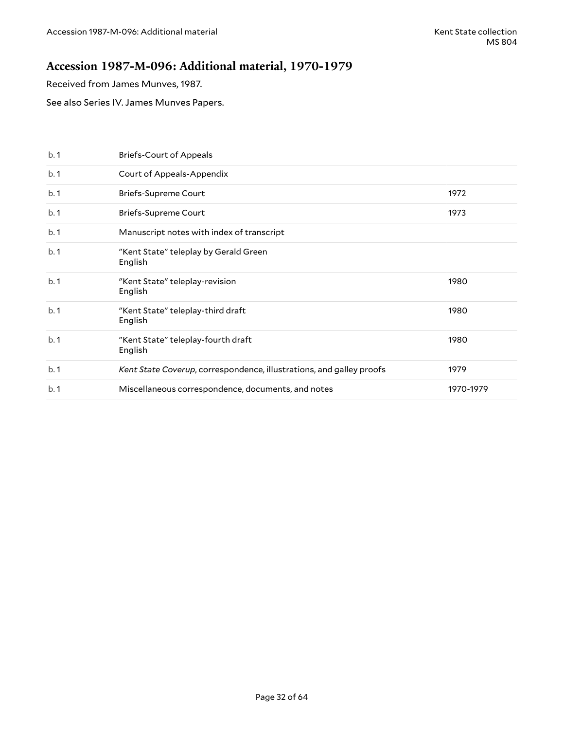## Accession 1987-M-096: Additional material, 1970-1979

Received from James Munves, 1987.

See also Series IV. James Munves Papers.

| | | |
|---|---|---|
| b. 1 | Briefs-Court of Appeals | |
| b. 1 | Court of Appeals-Appendix | |
| b. 1 | Briefs-Supreme Court | 1972 |
| b. 1 | Briefs-Supreme Court | 1973 |
| b. 1 | Manuscript notes with index of transcript | |
| b. 1 | "Kent State" teleplay by Gerald Green<br>English | |
| b. 1 | "Kent State" teleplay-revision<br>English | 1980 |
| b. 1 | "Kent State" teleplay-third draft<br>English | 1980 |
| b. 1 | "Kent State" teleplay-fourth draft<br>English | 1980 |
| b. 1 | *Kent State Coverup*, correspondence, illustrations, and galley proofs | 1979 |
| b. 1 | Miscellaneous correspondence, documents, and notes | 1970-1979 |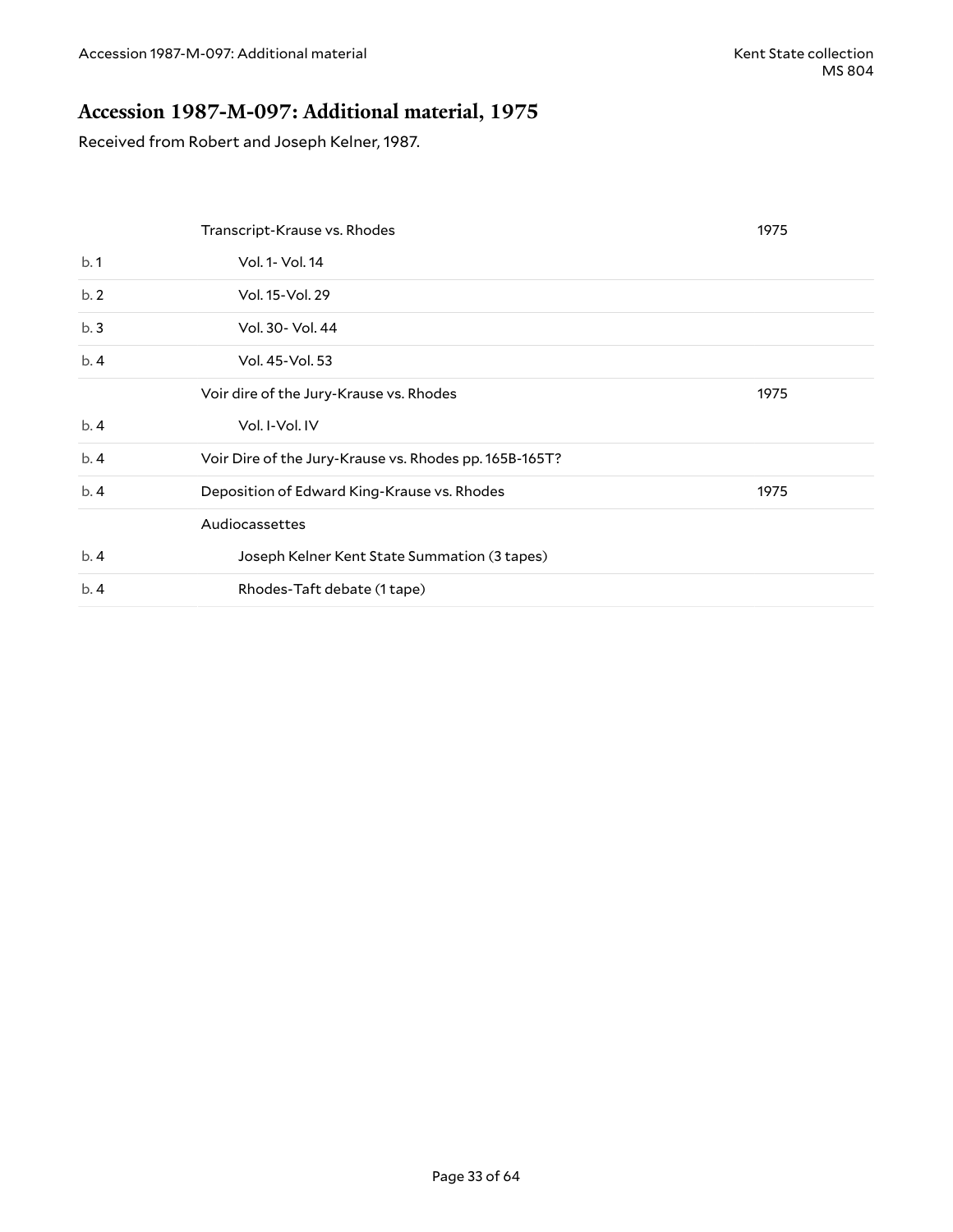## Accession 1987-M-097: Additional material, 1975

Received from Robert and Joseph Kelner, 1987.

| | | |
|---|---|---|
| | Transcript-Krause vs. Rhodes | 1975 |
| b. 1 | Vol. 1- Vol. 14 | |
| b. 2 | Vol. 15-Vol. 29 | |
| b. 3 | Vol. 30- Vol. 44 | |
| b. 4 | Vol. 45-Vol. 53 | |
| | Voir dire of the Jury-Krause vs. Rhodes | 1975 |
| b. 4 | Vol. I-Vol. IV | |
| b. 4 | Voir Dire of the Jury-Krause vs. Rhodes pp. 165B-165T? | |
| b. 4 | Deposition of Edward King-Krause vs. Rhodes | 1975 |
| | Audiocassettes | |
| b. 4 | Joseph Kelner Kent State Summation (3 tapes) | |
| b. 4 | Rhodes-Taft debate (1 tape) | |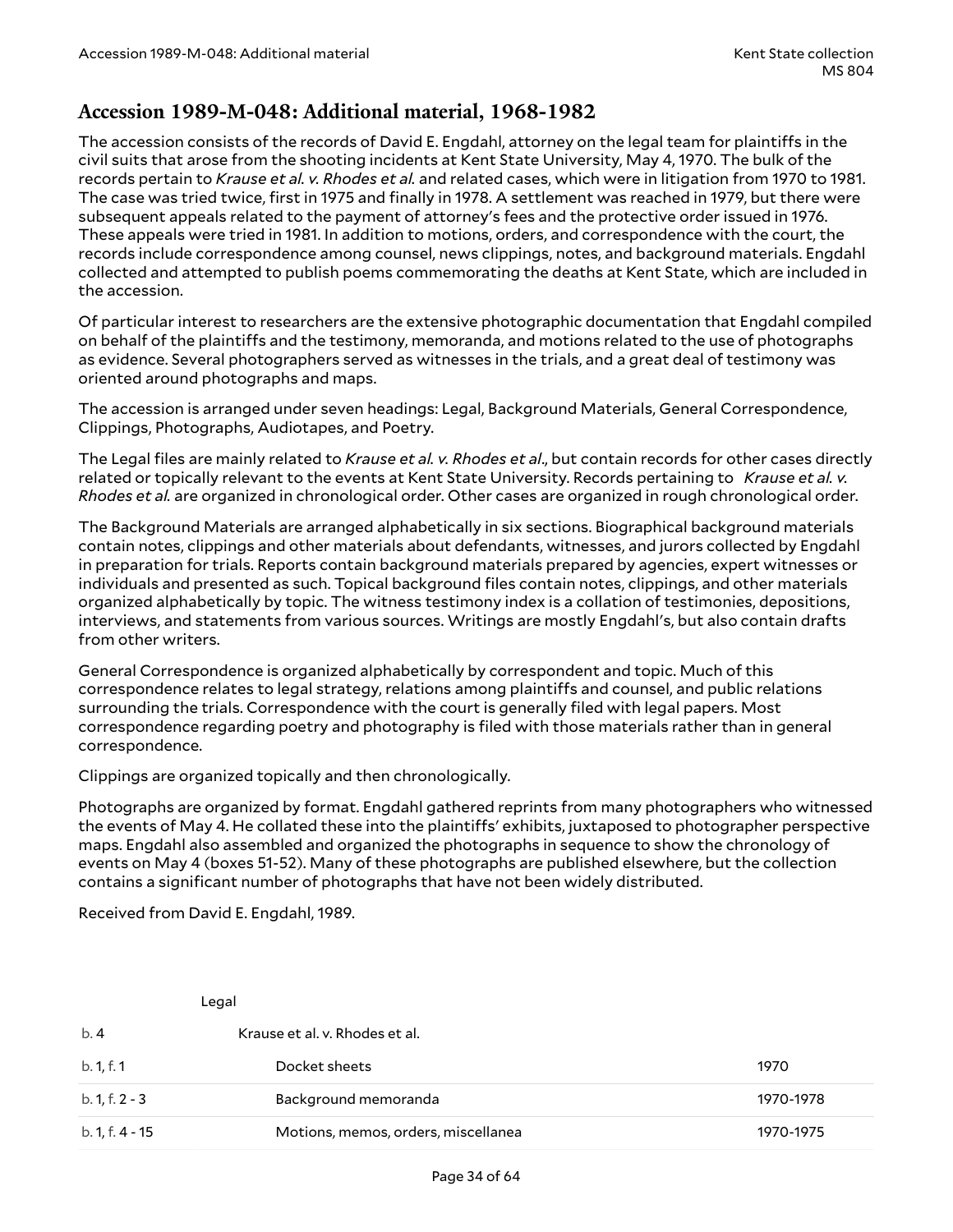## Accession 1989-M-048: Additional material, 1968-1982

The accession consists of the records of David E. Engdahl, attorney on the legal team for plaintiffs in the civil suits that arose from the shooting incidents at Kent State University, May 4, 1970. The bulk of the records pertain to *Krause et al. v. Rhodes et al.* and related cases, which were in litigation from 1970 to 1981. The case was tried twice, first in 1975 and finally in 1978. A settlement was reached in 1979, but there were subsequent appeals related to the payment of attorney's fees and the protective order issued in 1976. These appeals were tried in 1981. In addition to motions, orders, and correspondence with the court, the records include correspondence among counsel, news clippings, notes, and background materials. Engdahl collected and attempted to publish poems commemorating the deaths at Kent State, which are included in the accession.

Of particular interest to researchers are the extensive photographic documentation that Engdahl compiled on behalf of the plaintiffs and the testimony, memoranda, and motions related to the use of photographs as evidence. Several photographers served as witnesses in the trials, and a great deal of testimony was oriented around photographs and maps.

The accession is arranged under seven headings: Legal, Background Materials, General Correspondence, Clippings, Photographs, Audiotapes, and Poetry.

The Legal files are mainly related to *Krause et al. v. Rhodes et al.*, but contain records for other cases directly related or topically relevant to the events at Kent State University. Records pertaining to *Krause et al. v. Rhodes et al.* are organized in chronological order. Other cases are organized in rough chronological order.

The Background Materials are arranged alphabetically in six sections. Biographical background materials contain notes, clippings and other materials about defendants, witnesses, and jurors collected by Engdahl in preparation for trials. Reports contain background materials prepared by agencies, expert witnesses or individuals and presented as such. Topical background files contain notes, clippings, and other materials organized alphabetically by topic. The witness testimony index is a collation of testimonies, depositions, interviews, and statements from various sources. Writings are mostly Engdahl's, but also contain drafts from other writers.

General Correspondence is organized alphabetically by correspondent and topic. Much of this correspondence relates to legal strategy, relations among plaintiffs and counsel, and public relations surrounding the trials. Correspondence with the court is generally filed with legal papers. Most correspondence regarding poetry and photography is filed with those materials rather than in general correspondence.

Clippings are organized topically and then chronologically.

Photographs are organized by format. Engdahl gathered reprints from many photographers who witnessed the events of May 4. He collated these into the plaintiffs' exhibits, juxtaposed to photographer perspective maps. Engdahl also assembled and organized the photographs in sequence to show the chronology of events on May 4 (boxes 51-52). Many of these photographs are published elsewhere, but the collection contains a significant number of photographs that have not been widely distributed.

Received from David E. Engdahl, 1989.

| | | |
|---|---|---|
| | Legal | |
| b. 4 | Krause et al. v. Rhodes et al. | |
| b. 1, f. 1 | Docket sheets | 1970 |
| b. 1, f. 2 - 3 | Background memoranda | 1970-1978 |
| b. 1, f. 4 - 15 | Motions, memos, orders, miscellanea | 1970-1975 |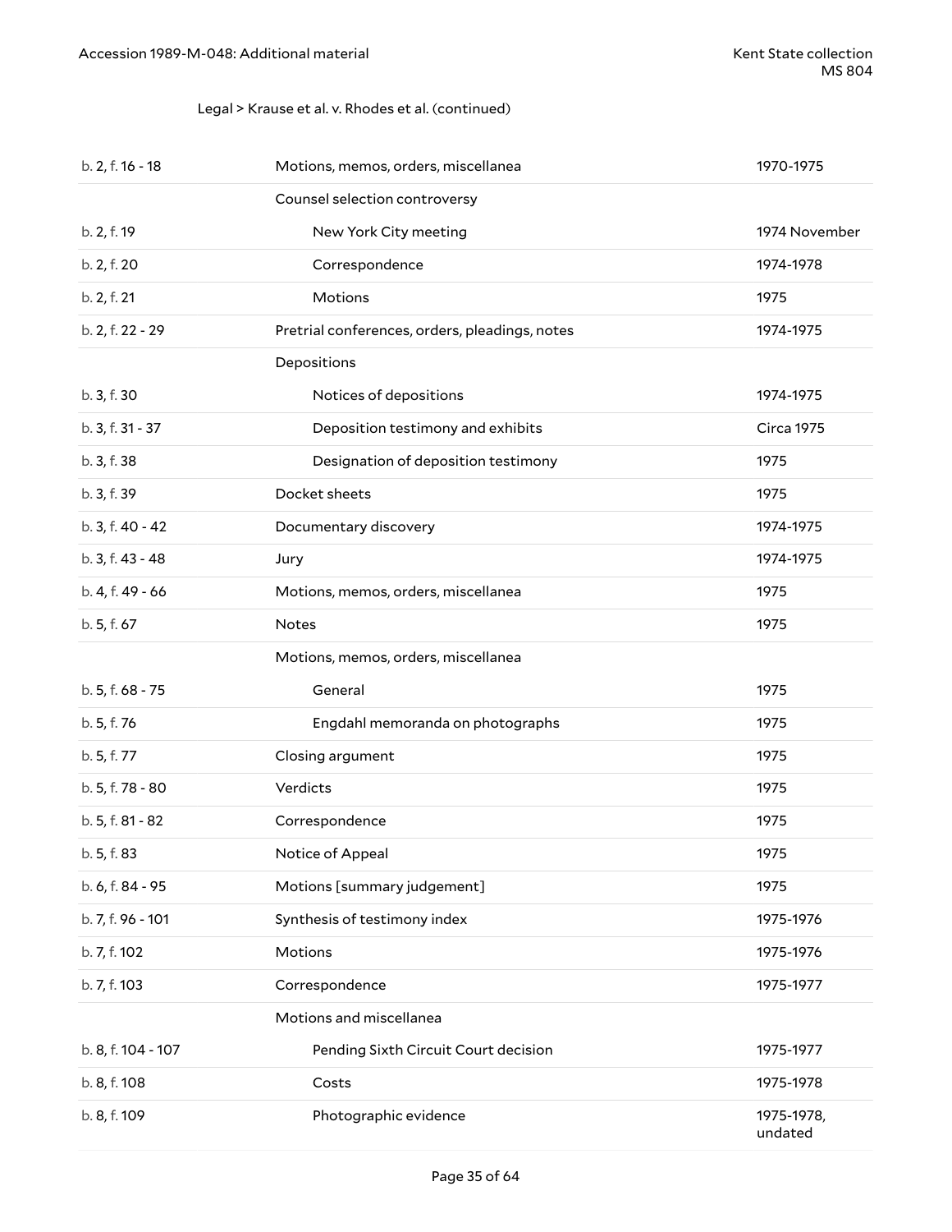Legal > Krause et al. v. Rhodes et al. (continued)

| | | |
|---|---|---|
| b. 2, f. 16 - 18 | Motions, memos, orders, miscellanea | 1970-1975 |
| | Counsel selection controversy | |
| b. 2, f. 19 | New York City meeting | 1974 November |
| b. 2, f. 20 | Correspondence | 1974-1978 |
| b. 2, f. 21 | Motions | 1975 |
| b. 2, f. 22 - 29 | Pretrial conferences, orders, pleadings, notes | 1974-1975 |
| | Depositions | |
| b. 3, f. 30 | Notices of depositions | 1974-1975 |
| b. 3, f. 31 - 37 | Deposition testimony and exhibits | Circa 1975 |
| b. 3, f. 38 | Designation of deposition testimony | 1975 |
| b. 3, f. 39 | Docket sheets | 1975 |
| b. 3, f. 40 - 42 | Documentary discovery | 1974-1975 |
| b. 3, f. 43 - 48 | Jury | 1974-1975 |
| b. 4, f. 49 - 66 | Motions, memos, orders, miscellanea | 1975 |
| b. 5, f. 67 | Notes | 1975 |
| | Motions, memos, orders, miscellanea | |
| b. 5, f. 68 - 75 | General | 1975 |
| b. 5, f. 76 | Engdahl memoranda on photographs | 1975 |
| b. 5, f. 77 | Closing argument | 1975 |
| b. 5, f. 78 - 80 | Verdicts | 1975 |
| b. 5, f. 81 - 82 | Correspondence | 1975 |
| b. 5, f. 83 | Notice of Appeal | 1975 |
| b. 6, f. 84 - 95 | Motions [summary judgement] | 1975 |
| b. 7, f. 96 - 101 | Synthesis of testimony index | 1975-1976 |
| b. 7, f. 102 | Motions | 1975-1976 |
| b. 7, f. 103 | Correspondence | 1975-1977 |
| | Motions and miscellanea | |
| b. 8, f. 104 - 107 | Pending Sixth Circuit Court decision | 1975-1977 |
| b. 8, f. 108 | Costs | 1975-1978 |
| b. 8, f. 109 | Photographic evidence | 1975-1978, undated |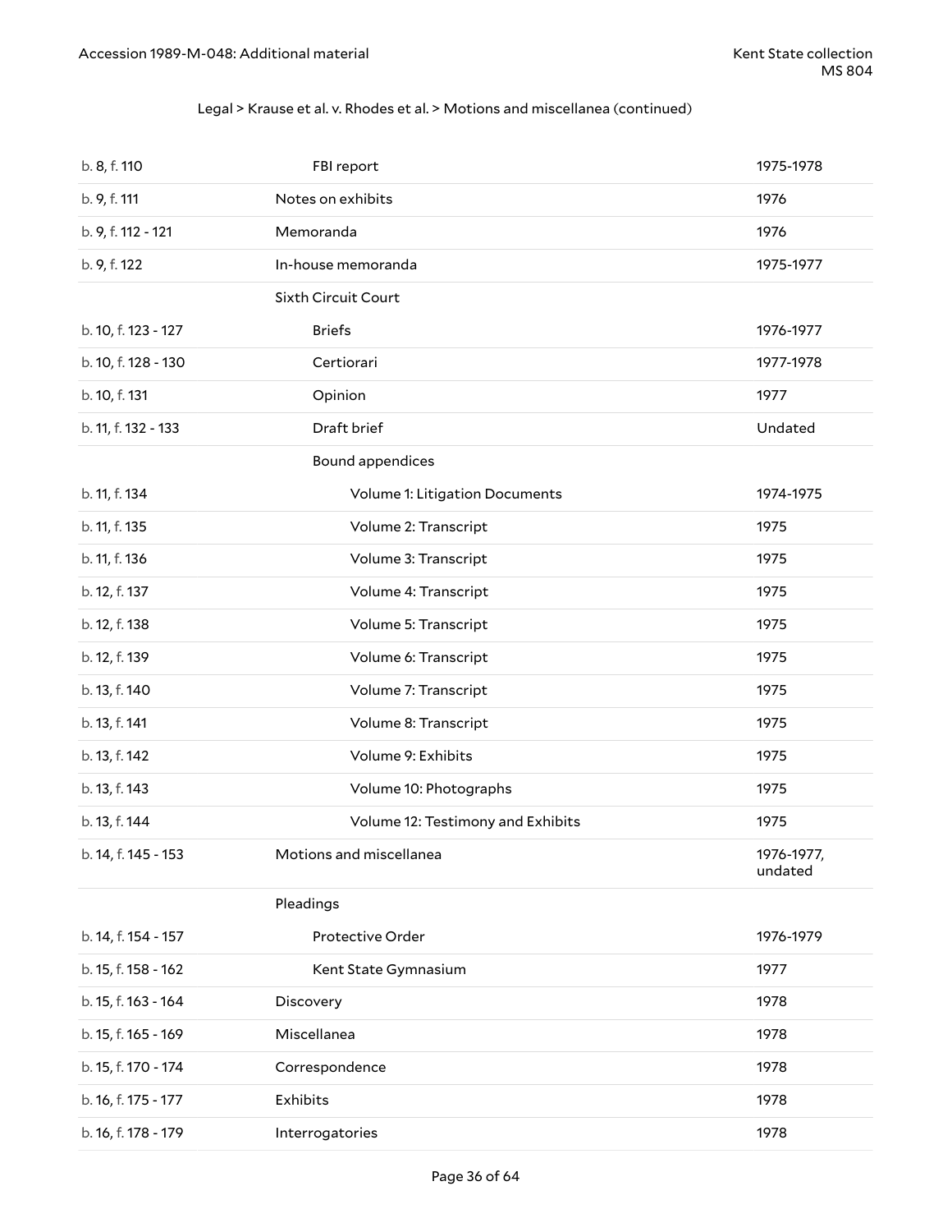Legal > Krause et al. v. Rhodes et al. > Motions and miscellanea (continued)

| | | |
|---|---|---|
| b. 8, f. 110 | FBI report | 1975-1978 |
| b. 9, f. 111 | Notes on exhibits | 1976 |
| b. 9, f. 112 - 121 | Memoranda | 1976 |
| b. 9, f. 122 | In-house memoranda | 1975-1977 |
| | Sixth Circuit Court | |
| b. 10, f. 123 - 127 | Briefs | 1976-1977 |
| b. 10, f. 128 - 130 | Certiorari | 1977-1978 |
| b. 10, f. 131 | Opinion | 1977 |
| b. 11, f. 132 - 133 | Draft brief | Undated |
| | Bound appendices | |
| b. 11, f. 134 | Volume 1: Litigation Documents | 1974-1975 |
| b. 11, f. 135 | Volume 2: Transcript | 1975 |
| b. 11, f. 136 | Volume 3: Transcript | 1975 |
| b. 12, f. 137 | Volume 4: Transcript | 1975 |
| b. 12, f. 138 | Volume 5: Transcript | 1975 |
| b. 12, f. 139 | Volume 6: Transcript | 1975 |
| b. 13, f. 140 | Volume 7: Transcript | 1975 |
| b. 13, f. 141 | Volume 8: Transcript | 1975 |
| b. 13, f. 142 | Volume 9: Exhibits | 1975 |
| b. 13, f. 143 | Volume 10: Photographs | 1975 |
| b. 13, f. 144 | Volume 12: Testimony and Exhibits | 1975 |
| b. 14, f. 145 - 153 | Motions and miscellanea | 1976-1977, undated |
| | Pleadings | |
| b. 14, f. 154 - 157 | Protective Order | 1976-1979 |
| b. 15, f. 158 - 162 | Kent State Gymnasium | 1977 |
| b. 15, f. 163 - 164 | Discovery | 1978 |
| b. 15, f. 165 - 169 | Miscellanea | 1978 |
| b. 15, f. 170 - 174 | Correspondence | 1978 |
| b. 16, f. 175 - 177 | Exhibits | 1978 |
| b. 16, f. 178 - 179 | Interrogatories | 1978 |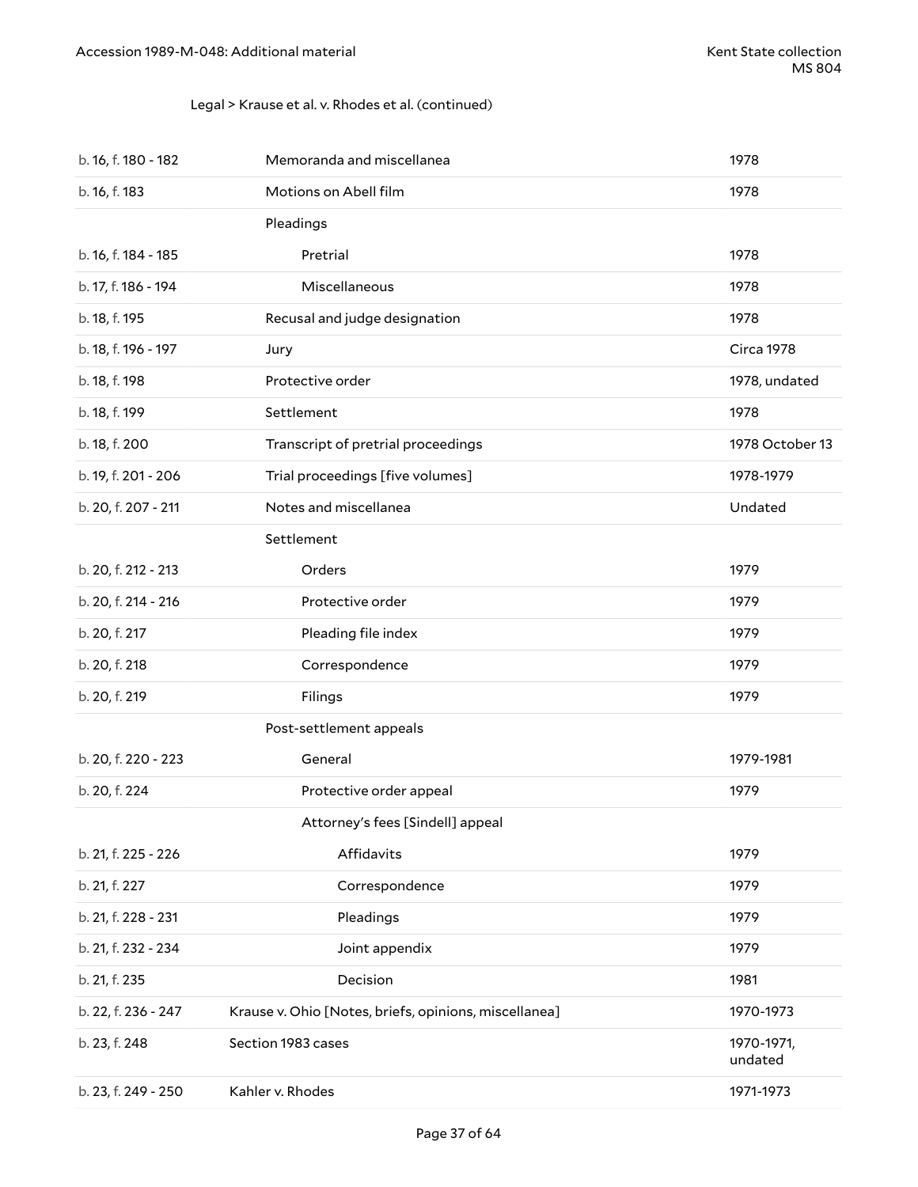Legal > Krause et al. v. Rhodes et al. (continued)

| Location | Title | Date |
| --- | --- | --- |
| b. 16, f. 180 - 182 | Memoranda and miscellanea | 1978 |
| b. 16, f. 183 | Motions on Abell film | 1978 |
| | Pleadings | |
| b. 16, f. 184 - 185 | Pretrial | 1978 |
| b. 17, f. 186 - 194 | Miscellaneous | 1978 |
| b. 18, f. 195 | Recusal and judge designation | 1978 |
| b. 18, f. 196 - 197 | Jury | Circa 1978 |
| b. 18, f. 198 | Protective order | 1978, undated |
| b. 18, f. 199 | Settlement | 1978 |
| b. 18, f. 200 | Transcript of pretrial proceedings | 1978 October 13 |
| b. 19, f. 201 - 206 | Trial proceedings [five volumes] | 1978-1979 |
| b. 20, f. 207 - 211 | Notes and miscellanea | Undated |
| | Settlement | |
| b. 20, f. 212 - 213 | Orders | 1979 |
| b. 20, f. 214 - 216 | Protective order | 1979 |
| b. 20, f. 217 | Pleading file index | 1979 |
| b. 20, f. 218 | Correspondence | 1979 |
| b. 20, f. 219 | Filings | 1979 |
| | Post-settlement appeals | |
| b. 20, f. 220 - 223 | General | 1979-1981 |
| b. 20, f. 224 | Protective order appeal | 1979 |
| | Attorney's fees [Sindell] appeal | |
| b. 21, f. 225 - 226 | Affidavits | 1979 |
| b. 21, f. 227 | Correspondence | 1979 |
| b. 21, f. 228 - 231 | Pleadings | 1979 |
| b. 21, f. 232 - 234 | Joint appendix | 1979 |
| b. 21, f. 235 | Decision | 1981 |
| b. 22, f. 236 - 247 | Krause v. Ohio [Notes, briefs, opinions, miscellanea] | 1970-1973 |
| b. 23, f. 248 | Section 1983 cases | 1970-1971, undated |
| b. 23, f. 249 - 250 | Kahler v. Rhodes | 1971-1973 |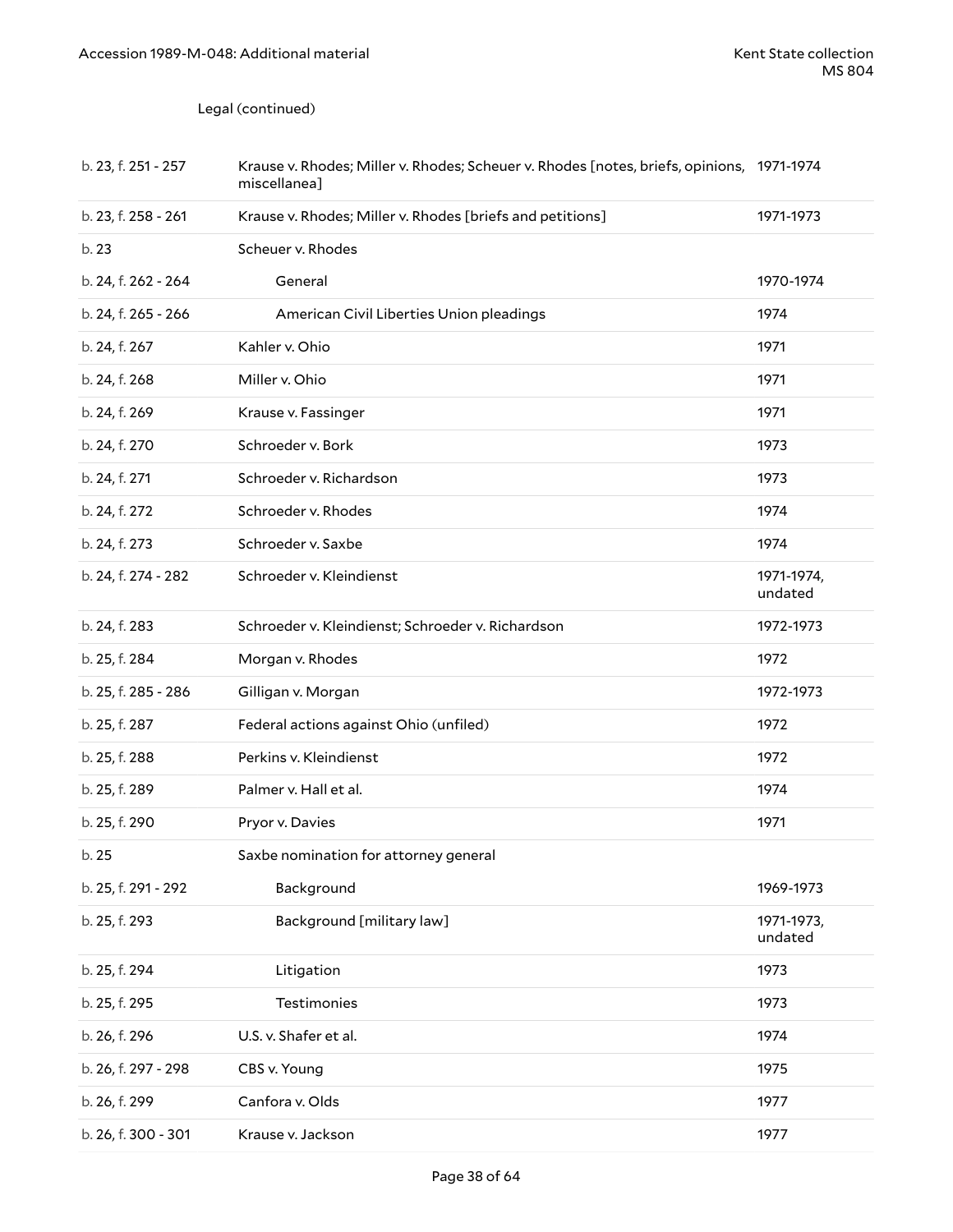Legal (continued)

| | | |
|---|---|---|
| b. 23, f. 251 - 257 | Krause v. Rhodes; Miller v. Rhodes; Scheuer v. Rhodes [notes, briefs, opinions, miscellanea] | 1971-1974 |
| b. 23, f. 258 - 261 | Krause v. Rhodes; Miller v. Rhodes [briefs and petitions] | 1971-1973 |
| b. 23 | Scheuer v. Rhodes | |
| b. 24, f. 262 - 264 | General | 1970-1974 |
| b. 24, f. 265 - 266 | American Civil Liberties Union pleadings | 1974 |
| b. 24, f. 267 | Kahler v. Ohio | 1971 |
| b. 24, f. 268 | Miller v. Ohio | 1971 |
| b. 24, f. 269 | Krause v. Fassinger | 1971 |
| b. 24, f. 270 | Schroeder v. Bork | 1973 |
| b. 24, f. 271 | Schroeder v. Richardson | 1973 |
| b. 24, f. 272 | Schroeder v. Rhodes | 1974 |
| b. 24, f. 273 | Schroeder v. Saxbe | 1974 |
| b. 24, f. 274 - 282 | Schroeder v. Kleindienst | 1971-1974, undated |
| b. 24, f. 283 | Schroeder v. Kleindienst; Schroeder v. Richardson | 1972-1973 |
| b. 25, f. 284 | Morgan v. Rhodes | 1972 |
| b. 25, f. 285 - 286 | Gilligan v. Morgan | 1972-1973 |
| b. 25, f. 287 | Federal actions against Ohio (unfiled) | 1972 |
| b. 25, f. 288 | Perkins v. Kleindienst | 1972 |
| b. 25, f. 289 | Palmer v. Hall et al. | 1974 |
| b. 25, f. 290 | Pryor v. Davies | 1971 |
| b. 25 | Saxbe nomination for attorney general | |
| b. 25, f. 291 - 292 | Background | 1969-1973 |
| b. 25, f. 293 | Background [military law] | 1971-1973, undated |
| b. 25, f. 294 | Litigation | 1973 |
| b. 25, f. 295 | Testimonies | 1973 |
| b. 26, f. 296 | U.S. v. Shafer et al. | 1974 |
| b. 26, f. 297 - 298 | CBS v. Young | 1975 |
| b. 26, f. 299 | Canfora v. Olds | 1977 |
| b. 26, f. 300 - 301 | Krause v. Jackson | 1977 |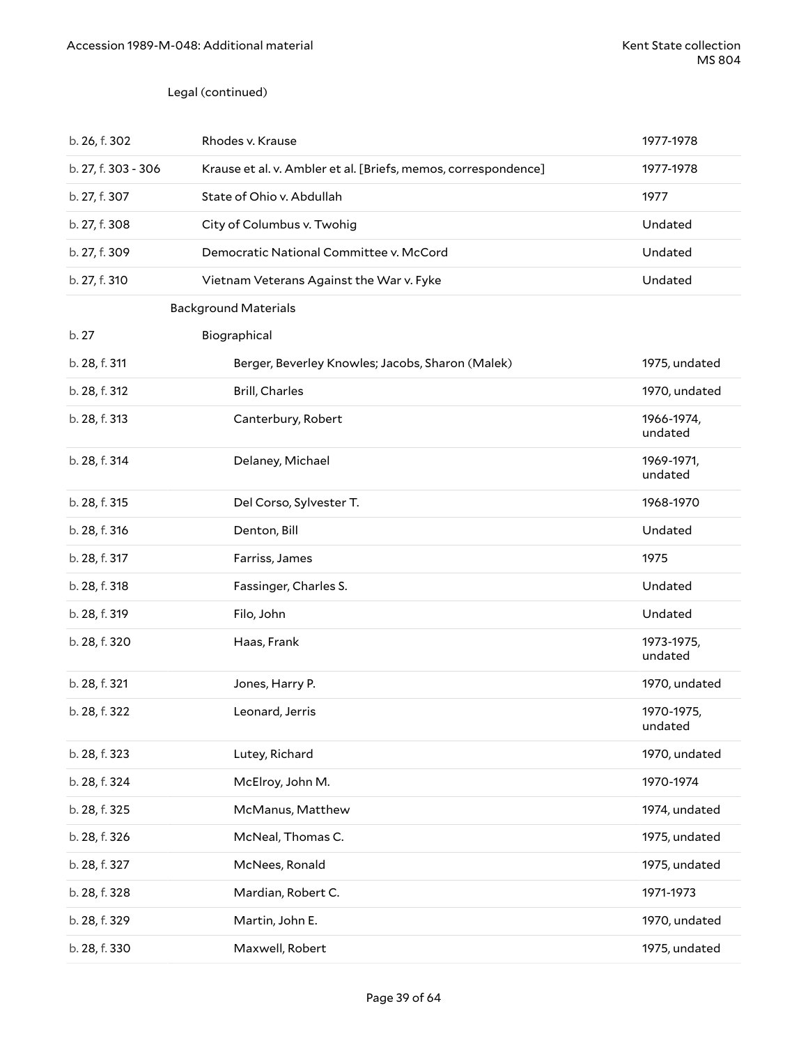Legal (continued)

| | | |
|---|---|---|
| b. 26, f. 302 | Rhodes v. Krause | 1977-1978 |
| b. 27, f. 303 - 306 | Krause et al. v. Ambler et al. [Briefs, memos, correspondence] | 1977-1978 |
| b. 27, f. 307 | State of Ohio v. Abdullah | 1977 |
| b. 27, f. 308 | City of Columbus v. Twohig | Undated |
| b. 27, f. 309 | Democratic National Committee v. McCord | Undated |
| b. 27, f. 310 | Vietnam Veterans Against the War v. Fyke | Undated |
| | Background Materials | |
| b. 27 | Biographical | |
| b. 28, f. 311 | Berger, Beverley Knowles; Jacobs, Sharon (Malek) | 1975, undated |
| b. 28, f. 312 | Brill, Charles | 1970, undated |
| b. 28, f. 313 | Canterbury, Robert | 1966-1974, undated |
| b. 28, f. 314 | Delaney, Michael | 1969-1971, undated |
| b. 28, f. 315 | Del Corso, Sylvester T. | 1968-1970 |
| b. 28, f. 316 | Denton, Bill | Undated |
| b. 28, f. 317 | Farriss, James | 1975 |
| b. 28, f. 318 | Fassinger, Charles S. | Undated |
| b. 28, f. 319 | Filo, John | Undated |
| b. 28, f. 320 | Haas, Frank | 1973-1975, undated |
| b. 28, f. 321 | Jones, Harry P. | 1970, undated |
| b. 28, f. 322 | Leonard, Jerris | 1970-1975, undated |
| b. 28, f. 323 | Lutey, Richard | 1970, undated |
| b. 28, f. 324 | McElroy, John M. | 1970-1974 |
| b. 28, f. 325 | McManus, Matthew | 1974, undated |
| b. 28, f. 326 | McNeal, Thomas C. | 1975, undated |
| b. 28, f. 327 | McNees, Ronald | 1975, undated |
| b. 28, f. 328 | Mardian, Robert C. | 1971-1973 |
| b. 28, f. 329 | Martin, John E. | 1970, undated |
| b. 28, f. 330 | Maxwell, Robert | 1975, undated |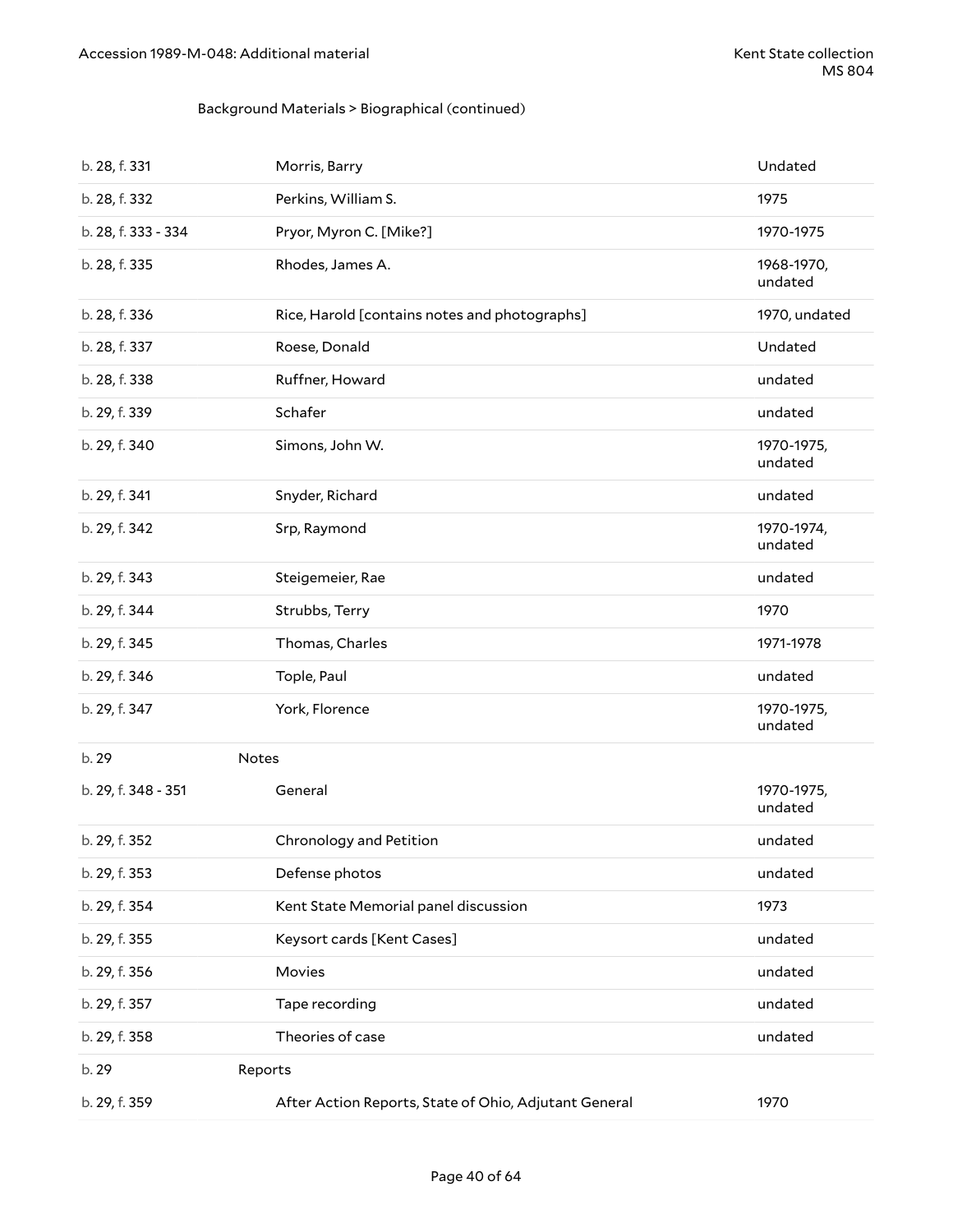Background Materials > Biographical (continued)

| | | |
|---|---|---|
| b. 28, f. 331 | Morris, Barry | Undated |
| b. 28, f. 332 | Perkins, William S. | 1975 |
| b. 28, f. 333 - 334 | Pryor, Myron C. [Mike?] | 1970-1975 |
| b. 28, f. 335 | Rhodes, James A. | 1968-1970, undated |
| b. 28, f. 336 | Rice, Harold [contains notes and photographs] | 1970, undated |
| b. 28, f. 337 | Roese, Donald | Undated |
| b. 28, f. 338 | Ruffner, Howard | undated |
| b. 29, f. 339 | Schafer | undated |
| b. 29, f. 340 | Simons, John W. | 1970-1975, undated |
| b. 29, f. 341 | Snyder, Richard | undated |
| b. 29, f. 342 | Srp, Raymond | 1970-1974, undated |
| b. 29, f. 343 | Steigemeier, Rae | undated |
| b. 29, f. 344 | Strubbs, Terry | 1970 |
| b. 29, f. 345 | Thomas, Charles | 1971-1978 |
| b. 29, f. 346 | Tople, Paul | undated |
| b. 29, f. 347 | York, Florence | 1970-1975, undated |
| b. 29 | **Notes** | |
| b. 29, f. 348 - 351 | General | 1970-1975, undated |
| b. 29, f. 352 | Chronology and Petition | undated |
| b. 29, f. 353 | Defense photos | undated |
| b. 29, f. 354 | Kent State Memorial panel discussion | 1973 |
| b. 29, f. 355 | Keysort cards [Kent Cases] | undated |
| b. 29, f. 356 | Movies | undated |
| b. 29, f. 357 | Tape recording | undated |
| b. 29, f. 358 | Theories of case | undated |
| b. 29 | **Reports** | |
| b. 29, f. 359 | After Action Reports, State of Ohio, Adjutant General | 1970 |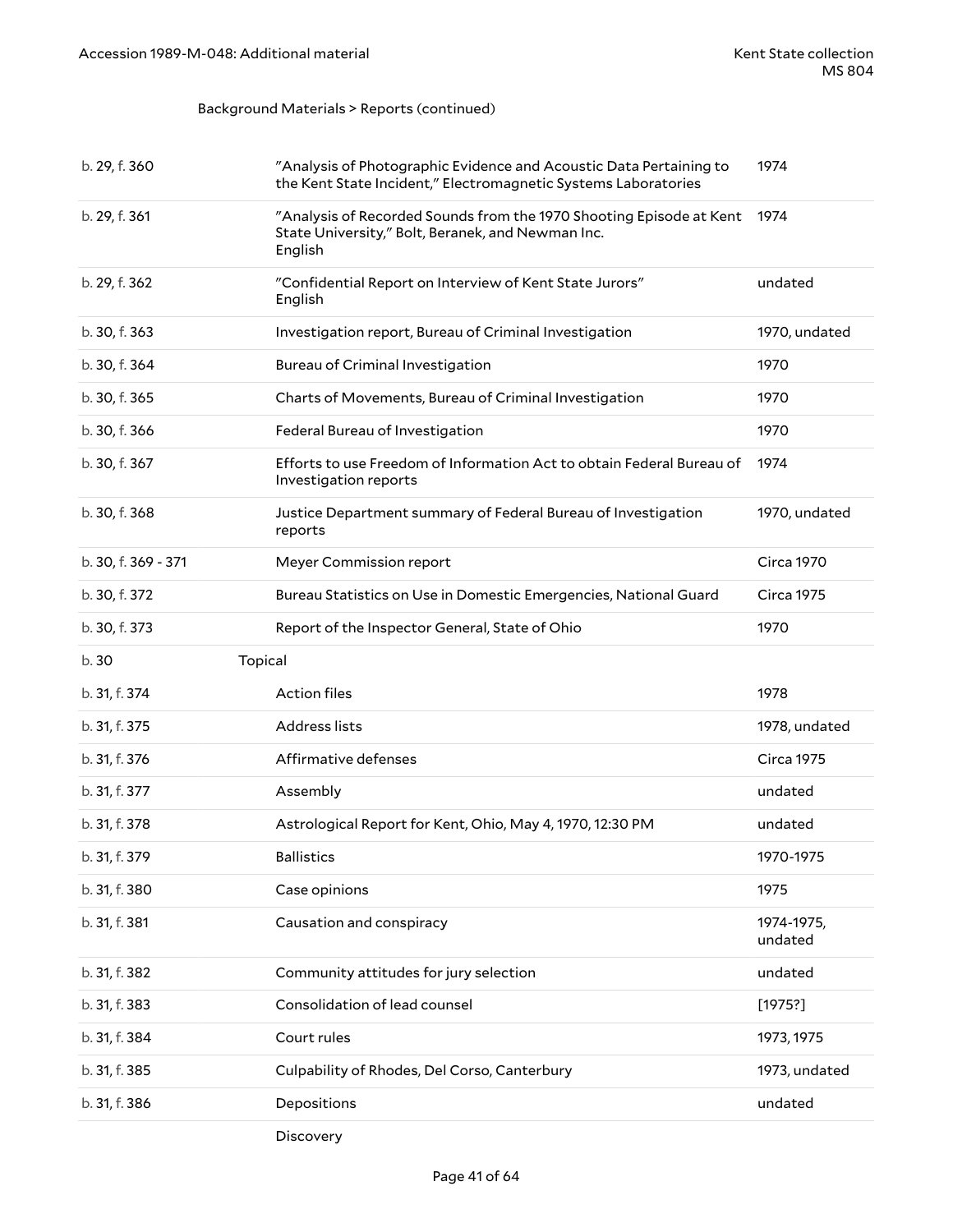Background Materials > Reports (continued)

| | | |
|---|---|---|
| b. 29, f. 360 | "Analysis of Photographic Evidence and Acoustic Data Pertaining to the Kent State Incident," Electromagnetic Systems Laboratories | 1974 |
| b. 29, f. 361 | "Analysis of Recorded Sounds from the 1970 Shooting Episode at Kent State University," Bolt, Beranek, and Newman Inc. English | 1974 |
| b. 29, f. 362 | "Confidential Report on Interview of Kent State Jurors" English | undated |
| b. 30, f. 363 | Investigation report, Bureau of Criminal Investigation | 1970, undated |
| b. 30, f. 364 | Bureau of Criminal Investigation | 1970 |
| b. 30, f. 365 | Charts of Movements, Bureau of Criminal Investigation | 1970 |
| b. 30, f. 366 | Federal Bureau of Investigation | 1970 |
| b. 30, f. 367 | Efforts to use Freedom of Information Act to obtain Federal Bureau of Investigation reports | 1974 |
| b. 30, f. 368 | Justice Department summary of Federal Bureau of Investigation reports | 1970, undated |
| b. 30, f. 369 - 371 | Meyer Commission report | Circa 1970 |
| b. 30, f. 372 | Bureau Statistics on Use in Domestic Emergencies, National Guard | Circa 1975 |
| b. 30, f. 373 | Report of the Inspector General, State of Ohio | 1970 |
| b. 30 | Topical | |
| b. 31, f. 374 | Action files | 1978 |
| b. 31, f. 375 | Address lists | 1978, undated |
| b. 31, f. 376 | Affirmative defenses | Circa 1975 |
| b. 31, f. 377 | Assembly | undated |
| b. 31, f. 378 | Astrological Report for Kent, Ohio, May 4, 1970, 12:30 PM | undated |
| b. 31, f. 379 | Ballistics | 1970-1975 |
| b. 31, f. 380 | Case opinions | 1975 |
| b. 31, f. 381 | Causation and conspiracy | 1974-1975, undated |
| b. 31, f. 382 | Community attitudes for jury selection | undated |
| b. 31, f. 383 | Consolidation of lead counsel | [1975?] |
| b. 31, f. 384 | Court rules | 1973, 1975 |
| b. 31, f. 385 | Culpability of Rhodes, Del Corso, Canterbury | 1973, undated |
| b. 31, f. 386 | Depositions | undated |
| | Discovery | |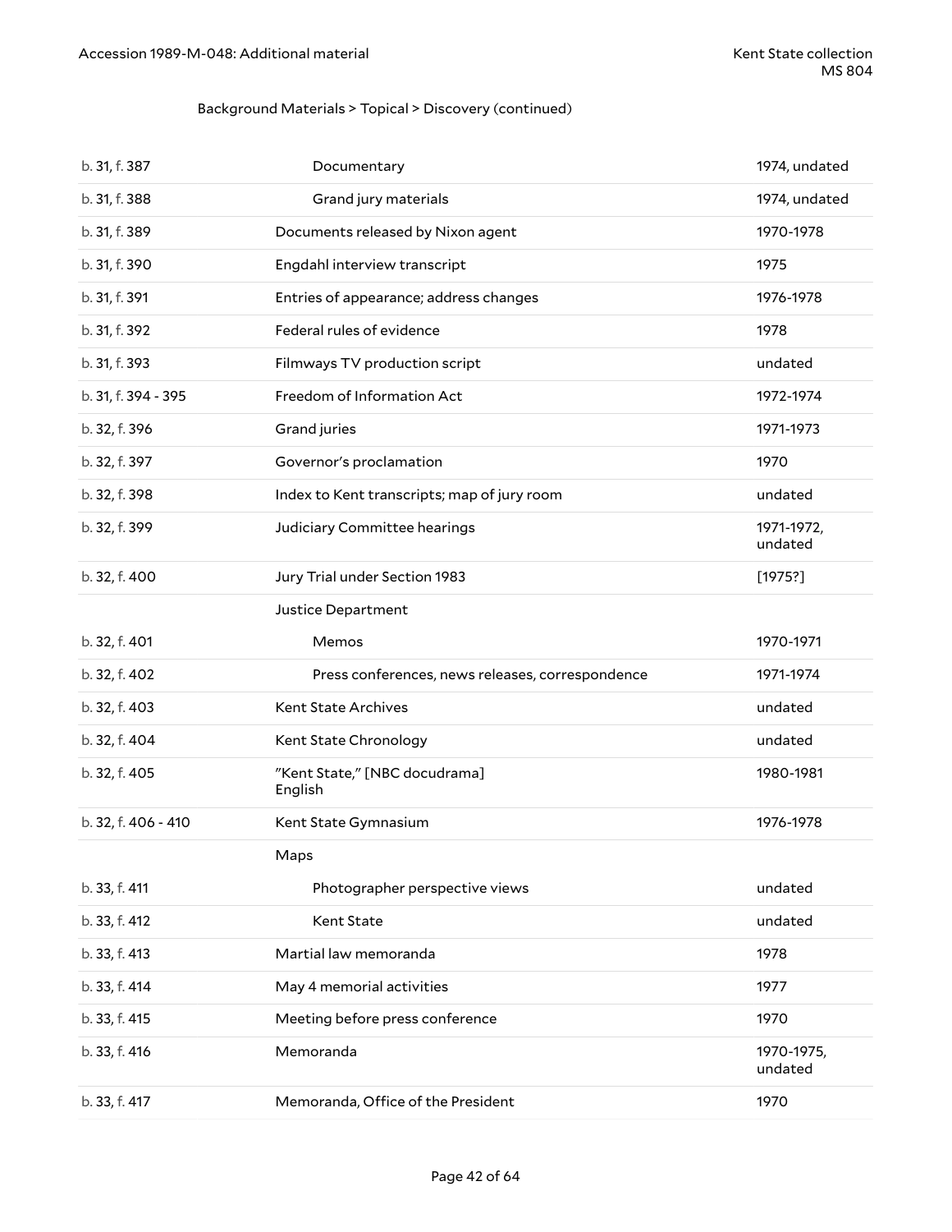Background Materials > Topical > Discovery (continued)

| | | |
|---|---|---|
| b. 31, f. 387 | Documentary | 1974, undated |
| b. 31, f. 388 | Grand jury materials | 1974, undated |
| b. 31, f. 389 | Documents released by Nixon agent | 1970-1978 |
| b. 31, f. 390 | Engdahl interview transcript | 1975 |
| b. 31, f. 391 | Entries of appearance; address changes | 1976-1978 |
| b. 31, f. 392 | Federal rules of evidence | 1978 |
| b. 31, f. 393 | Filmways TV production script | undated |
| b. 31, f. 394 - 395 | Freedom of Information Act | 1972-1974 |
| b. 32, f. 396 | Grand juries | 1971-1973 |
| b. 32, f. 397 | Governor's proclamation | 1970 |
| b. 32, f. 398 | Index to Kent transcripts; map of jury room | undated |
| b. 32, f. 399 | Judiciary Committee hearings | 1971-1972, undated |
| b. 32, f. 400 | Jury Trial under Section 1983 | [1975?] |
| | Justice Department | |
| b. 32, f. 401 | Memos | 1970-1971 |
| b. 32, f. 402 | Press conferences, news releases, correspondence | 1971-1974 |
| b. 32, f. 403 | Kent State Archives | undated |
| b. 32, f. 404 | Kent State Chronology | undated |
| b. 32, f. 405 | "Kent State," [NBC docudrama] English | 1980-1981 |
| b. 32, f. 406 - 410 | Kent State Gymnasium | 1976-1978 |
| | Maps | |
| b. 33, f. 411 | Photographer perspective views | undated |
| b. 33, f. 412 | Kent State | undated |
| b. 33, f. 413 | Martial law memoranda | 1978 |
| b. 33, f. 414 | May 4 memorial activities | 1977 |
| b. 33, f. 415 | Meeting before press conference | 1970 |
| b. 33, f. 416 | Memoranda | 1970-1975, undated |
| b. 33, f. 417 | Memoranda, Office of the President | 1970 |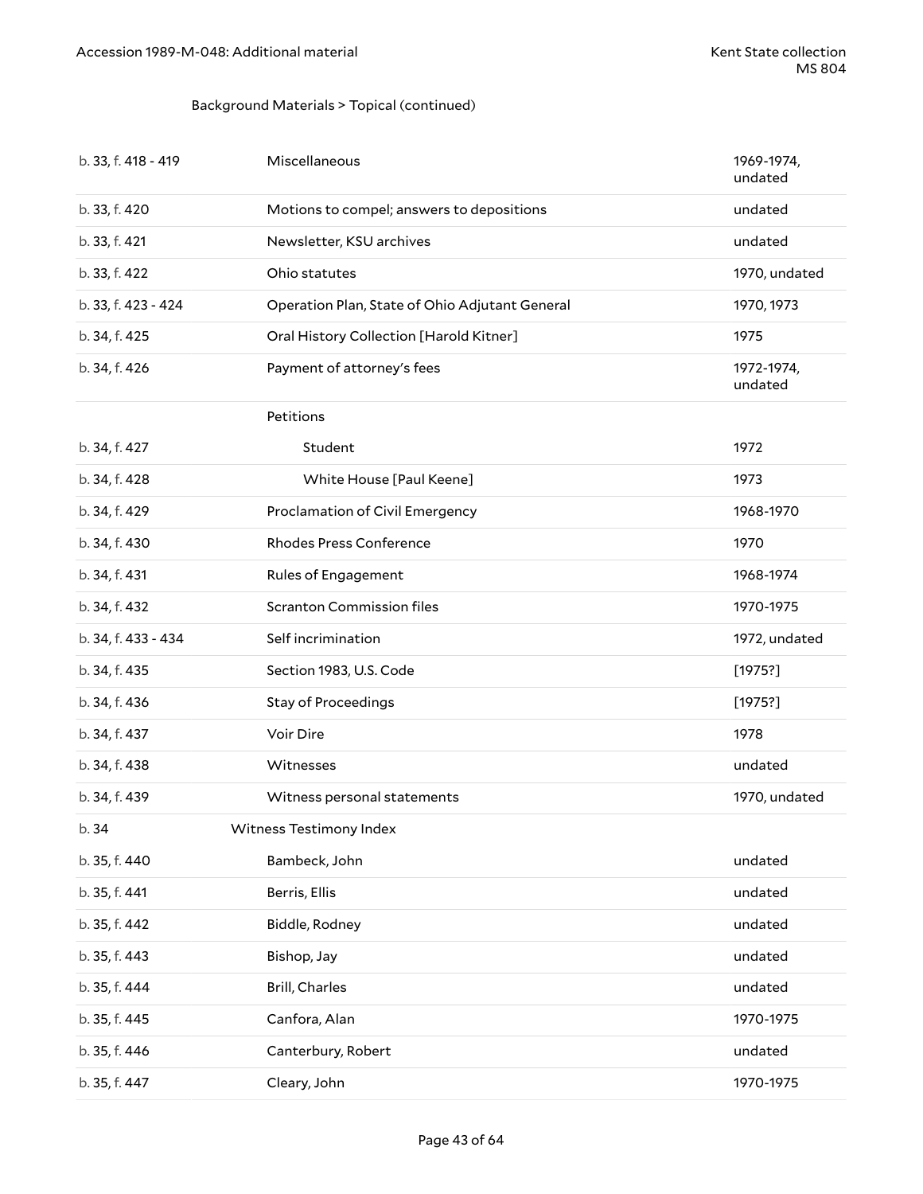Background Materials > Topical (continued)

| | | |
|---|---|---|
| b. 33, f. 418 - 419 | Miscellaneous | 1969-1974, undated |
| b. 33, f. 420 | Motions to compel; answers to depositions | undated |
| b. 33, f. 421 | Newsletter, KSU archives | undated |
| b. 33, f. 422 | Ohio statutes | 1970, undated |
| b. 33, f. 423 - 424 | Operation Plan, State of Ohio Adjutant General | 1970, 1973 |
| b. 34, f. 425 | Oral History Collection [Harold Kitner] | 1975 |
| b. 34, f. 426 | Payment of attorney's fees | 1972-1974, undated |
| | Petitions | |
| b. 34, f. 427 | Student | 1972 |
| b. 34, f. 428 | White House [Paul Keene] | 1973 |
| b. 34, f. 429 | Proclamation of Civil Emergency | 1968-1970 |
| b. 34, f. 430 | Rhodes Press Conference | 1970 |
| b. 34, f. 431 | Rules of Engagement | 1968-1974 |
| b. 34, f. 432 | Scranton Commission files | 1970-1975 |
| b. 34, f. 433 - 434 | Self incrimination | 1972, undated |
| b. 34, f. 435 | Section 1983, U.S. Code | [1975?] |
| b. 34, f. 436 | Stay of Proceedings | [1975?] |
| b. 34, f. 437 | Voir Dire | 1978 |
| b. 34, f. 438 | Witnesses | undated |
| b. 34, f. 439 | Witness personal statements | 1970, undated |
| b. 34 | Witness Testimony Index | |
| b. 35, f. 440 | Bambeck, John | undated |
| b. 35, f. 441 | Berris, Ellis | undated |
| b. 35, f. 442 | Biddle, Rodney | undated |
| b. 35, f. 443 | Bishop, Jay | undated |
| b. 35, f. 444 | Brill, Charles | undated |
| b. 35, f. 445 | Canfora, Alan | 1970-1975 |
| b. 35, f. 446 | Canterbury, Robert | undated |
| b. 35, f. 447 | Cleary, John | 1970-1975 |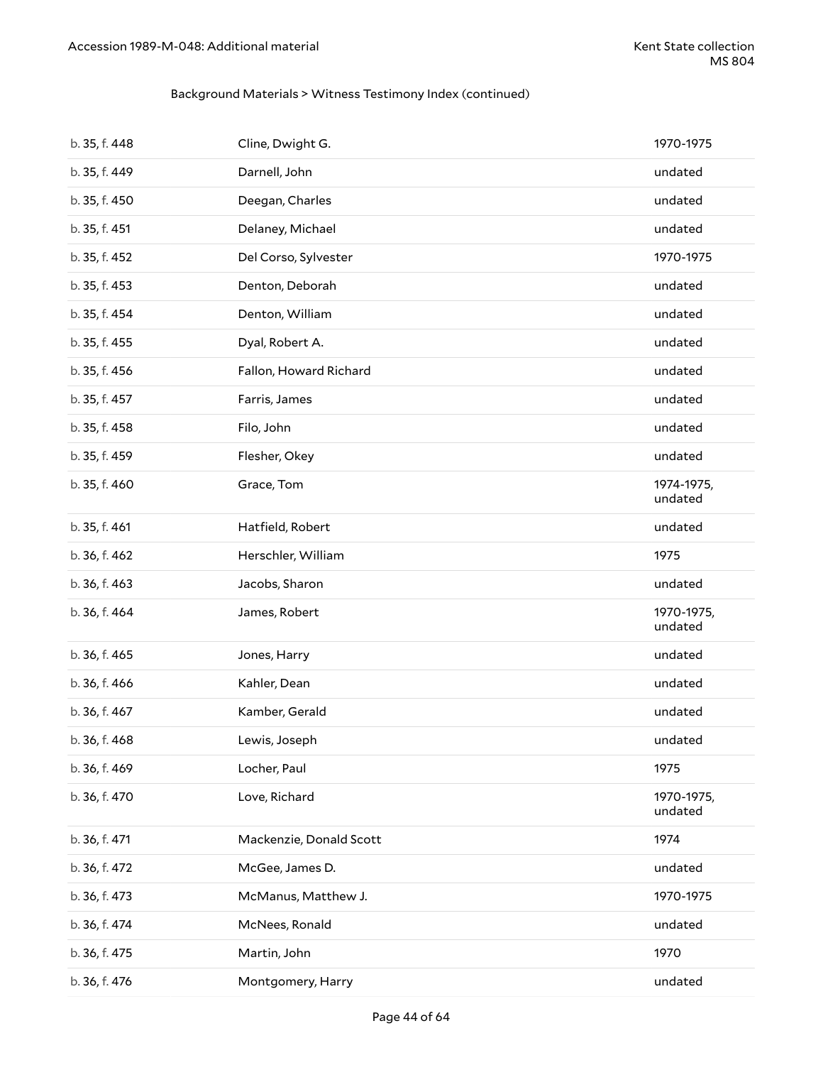Background Materials > Witness Testimony Index (continued)

| | | |
|---|---|---|
| b. 35, f. 448 | Cline, Dwight G. | 1970-1975 |
| b. 35, f. 449 | Darnell, John | undated |
| b. 35, f. 450 | Deegan, Charles | undated |
| b. 35, f. 451 | Delaney, Michael | undated |
| b. 35, f. 452 | Del Corso, Sylvester | 1970-1975 |
| b. 35, f. 453 | Denton, Deborah | undated |
| b. 35, f. 454 | Denton, William | undated |
| b. 35, f. 455 | Dyal, Robert A. | undated |
| b. 35, f. 456 | Fallon, Howard Richard | undated |
| b. 35, f. 457 | Farris, James | undated |
| b. 35, f. 458 | Filo, John | undated |
| b. 35, f. 459 | Flesher, Okey | undated |
| b. 35, f. 460 | Grace, Tom | 1974-1975, undated |
| b. 35, f. 461 | Hatfield, Robert | undated |
| b. 36, f. 462 | Herschler, William | 1975 |
| b. 36, f. 463 | Jacobs, Sharon | undated |
| b. 36, f. 464 | James, Robert | 1970-1975, undated |
| b. 36, f. 465 | Jones, Harry | undated |
| b. 36, f. 466 | Kahler, Dean | undated |
| b. 36, f. 467 | Kamber, Gerald | undated |
| b. 36, f. 468 | Lewis, Joseph | undated |
| b. 36, f. 469 | Locher, Paul | 1975 |
| b. 36, f. 470 | Love, Richard | 1970-1975, undated |
| b. 36, f. 471 | Mackenzie, Donald Scott | 1974 |
| b. 36, f. 472 | McGee, James D. | undated |
| b. 36, f. 473 | McManus, Matthew J. | 1970-1975 |
| b. 36, f. 474 | McNees, Ronald | undated |
| b. 36, f. 475 | Martin, John | 1970 |
| b. 36, f. 476 | Montgomery, Harry | undated |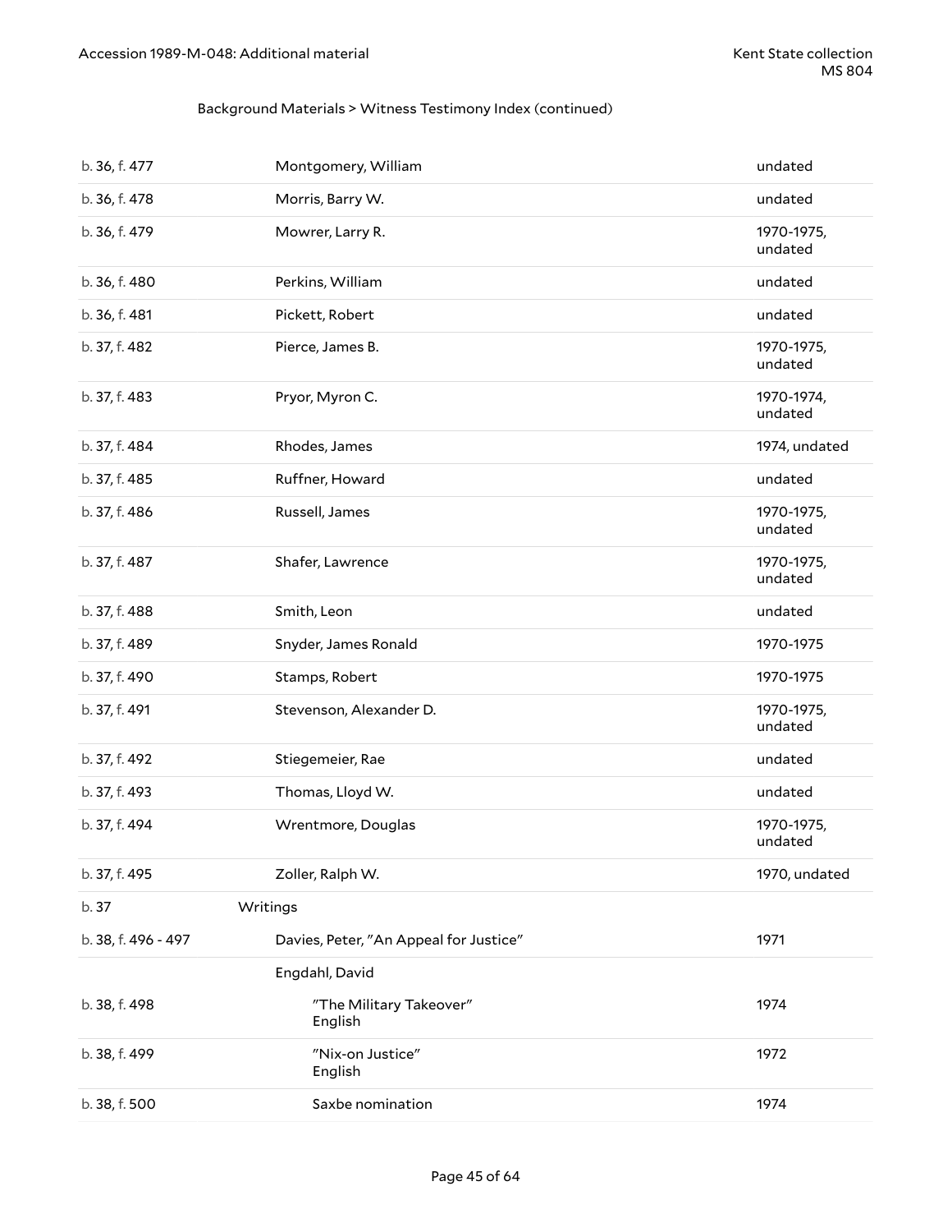Background Materials > Witness Testimony Index (continued)

| | | |
|---|---|---|
| b. 36, f. 477 | Montgomery, William | undated |
| b. 36, f. 478 | Morris, Barry W. | undated |
| b. 36, f. 479 | Mowrer, Larry R. | 1970-1975, undated |
| b. 36, f. 480 | Perkins, William | undated |
| b. 36, f. 481 | Pickett, Robert | undated |
| b. 37, f. 482 | Pierce, James B. | 1970-1975, undated |
| b. 37, f. 483 | Pryor, Myron C. | 1970-1974, undated |
| b. 37, f. 484 | Rhodes, James | 1974, undated |
| b. 37, f. 485 | Ruffner, Howard | undated |
| b. 37, f. 486 | Russell, James | 1970-1975, undated |
| b. 37, f. 487 | Shafer, Lawrence | 1970-1975, undated |
| b. 37, f. 488 | Smith, Leon | undated |
| b. 37, f. 489 | Snyder, James Ronald | 1970-1975 |
| b. 37, f. 490 | Stamps, Robert | 1970-1975 |
| b. 37, f. 491 | Stevenson, Alexander D. | 1970-1975, undated |
| b. 37, f. 492 | Stiegemeier, Rae | undated |
| b. 37, f. 493 | Thomas, Lloyd W. | undated |
| b. 37, f. 494 | Wrentmore, Douglas | 1970-1975, undated |
| b. 37, f. 495 | Zoller, Ralph W. | 1970, undated |
| b. 37 | Writings | |
| b. 38, f. 496 - 497 | Davies, Peter, "An Appeal for Justice" | 1971 |
| | Engdahl, David | |
| b. 38, f. 498 | "The Military Takeover" English | 1974 |
| b. 38, f. 499 | "Nix-on Justice" English | 1972 |
| b. 38, f. 500 | Saxbe nomination | 1974 |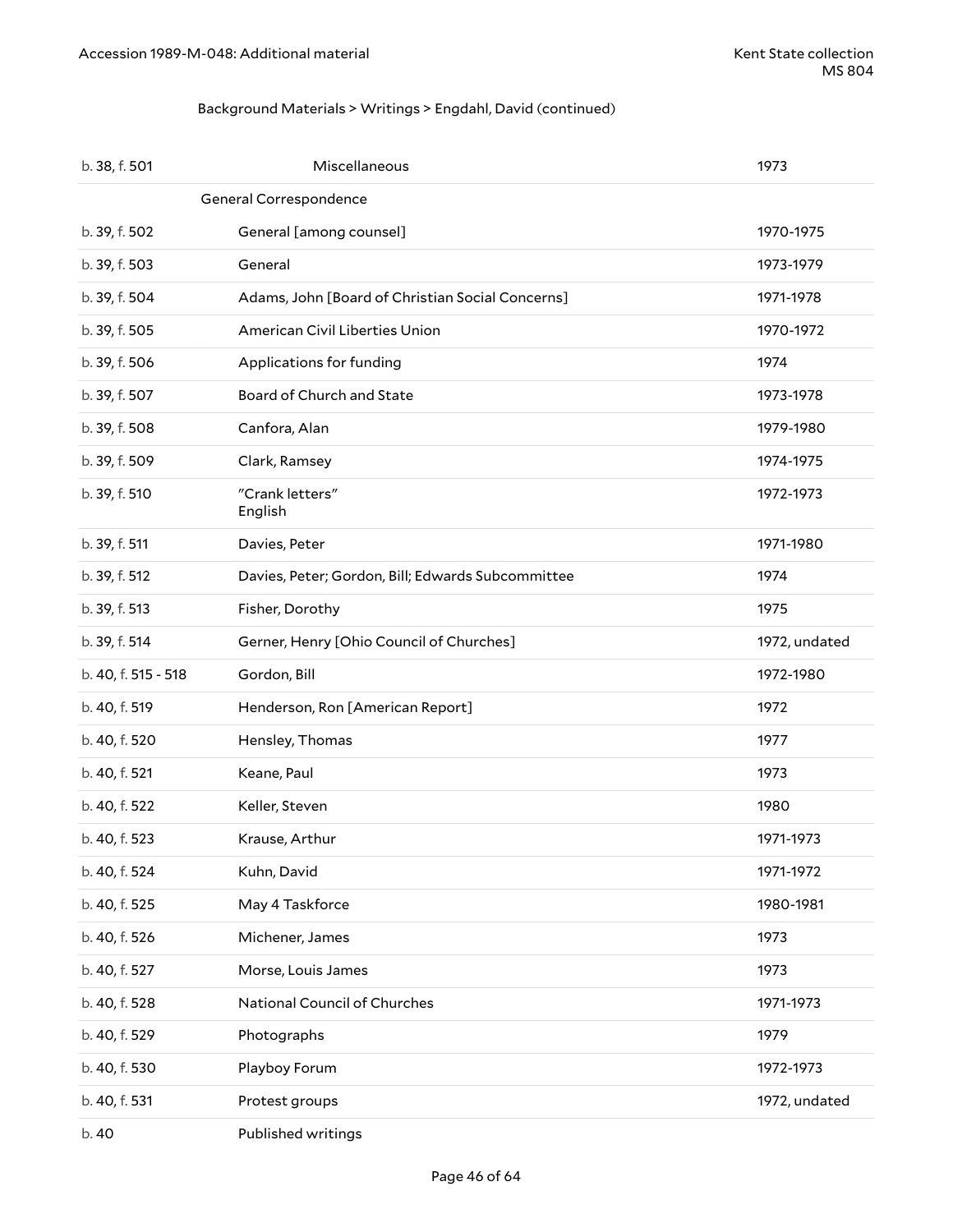Background Materials > Writings > Engdahl, David (continued)

| | | |
|---|---|---|
| b. 38, f. 501 | Miscellaneous | 1973 |
| | General Correspondence | |
| b. 39, f. 502 | General [among counsel] | 1970-1975 |
| b. 39, f. 503 | General | 1973-1979 |
| b. 39, f. 504 | Adams, John [Board of Christian Social Concerns] | 1971-1978 |
| b. 39, f. 505 | American Civil Liberties Union | 1970-1972 |
| b. 39, f. 506 | Applications for funding | 1974 |
| b. 39, f. 507 | Board of Church and State | 1973-1978 |
| b. 39, f. 508 | Canfora, Alan | 1979-1980 |
| b. 39, f. 509 | Clark, Ramsey | 1974-1975 |
| b. 39, f. 510 | "Crank letters" English | 1972-1973 |
| b. 39, f. 511 | Davies, Peter | 1971-1980 |
| b. 39, f. 512 | Davies, Peter; Gordon, Bill; Edwards Subcommittee | 1974 |
| b. 39, f. 513 | Fisher, Dorothy | 1975 |
| b. 39, f. 514 | Gerner, Henry [Ohio Council of Churches] | 1972, undated |
| b. 40, f. 515 - 518 | Gordon, Bill | 1972-1980 |
| b. 40, f. 519 | Henderson, Ron [American Report] | 1972 |
| b. 40, f. 520 | Hensley, Thomas | 1977 |
| b. 40, f. 521 | Keane, Paul | 1973 |
| b. 40, f. 522 | Keller, Steven | 1980 |
| b. 40, f. 523 | Krause, Arthur | 1971-1973 |
| b. 40, f. 524 | Kuhn, David | 1971-1972 |
| b. 40, f. 525 | May 4 Taskforce | 1980-1981 |
| b. 40, f. 526 | Michener, James | 1973 |
| b. 40, f. 527 | Morse, Louis James | 1973 |
| b. 40, f. 528 | National Council of Churches | 1971-1973 |
| b. 40, f. 529 | Photographs | 1979 |
| b. 40, f. 530 | Playboy Forum | 1972-1973 |
| b. 40, f. 531 | Protest groups | 1972, undated |
| b. 40 | Published writings | |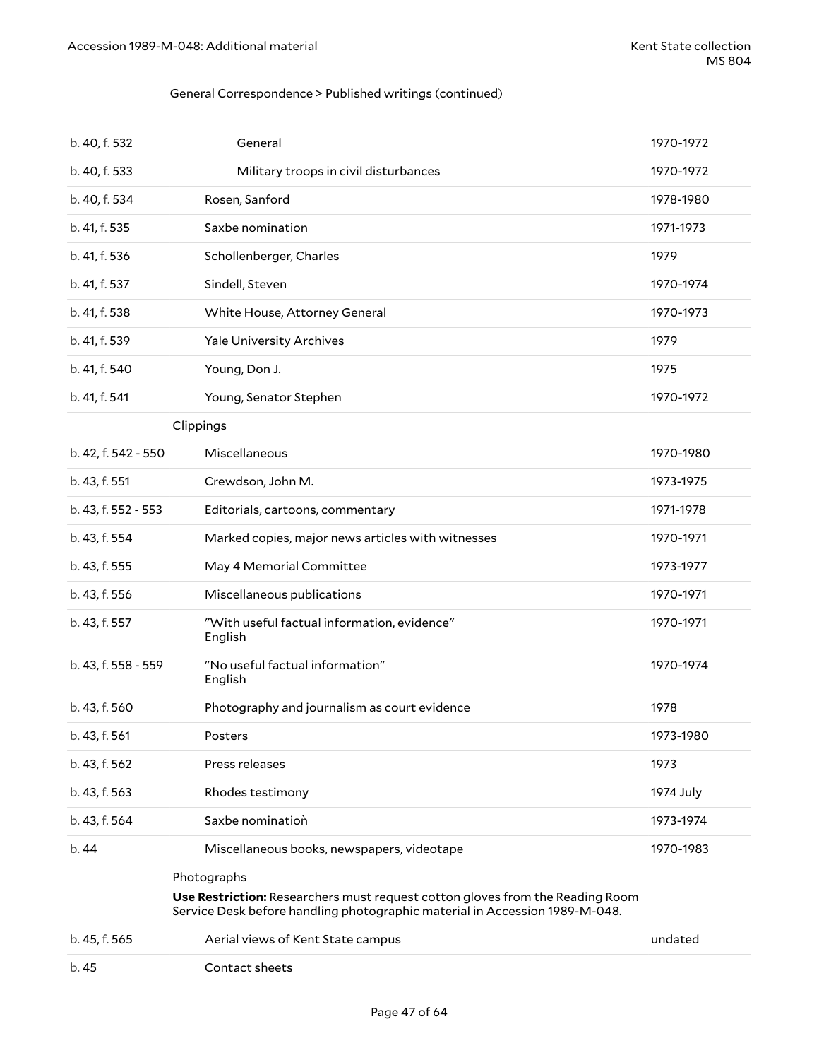General Correspondence > Published writings (continued)

| | | |
|---|---|---|
| b. 40, f. 532 | General | 1970-1972 |
| b. 40, f. 533 | Military troops in civil disturbances | 1970-1972 |
| b. 40, f. 534 | Rosen, Sanford | 1978-1980 |
| b. 41, f. 535 | Saxbe nomination | 1971-1973 |
| b. 41, f. 536 | Schollenberger, Charles | 1979 |
| b. 41, f. 537 | Sindell, Steven | 1970-1974 |
| b. 41, f. 538 | White House, Attorney General | 1970-1973 |
| b. 41, f. 539 | Yale University Archives | 1979 |
| b. 41, f. 540 | Young, Don J. | 1975 |
| b. 41, f. 541 | Young, Senator Stephen | 1970-1972 |

Clippings

| | | |
|---|---|---|
| b. 42, f. 542 - 550 | Miscellaneous | 1970-1980 |
| b. 43, f. 551 | Crewdson, John M. | 1973-1975 |
| b. 43, f. 552 - 553 | Editorials, cartoons, commentary | 1971-1978 |
| b. 43, f. 554 | Marked copies, major news articles with witnesses | 1970-1971 |
| b. 43, f. 555 | May 4 Memorial Committee | 1973-1977 |
| b. 43, f. 556 | Miscellaneous publications | 1970-1971 |
| b. 43, f. 557 | "With useful factual information, evidence" English | 1970-1971 |
| b. 43, f. 558 - 559 | "No useful factual information" English | 1970-1974 |
| b. 43, f. 560 | Photography and journalism as court evidence | 1978 |
| b. 43, f. 561 | Posters | 1973-1980 |
| b. 43, f. 562 | Press releases | 1973 |
| b. 43, f. 563 | Rhodes testimony | 1974 July |
| b. 43, f. 564 | Saxbe nomination | 1973-1974 |
| b. 44 | Miscellaneous books, newspapers, videotape | 1970-1983 |

Photographs

**Use Restriction:** Researchers must request cotton gloves from the Reading Room Service Desk before handling photographic material in Accession 1989-M-048.

| | | |
|---|---|---|
| b. 45, f. 565 | Aerial views of Kent State campus | undated |
| b. 45 | Contact sheets | |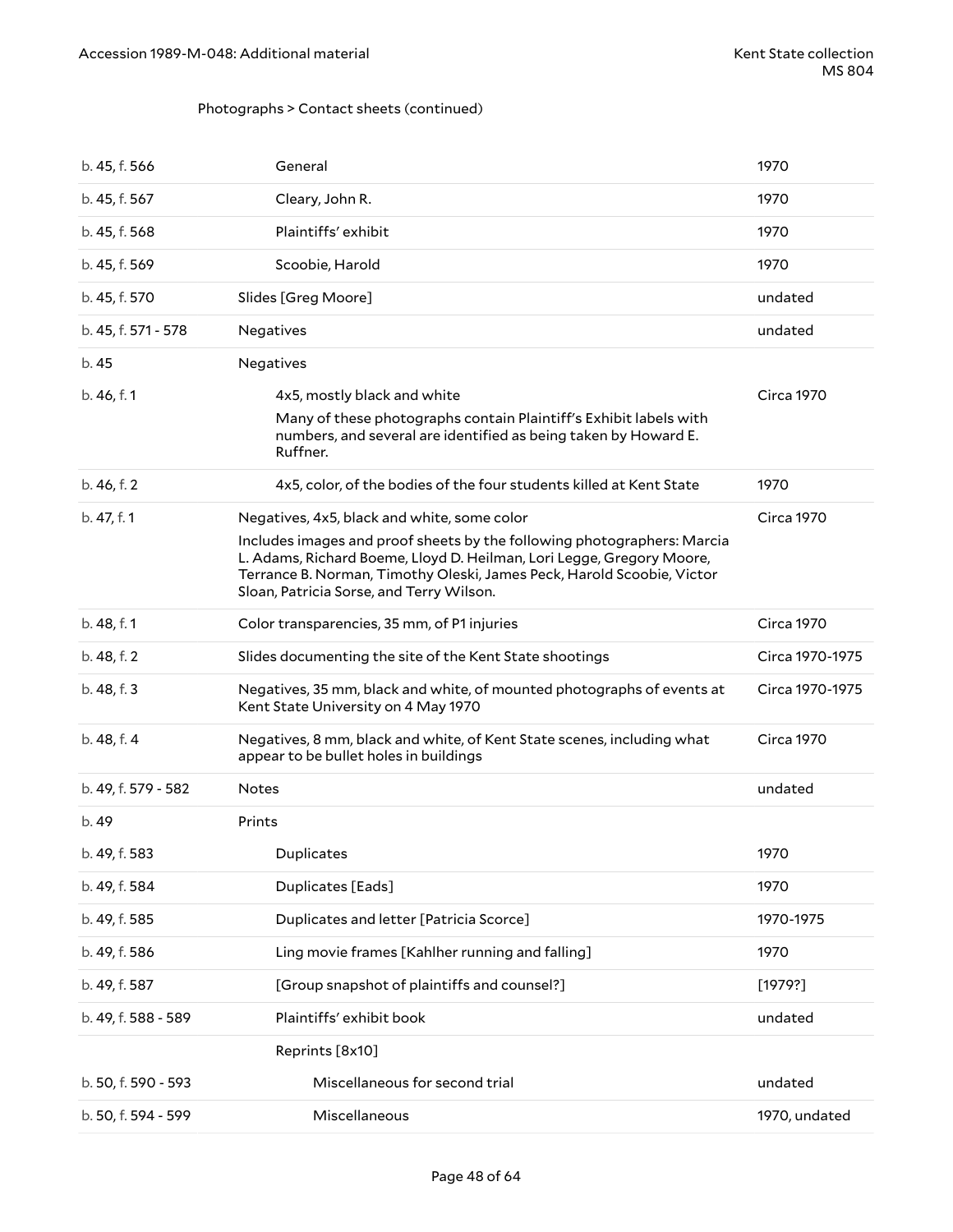Photographs > Contact sheets (continued)

| | | |
|---|---|---|
| b. 45, f. 566 | General | 1970 |
| b. 45, f. 567 | Cleary, John R. | 1970 |
| b. 45, f. 568 | Plaintiffs' exhibit | 1970 |
| b. 45, f. 569 | Scoobie, Harold | 1970 |
| b. 45, f. 570 | Slides [Greg Moore] | undated |
| b. 45, f. 571 - 578 | Negatives | undated |
| b. 45 | Negatives | |
| b. 46, f. 1 | 4x5, mostly black and white<br>Many of these photographs contain Plaintiff's Exhibit labels with numbers, and several are identified as being taken by Howard E. Ruffner. | Circa 1970 |
| b. 46, f. 2 | 4x5, color, of the bodies of the four students killed at Kent State | 1970 |
| b. 47, f. 1 | Negatives, 4x5, black and white, some color<br>Includes images and proof sheets by the following photographers: Marcia L. Adams, Richard Boeme, Lloyd D. Heilman, Lori Legge, Gregory Moore, Terrance B. Norman, Timothy Oleski, James Peck, Harold Scoobie, Victor Sloan, Patricia Sorse, and Terry Wilson. | Circa 1970 |
| b. 48, f. 1 | Color transparencies, 35 mm, of P1 injuries | Circa 1970 |
| b. 48, f. 2 | Slides documenting the site of the Kent State shootings | Circa 1970-1975 |
| b. 48, f. 3 | Negatives, 35 mm, black and white, of mounted photographs of events at Kent State University on 4 May 1970 | Circa 1970-1975 |
| b. 48, f. 4 | Negatives, 8 mm, black and white, of Kent State scenes, including what appear to be bullet holes in buildings | Circa 1970 |
| b. 49, f. 579 - 582 | Notes | undated |
| b. 49 | Prints | |
| b. 49, f. 583 | Duplicates | 1970 |
| b. 49, f. 584 | Duplicates [Eads] | 1970 |
| b. 49, f. 585 | Duplicates and letter [Patricia Scorce] | 1970-1975 |
| b. 49, f. 586 | Ling movie frames [Kahlher running and falling] | 1970 |
| b. 49, f. 587 | [Group snapshot of plaintiffs and counsel?] | [1979?] |
| b. 49, f. 588 - 589 | Plaintiffs' exhibit book | undated |
| | Reprints [8x10] | |
| b. 50, f. 590 - 593 | Miscellaneous for second trial | undated |
| b. 50, f. 594 - 599 | Miscellaneous | 1970, undated |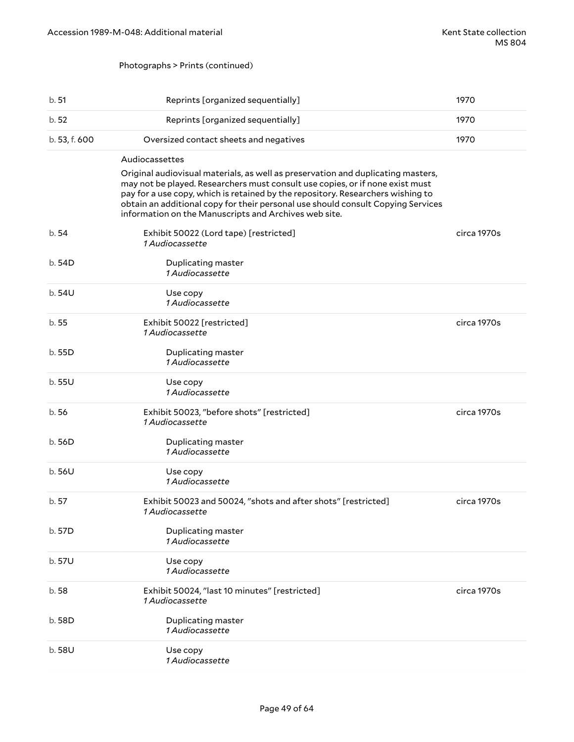Photographs > Prints (continued)

| | | |
|---|---|---|
| b. 51 | Reprints [organized sequentially] | 1970 |
| b. 52 | Reprints [organized sequentially] | 1970 |
| b. 53, f. 600 | Oversized contact sheets and negatives | 1970 |

Audiocassettes

Original audiovisual materials, as well as preservation and duplicating masters, may not be played. Researchers must consult use copies, or if none exist must pay for a use copy, which is retained by the repository. Researchers wishing to obtain an additional copy for their personal use should consult Copying Services information on the Manuscripts and Archives web site.

| | | |
|---|---|---|
| b. 54 | Exhibit 50022 (Lord tape) [restricted] *1 Audiocassette* | circa 1970s |
| b. 54D | Duplicating master *1 Audiocassette* | |
| b. 54U | Use copy *1 Audiocassette* | |
| b. 55 | Exhibit 50022 [restricted] *1 Audiocassette* | circa 1970s |
| b. 55D | Duplicating master *1 Audiocassette* | |
| b. 55U | Use copy *1 Audiocassette* | |
| b. 56 | Exhibit 50023, "before shots" [restricted] *1 Audiocassette* | circa 1970s |
| b. 56D | Duplicating master *1 Audiocassette* | |
| b. 56U | Use copy *1 Audiocassette* | |
| b. 57 | Exhibit 50023 and 50024, "shots and after shots" [restricted] *1 Audiocassette* | circa 1970s |
| b. 57D | Duplicating master *1 Audiocassette* | |
| b. 57U | Use copy *1 Audiocassette* | |
| b. 58 | Exhibit 50024, "last 10 minutes" [restricted] *1 Audiocassette* | circa 1970s |
| b. 58D | Duplicating master *1 Audiocassette* | |
| b. 58U | Use copy *1 Audiocassette* | |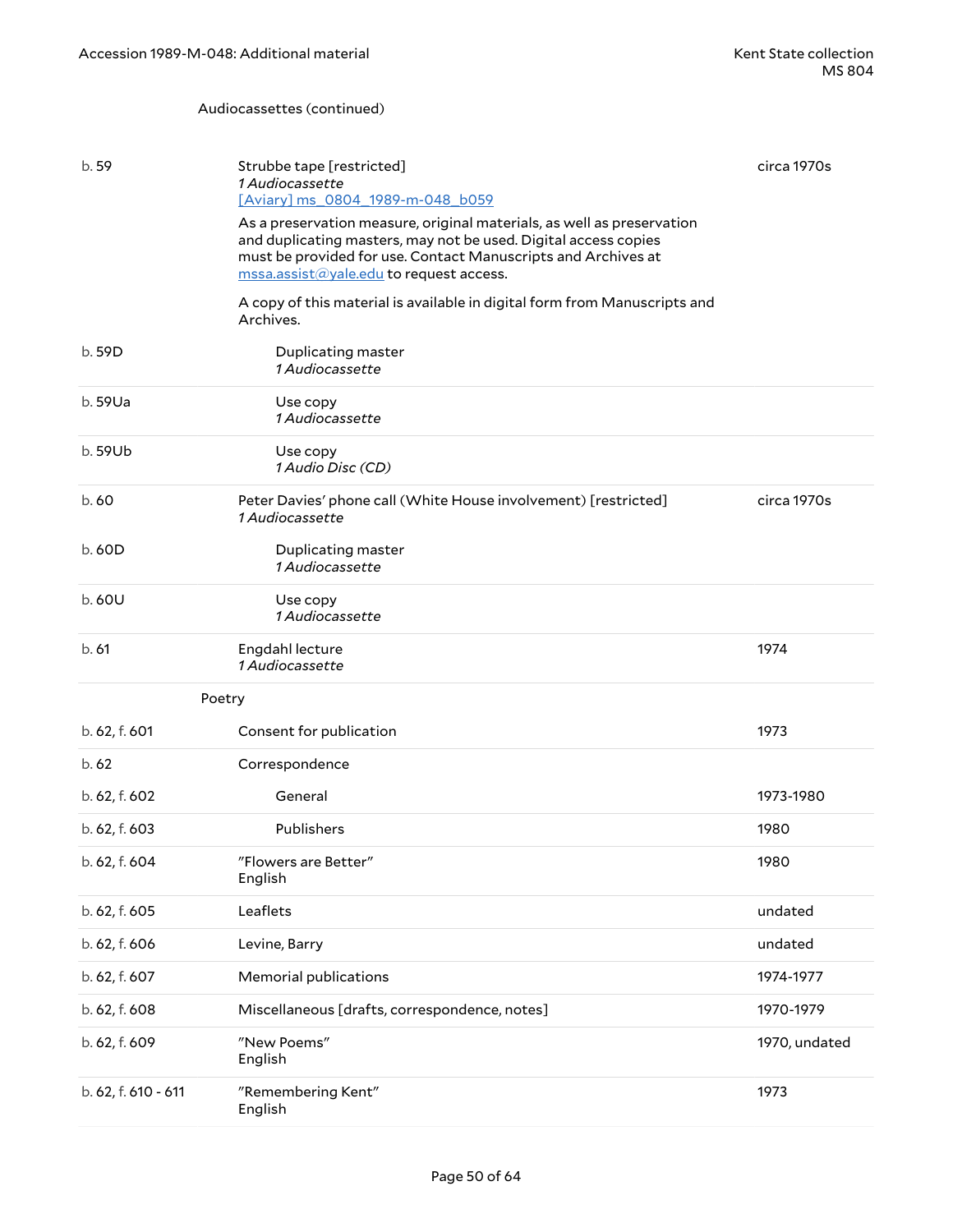Audiocassettes (continued)

| | | |
|---|---|---|
| b. 59 | Strubbe tape [restricted]<br>*1 Audiocassette*<br>[Aviary] ms_0804_1989-m-048_b059<br>As a preservation measure, original materials, as well as preservation and duplicating masters, may not be used. Digital access copies must be provided for use. Contact Manuscripts and Archives at mssa.assist@yale.edu to request access.<br>A copy of this material is available in digital form from Manuscripts and Archives. | circa 1970s |
| b. 59D | Duplicating master<br>*1 Audiocassette* | |
| b. 59Ua | Use copy<br>*1 Audiocassette* | |
| b. 59Ub | Use copy<br>*1 Audio Disc (CD)* | |
| b. 60 | Peter Davies' phone call (White House involvement) [restricted]<br>*1 Audiocassette* | circa 1970s |
| b. 60D | Duplicating master<br>*1 Audiocassette* | |
| b. 60U | Use copy<br>*1 Audiocassette* | |
| b. 61 | Engdahl lecture<br>*1 Audiocassette* | 1974 |

Poetry

| | | |
|---|---|---|
| b. 62, f. 601 | Consent for publication | 1973 |
| b. 62 | Correspondence | |
| b. 62, f. 602 | General | 1973-1980 |
| b. 62, f. 603 | Publishers | 1980 |
| b. 62, f. 604 | "Flowers are Better"<br>English | 1980 |
| b. 62, f. 605 | Leaflets | undated |
| b. 62, f. 606 | Levine, Barry | undated |
| b. 62, f. 607 | Memorial publications | 1974-1977 |
| b. 62, f. 608 | Miscellaneous [drafts, correspondence, notes] | 1970-1979 |
| b. 62, f. 609 | "New Poems"<br>English | 1970, undated |
| b. 62, f. 610 - 611 | "Remembering Kent"<br>English | 1973 |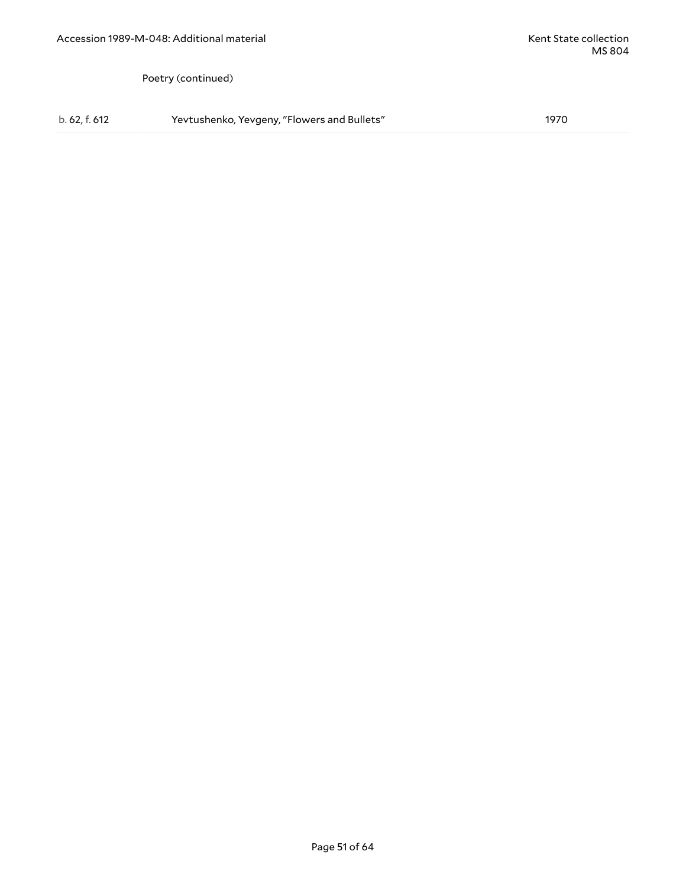Poetry (continued)

| | | |
|---|---|---|
| b. 62, f. 612 | Yevtushenko, Yevgeny, "Flowers and Bullets" | 1970 |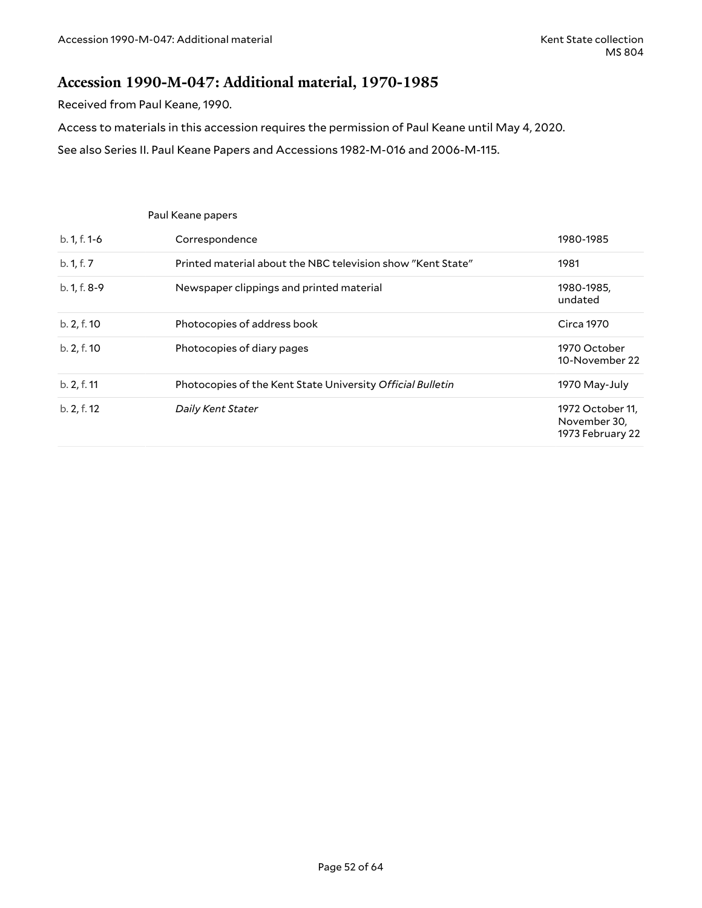## Accession 1990-M-047: Additional material, 1970-1985

Received from Paul Keane, 1990.

Access to materials in this accession requires the permission of Paul Keane until May 4, 2020.

See also Series II. Paul Keane Papers and Accessions 1982-M-016 and 2006-M-115.

| | Paul Keane papers | |
|---|---|---|
| b. 1, f. 1-6 | Correspondence | 1980-1985 |
| b. 1, f. 7 | Printed material about the NBC television show "Kent State" | 1981 |
| b. 1, f. 8-9 | Newspaper clippings and printed material | 1980-1985, undated |
| b. 2, f. 10 | Photocopies of address book | Circa 1970 |
| b. 2, f. 10 | Photocopies of diary pages | 1970 October 10-November 22 |
| b. 2, f. 11 | Photocopies of the Kent State University *Official Bulletin* | 1970 May-July |
| b. 2, f. 12 | *Daily Kent Stater* | 1972 October 11, November 30, 1973 February 22 |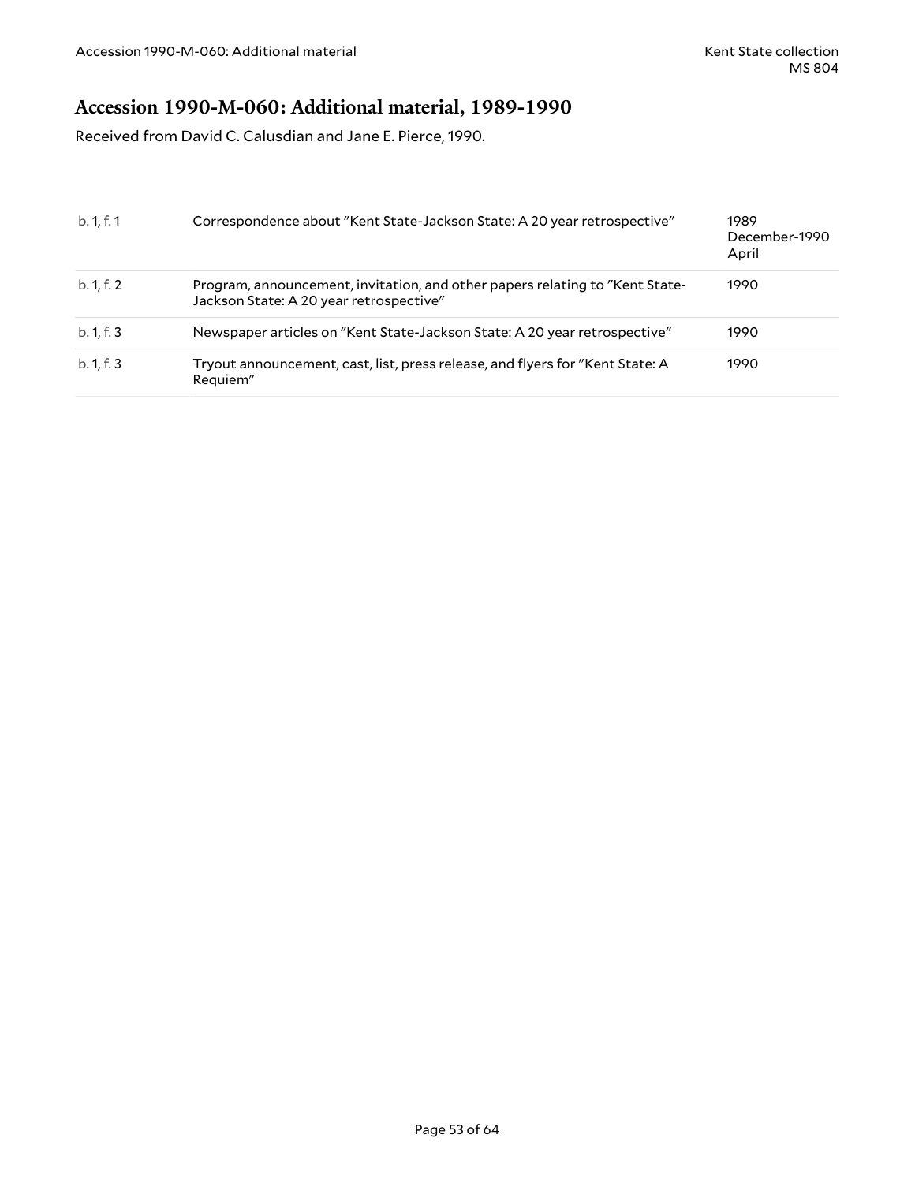## Accession 1990-M-060: Additional material, 1989-1990

Received from David C. Calusdian and Jane E. Pierce, 1990.

| | | |
|---|---|---|
| b. 1, f. 1 | Correspondence about "Kent State-Jackson State: A 20 year retrospective" | 1989 December-1990 April |
| b. 1, f. 2 | Program, announcement, invitation, and other papers relating to "Kent State-Jackson State: A 20 year retrospective" | 1990 |
| b. 1, f. 3 | Newspaper articles on "Kent State-Jackson State: A 20 year retrospective" | 1990 |
| b. 1, f. 3 | Tryout announcement, cast, list, press release, and flyers for "Kent State: A Requiem" | 1990 |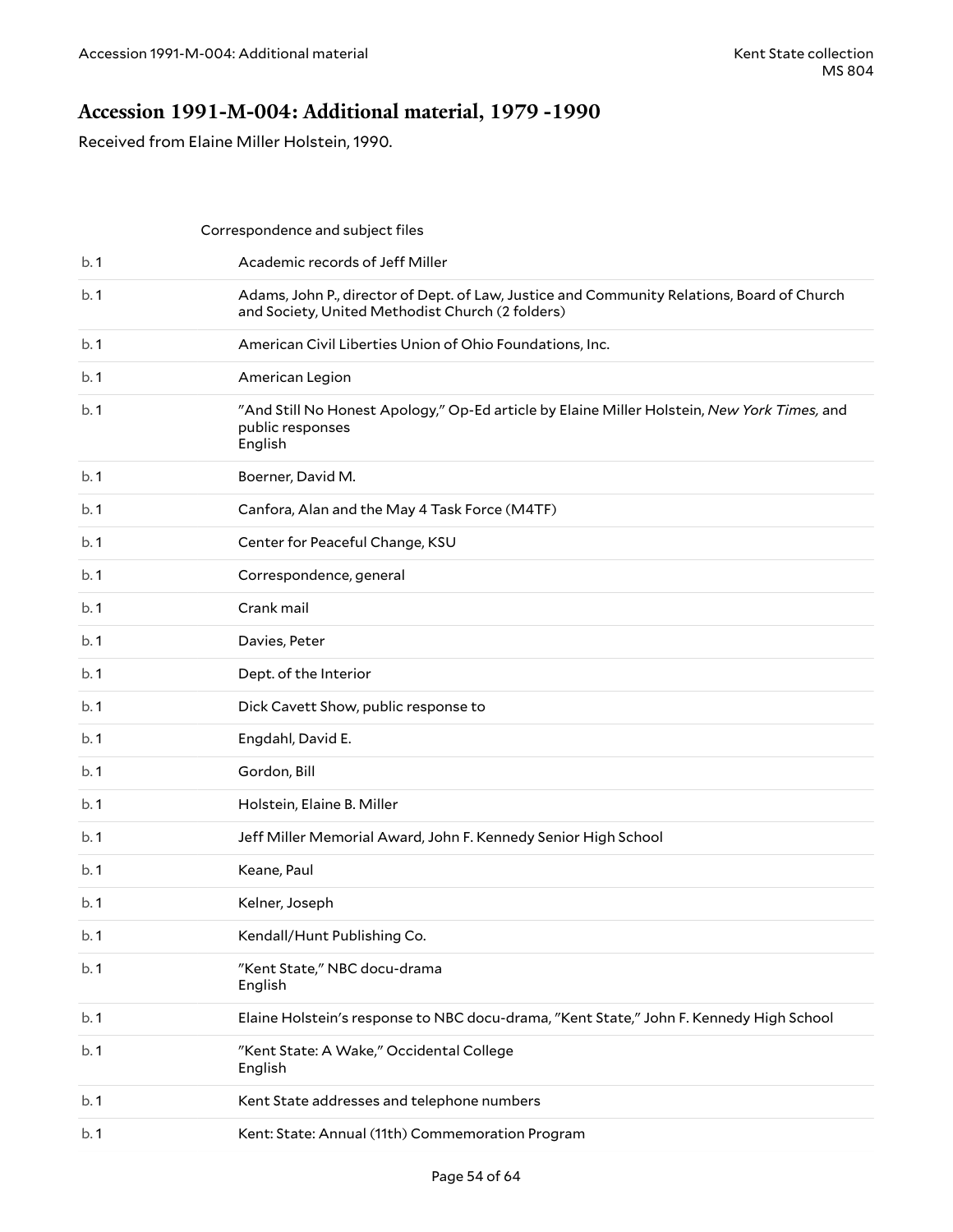## Accession 1991-M-004: Additional material, 1979 -1990

Received from Elaine Miller Holstein, 1990.

Correspondence and subject files

| | |
|---|---|
| b. 1 | Academic records of Jeff Miller |
| b. 1 | Adams, John P., director of Dept. of Law, Justice and Community Relations, Board of Church and Society, United Methodist Church (2 folders) |
| b. 1 | American Civil Liberties Union of Ohio Foundations, Inc. |
| b. 1 | American Legion |
| b. 1 | "And Still No Honest Apology," Op-Ed article by Elaine Miller Holstein, *New York Times,* and public responses<br>English |
| b. 1 | Boerner, David M. |
| b. 1 | Canfora, Alan and the May 4 Task Force (M4TF) |
| b. 1 | Center for Peaceful Change, KSU |
| b. 1 | Correspondence, general |
| b. 1 | Crank mail |
| b. 1 | Davies, Peter |
| b. 1 | Dept. of the Interior |
| b. 1 | Dick Cavett Show, public response to |
| b. 1 | Engdahl, David E. |
| b. 1 | Gordon, Bill |
| b. 1 | Holstein, Elaine B. Miller |
| b. 1 | Jeff Miller Memorial Award, John F. Kennedy Senior High School |
| b. 1 | Keane, Paul |
| b. 1 | Kelner, Joseph |
| b. 1 | Kendall/Hunt Publishing Co. |
| b. 1 | "Kent State," NBC docu-drama<br>English |
| b. 1 | Elaine Holstein's response to NBC docu-drama, "Kent State," John F. Kennedy High School |
| b. 1 | "Kent State: A Wake," Occidental College<br>English |
| b. 1 | Kent State addresses and telephone numbers |
| b. 1 | Kent: State: Annual (11th) Commemoration Program |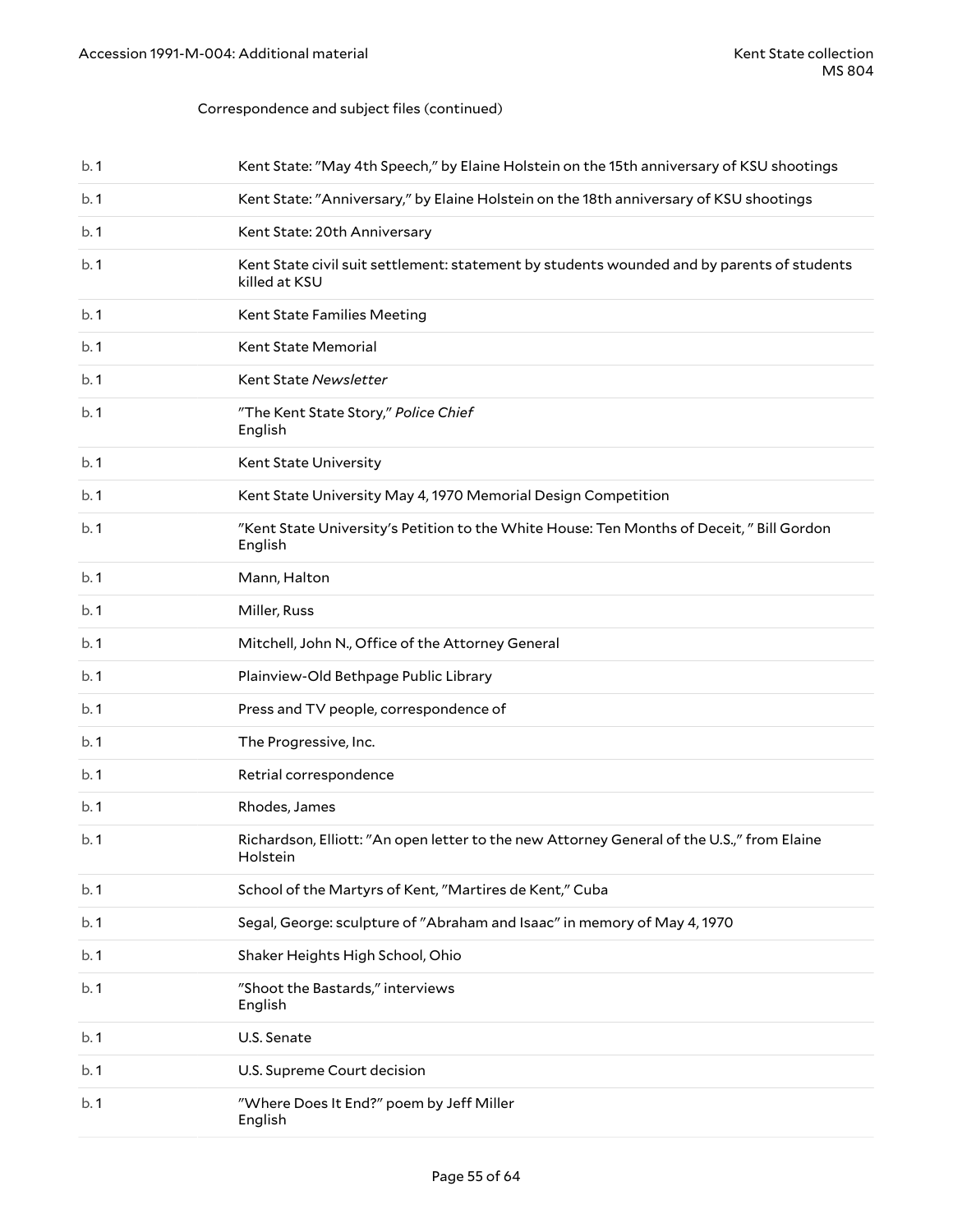Correspondence and subject files (continued)

| | |
|---|---|
| b. 1 | Kent State: "May 4th Speech," by Elaine Holstein on the 15th anniversary of KSU shootings |
| b. 1 | Kent State: "Anniversary," by Elaine Holstein on the 18th anniversary of KSU shootings |
| b. 1 | Kent State: 20th Anniversary |
| b. 1 | Kent State civil suit settlement: statement by students wounded and by parents of students killed at KSU |
| b. 1 | Kent State Families Meeting |
| b. 1 | Kent State Memorial |
| b. 1 | Kent State *Newsletter* |
| b. 1 | "The Kent State Story," *Police Chief*<br>English |
| b. 1 | Kent State University |
| b. 1 | Kent State University May 4, 1970 Memorial Design Competition |
| b. 1 | "Kent State University's Petition to the White House: Ten Months of Deceit, " Bill Gordon<br>English |
| b. 1 | Mann, Halton |
| b. 1 | Miller, Russ |
| b. 1 | Mitchell, John N., Office of the Attorney General |
| b. 1 | Plainview-Old Bethpage Public Library |
| b. 1 | Press and TV people, correspondence of |
| b. 1 | The Progressive, Inc. |
| b. 1 | Retrial correspondence |
| b. 1 | Rhodes, James |
| b. 1 | Richardson, Elliott: "An open letter to the new Attorney General of the U.S.," from Elaine Holstein |
| b. 1 | School of the Martyrs of Kent, "Martires de Kent," Cuba |
| b. 1 | Segal, George: sculpture of "Abraham and Isaac" in memory of May 4, 1970 |
| b. 1 | Shaker Heights High School, Ohio |
| b. 1 | "Shoot the Bastards," interviews<br>English |
| b. 1 | U.S. Senate |
| b. 1 | U.S. Supreme Court decision |
| b. 1 | "Where Does It End?" poem by Jeff Miller<br>English |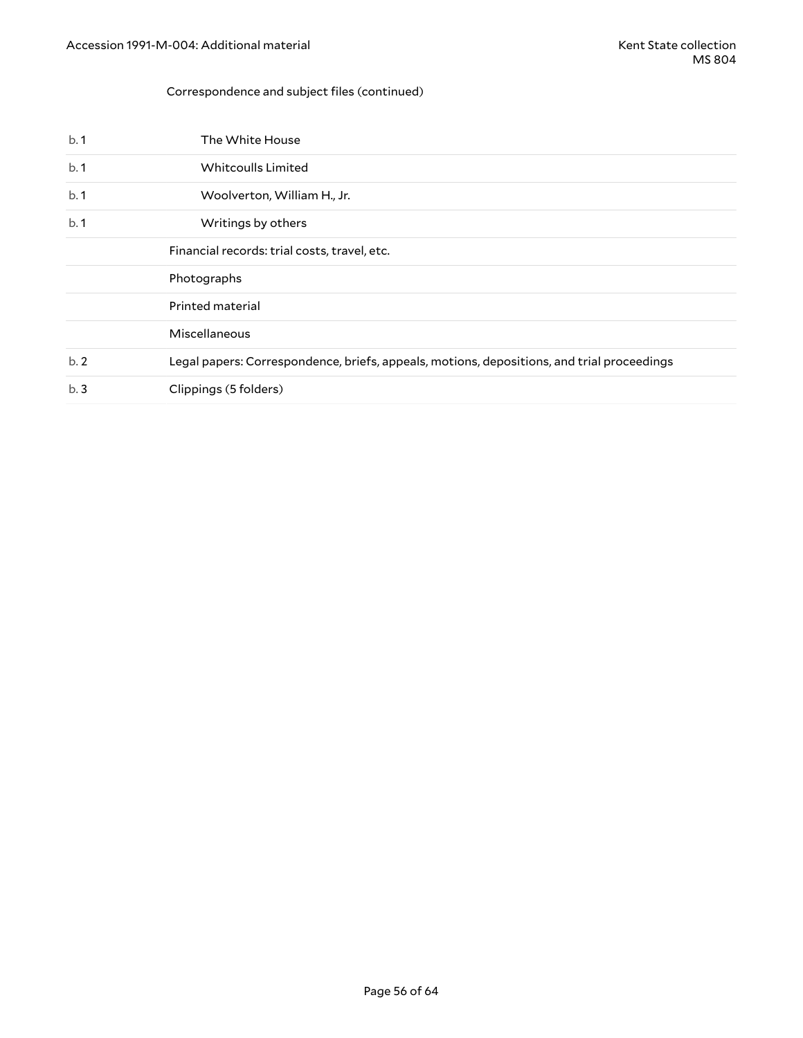Correspondence and subject files (continued)

| | |
|---|---|
| b. 1 | The White House |
| b. 1 | Whitcoulls Limited |
| b. 1 | Woolverton, William H., Jr. |
| b. 1 | Writings by others |
| | Financial records: trial costs, travel, etc. |
| | Photographs |
| | Printed material |
| | Miscellaneous |
| b. 2 | Legal papers: Correspondence, briefs, appeals, motions, depositions, and trial proceedings |
| b. 3 | Clippings (5 folders) |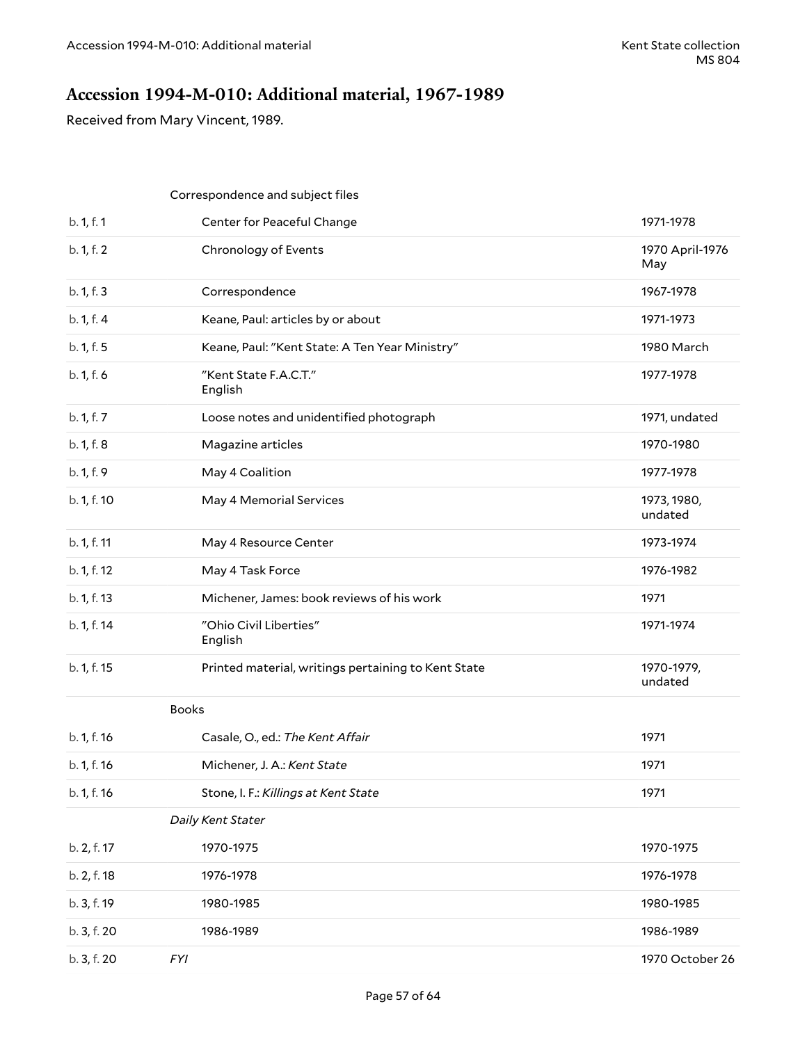## Accession 1994-M-010: Additional material, 1967-1989

Received from Mary Vincent, 1989.

| | | |
|---|---|---|
| | **Correspondence and subject files** | |
| b. 1, f. 1 | Center for Peaceful Change | 1971-1978 |
| b. 1, f. 2 | Chronology of Events | 1970 April-1976 May |
| b. 1, f. 3 | Correspondence | 1967-1978 |
| b. 1, f. 4 | Keane, Paul: articles by or about | 1971-1973 |
| b. 1, f. 5 | Keane, Paul: "Kent State: A Ten Year Ministry" | 1980 March |
| b. 1, f. 6 | "Kent State F.A.C.T." English | 1977-1978 |
| b. 1, f. 7 | Loose notes and unidentified photograph | 1971, undated |
| b. 1, f. 8 | Magazine articles | 1970-1980 |
| b. 1, f. 9 | May 4 Coalition | 1977-1978 |
| b. 1, f. 10 | May 4 Memorial Services | 1973, 1980, undated |
| b. 1, f. 11 | May 4 Resource Center | 1973-1974 |
| b. 1, f. 12 | May 4 Task Force | 1976-1982 |
| b. 1, f. 13 | Michener, James: book reviews of his work | 1971 |
| b. 1, f. 14 | "Ohio Civil Liberties" English | 1971-1974 |
| b. 1, f. 15 | Printed material, writings pertaining to Kent State | 1970-1979, undated |
| | **Books** | |
| b. 1, f. 16 | Casale, O., ed.: *The Kent Affair* | 1971 |
| b. 1, f. 16 | Michener, J. A.: *Kent State* | 1971 |
| b. 1, f. 16 | Stone, I. F.: *Killings at Kent State* | 1971 |
| | ***Daily Kent Stater*** | |
| b. 2, f. 17 | 1970-1975 | 1970-1975 |
| b. 2, f. 18 | 1976-1978 | 1976-1978 |
| b. 3, f. 19 | 1980-1985 | 1980-1985 |
| b. 3, f. 20 | 1986-1989 | 1986-1989 |
| b. 3, f. 20 | *FYI* | 1970 October 26 |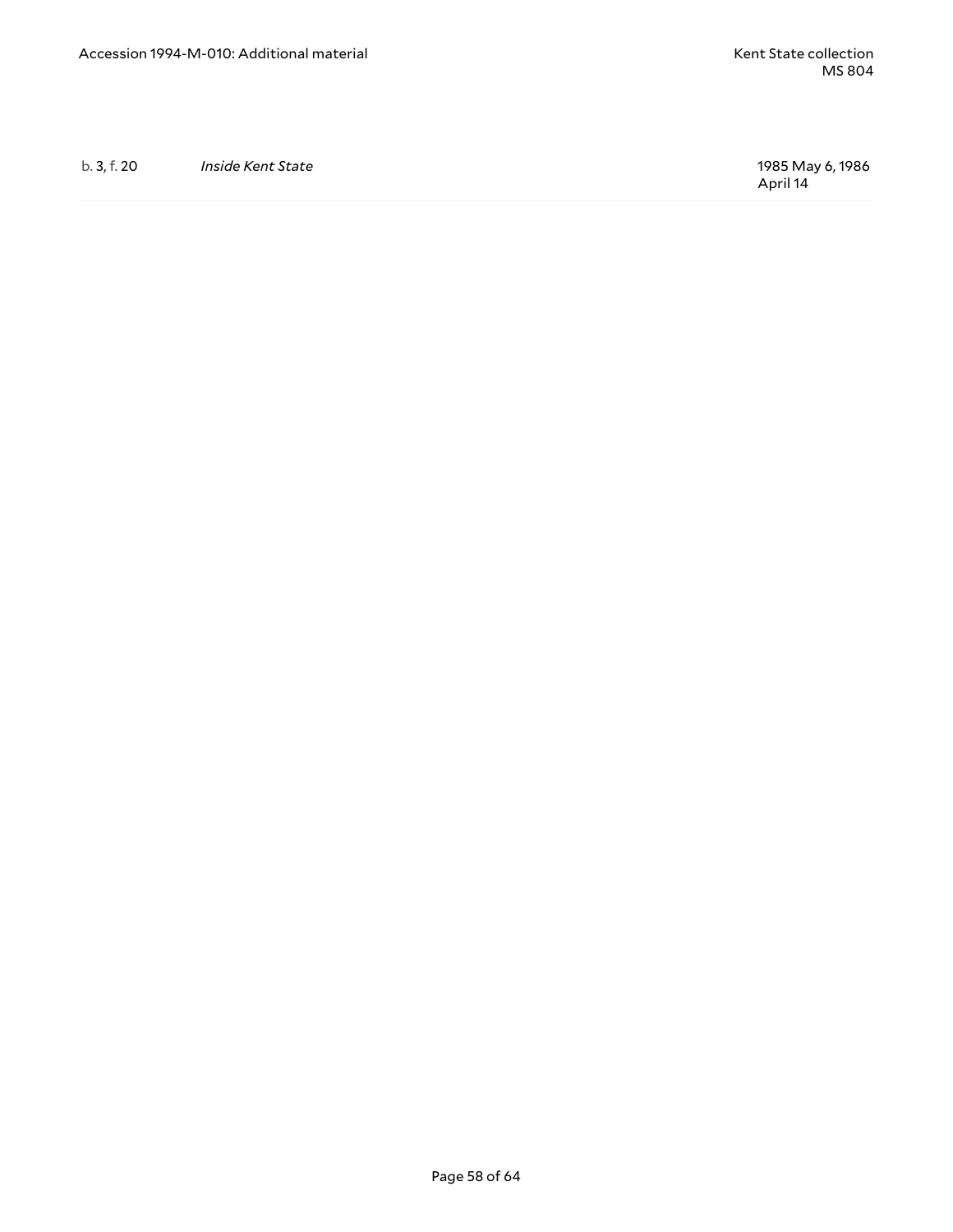| | | |
|---|---|---|
| b. 3, f. 20 | *Inside Kent State* | 1985 May 6, 1986 April 14 |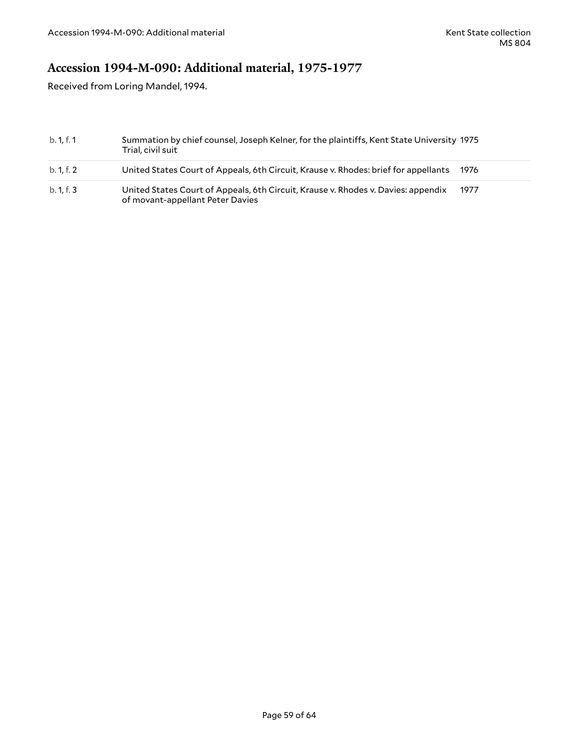## Accession 1994-M-090: Additional material, 1975-1977

Received from Loring Mandel, 1994.

| | | |
|---|---|---|
| b. 1, f. 1 | Summation by chief counsel, Joseph Kelner, for the plaintiffs, Kent State University Trial, civil suit | 1975 |
| b. 1, f. 2 | United States Court of Appeals, 6th Circuit, Krause v. Rhodes: brief for appellants | 1976 |
| b. 1, f. 3 | United States Court of Appeals, 6th Circuit, Krause v. Rhodes v. Davies: appendix of movant-appellant Peter Davies | 1977 |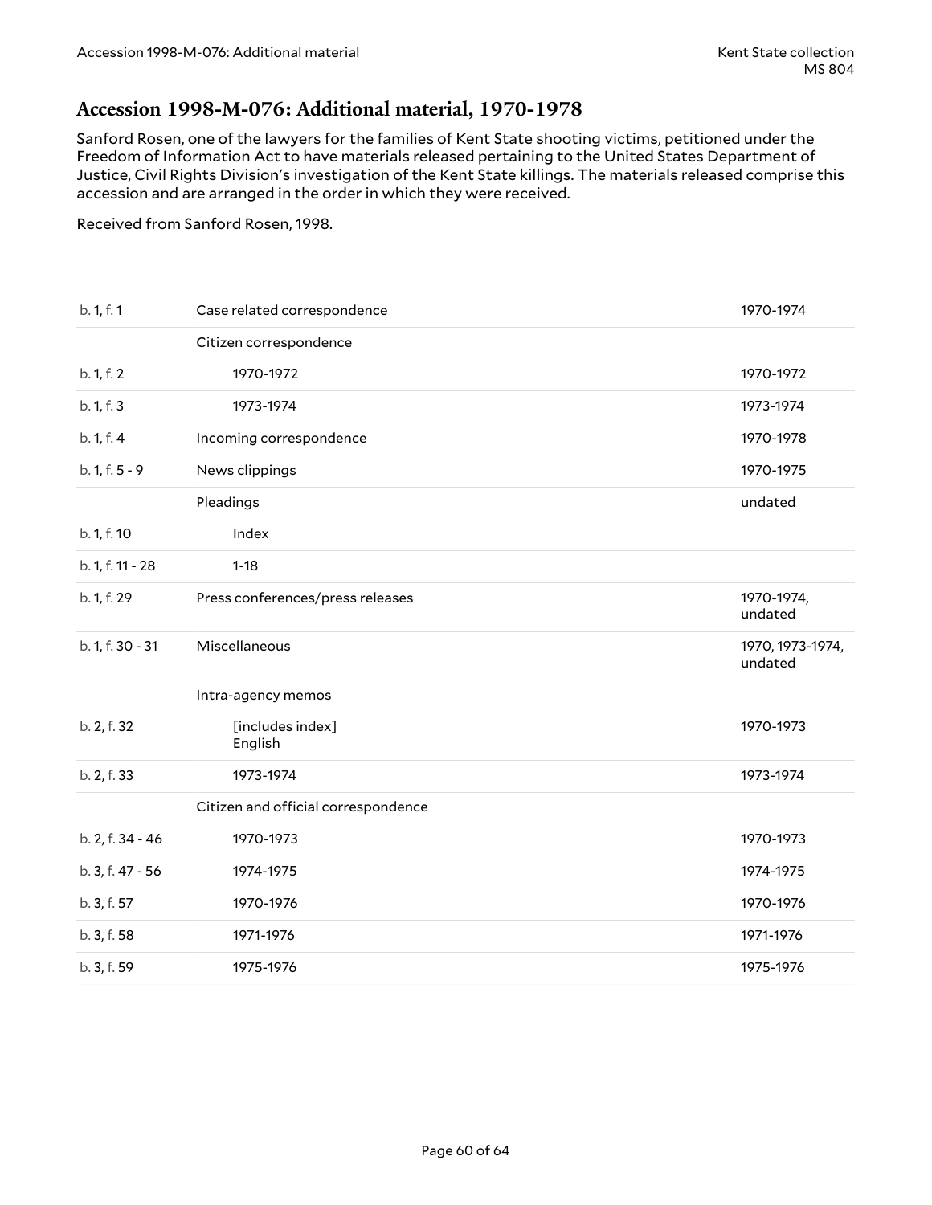## Accession 1998-M-076: Additional material, 1970-1978

Sanford Rosen, one of the lawyers for the families of Kent State shooting victims, petitioned under the Freedom of Information Act to have materials released pertaining to the United States Department of Justice, Civil Rights Division's investigation of the Kent State killings. The materials released comprise this accession and are arranged in the order in which they were received.

Received from Sanford Rosen, 1998.

| | | |
|---|---|---|
| b. 1, f. 1 | Case related correspondence | 1970-1974 |
| | Citizen correspondence | |
| b. 1, f. 2 | 1970-1972 | 1970-1972 |
| b. 1, f. 3 | 1973-1974 | 1973-1974 |
| b. 1, f. 4 | Incoming correspondence | 1970-1978 |
| b. 1, f. 5 - 9 | News clippings | 1970-1975 |
| | Pleadings | undated |
| b. 1, f. 10 | Index | |
| b. 1, f. 11 - 28 | 1-18 | |
| b. 1, f. 29 | Press conferences/press releases | 1970-1974, undated |
| b. 1, f. 30 - 31 | Miscellaneous | 1970, 1973-1974, undated |
| | Intra-agency memos | |
| b. 2, f. 32 | [includes index] English | 1970-1973 |
| b. 2, f. 33 | 1973-1974 | 1973-1974 |
| | Citizen and official correspondence | |
| b. 2, f. 34 - 46 | 1970-1973 | 1970-1973 |
| b. 3, f. 47 - 56 | 1974-1975 | 1974-1975 |
| b. 3, f. 57 | 1970-1976 | 1970-1976 |
| b. 3, f. 58 | 1971-1976 | 1971-1976 |
| b. 3, f. 59 | 1975-1976 | 1975-1976 |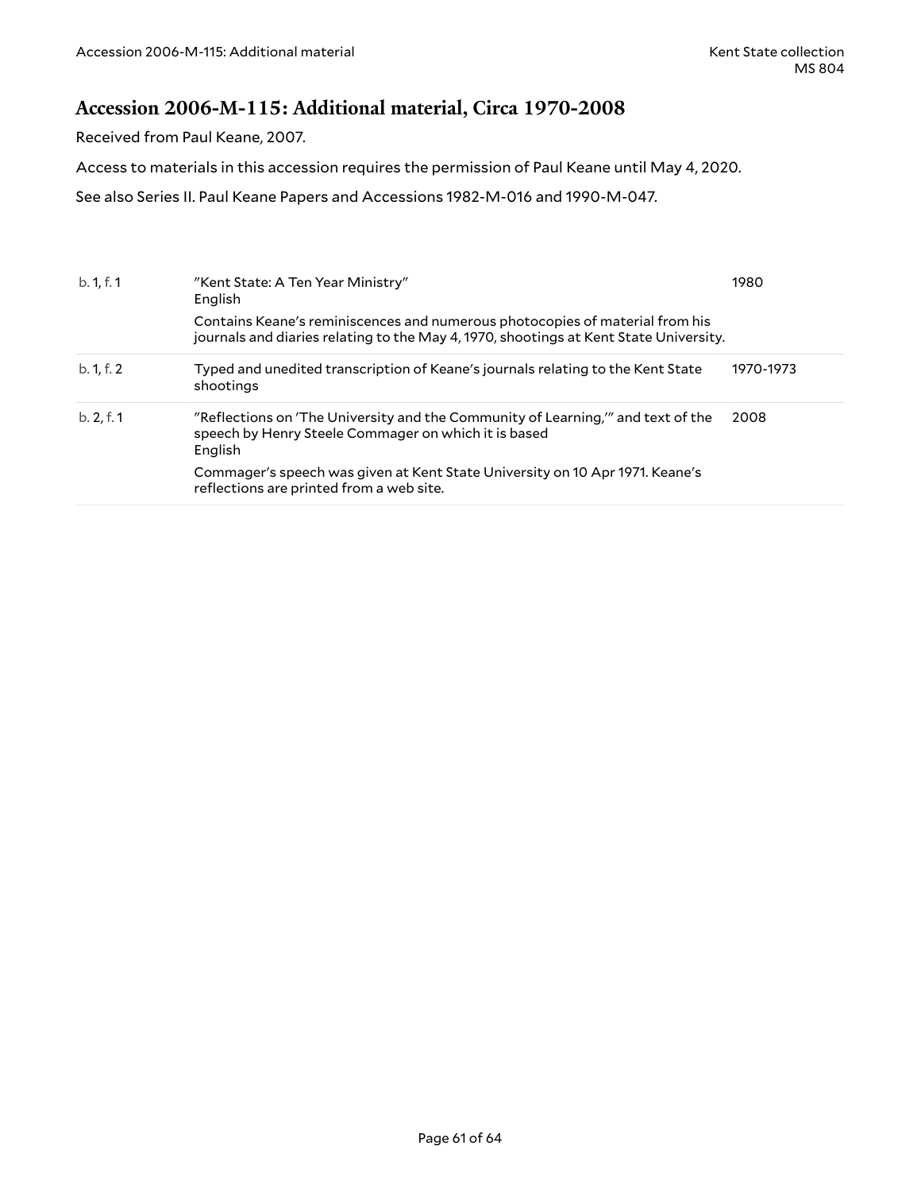## Accession 2006-M-115: Additional material, Circa 1970-2008

Received from Paul Keane, 2007.

Access to materials in this accession requires the permission of Paul Keane until May 4, 2020.

See also Series II. Paul Keane Papers and Accessions 1982-M-016 and 1990-M-047.

| | | |
|---|---|---|
| b. 1, f. 1 | "Kent State: A Ten Year Ministry"<br>English<br>Contains Keane's reminiscences and numerous photocopies of material from his journals and diaries relating to the May 4, 1970, shootings at Kent State University. | 1980 |
| b. 1, f. 2 | Typed and unedited transcription of Keane's journals relating to the Kent State shootings | 1970-1973 |
| b. 2, f. 1 | "Reflections on 'The University and the Community of Learning,'" and text of the speech by Henry Steele Commager on which it is based<br>English<br>Commager's speech was given at Kent State University on 10 Apr 1971. Keane's reflections are printed from a web site. | 2008 |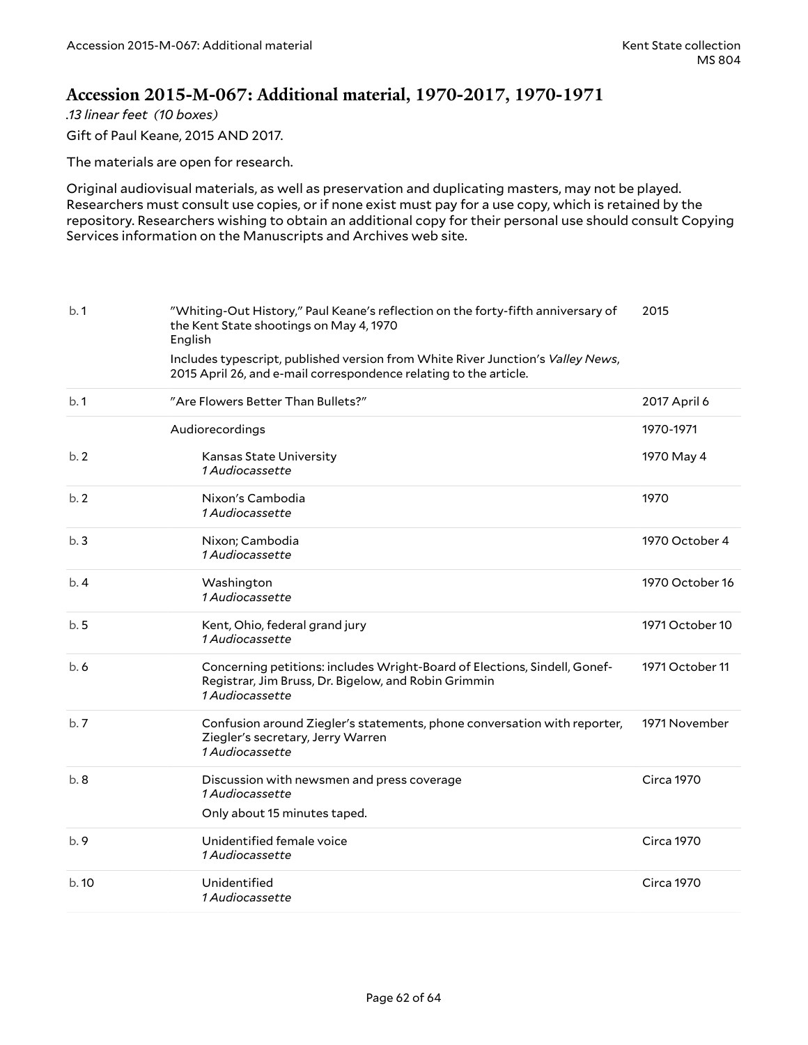## Accession 2015-M-067: Additional material, 1970-2017, 1970-1971

*.13 linear feet (10 boxes)*

Gift of Paul Keane, 2015 AND 2017.

The materials are open for research.

Original audiovisual materials, as well as preservation and duplicating masters, may not be played. Researchers must consult use copies, or if none exist must pay for a use copy, which is retained by the repository. Researchers wishing to obtain an additional copy for their personal use should consult Copying Services information on the Manuscripts and Archives web site.

| | | |
|---|---|---|
| b. 1 | "Whiting-Out History," Paul Keane's reflection on the forty-fifth anniversary of the Kent State shootings on May 4, 1970<br>English<br>Includes typescript, published version from White River Junction's *Valley News*, 2015 April 26, and e-mail correspondence relating to the article. | 2015 |
| b. 1 | "Are Flowers Better Than Bullets?" | 2017 April 6 |
| | Audiorecordings | 1970-1971 |
| b. 2 | Kansas State University<br>*1 Audiocassette* | 1970 May 4 |
| b. 2 | Nixon's Cambodia<br>*1 Audiocassette* | 1970 |
| b. 3 | Nixon; Cambodia<br>*1 Audiocassette* | 1970 October 4 |
| b. 4 | Washington<br>*1 Audiocassette* | 1970 October 16 |
| b. 5 | Kent, Ohio, federal grand jury<br>*1 Audiocassette* | 1971 October 10 |
| b. 6 | Concerning petitions: includes Wright-Board of Elections, Sindell, Gonef-Registrar, Jim Bruss, Dr. Bigelow, and Robin Grimmin<br>*1 Audiocassette* | 1971 October 11 |
| b. 7 | Confusion around Ziegler's statements, phone conversation with reporter, Ziegler's secretary, Jerry Warren<br>*1 Audiocassette* | 1971 November |
| b. 8 | Discussion with newsmen and press coverage<br>*1 Audiocassette*<br>Only about 15 minutes taped. | Circa 1970 |
| b. 9 | Unidentified female voice<br>*1 Audiocassette* | Circa 1970 |
| b. 10 | Unidentified<br>*1 Audiocassette* | Circa 1970 |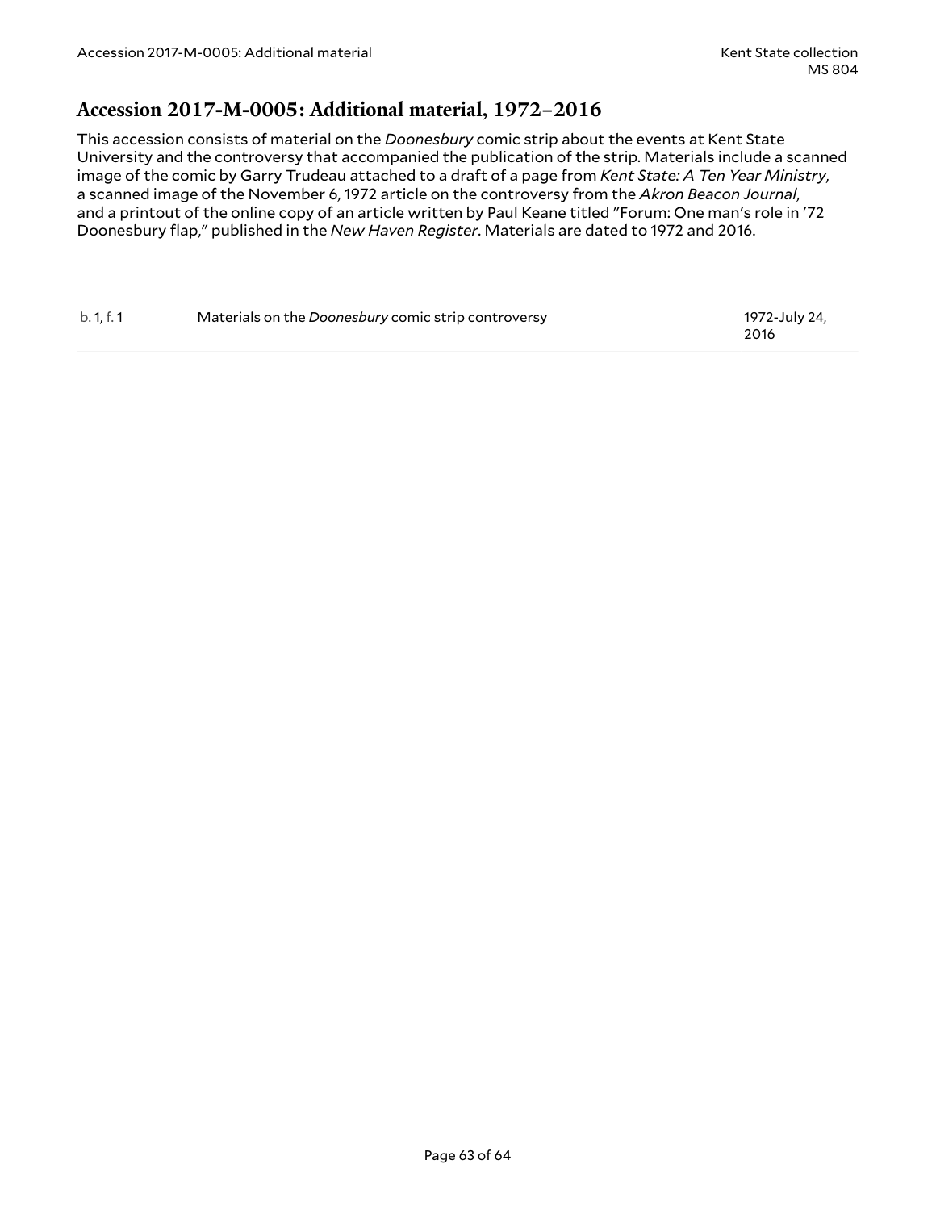## Accession 2017-M-0005: Additional material, 1972–2016

This accession consists of material on the *Doonesbury* comic strip about the events at Kent State University and the controversy that accompanied the publication of the strip. Materials include a scanned image of the comic by Garry Trudeau attached to a draft of a page from *Kent State: A Ten Year Ministry*, a scanned image of the November 6, 1972 article on the controversy from the *Akron Beacon Journal*, and a printout of the online copy of an article written by Paul Keane titled "Forum: One man's role in '72 Doonesbury flap," published in the *New Haven Register*. Materials are dated to 1972 and 2016.

| | | |
|---|---|---|
| b. 1, f. 1 | Materials on the *Doonesbury* comic strip controversy | 1972-July 24, 2016 |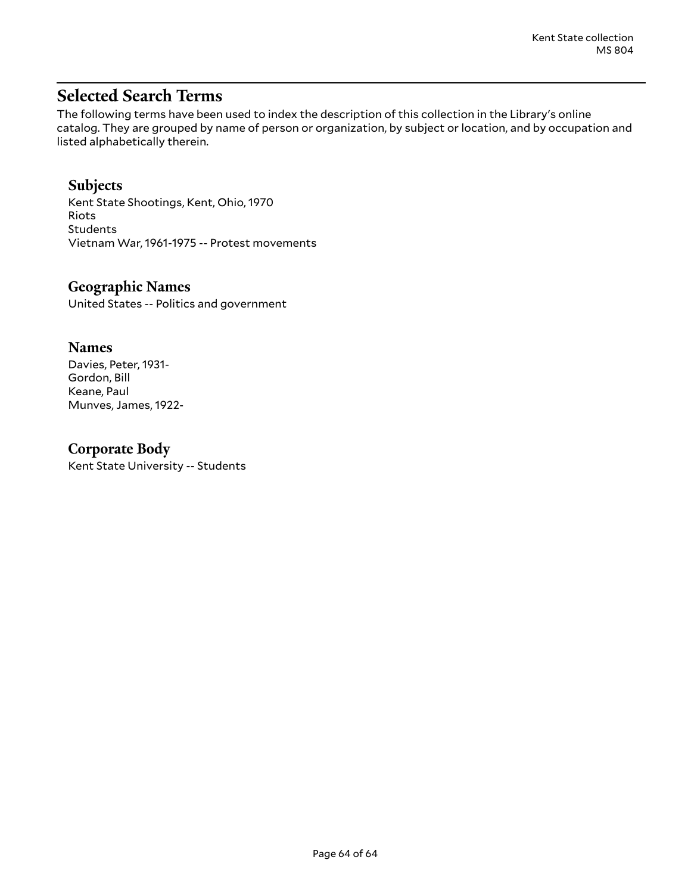## Selected Search Terms

The following terms have been used to index the description of this collection in the Library's online catalog. They are grouped by name of person or organization, by subject or location, and by occupation and listed alphabetically therein.

### Subjects

Kent State Shootings, Kent, Ohio, 1970
Riots
Students
Vietnam War, 1961-1975 -- Protest movements

### Geographic Names

United States -- Politics and government

### Names

Davies, Peter, 1931-
Gordon, Bill
Keane, Paul
Munves, James, 1922-

### Corporate Body

Kent State University -- Students